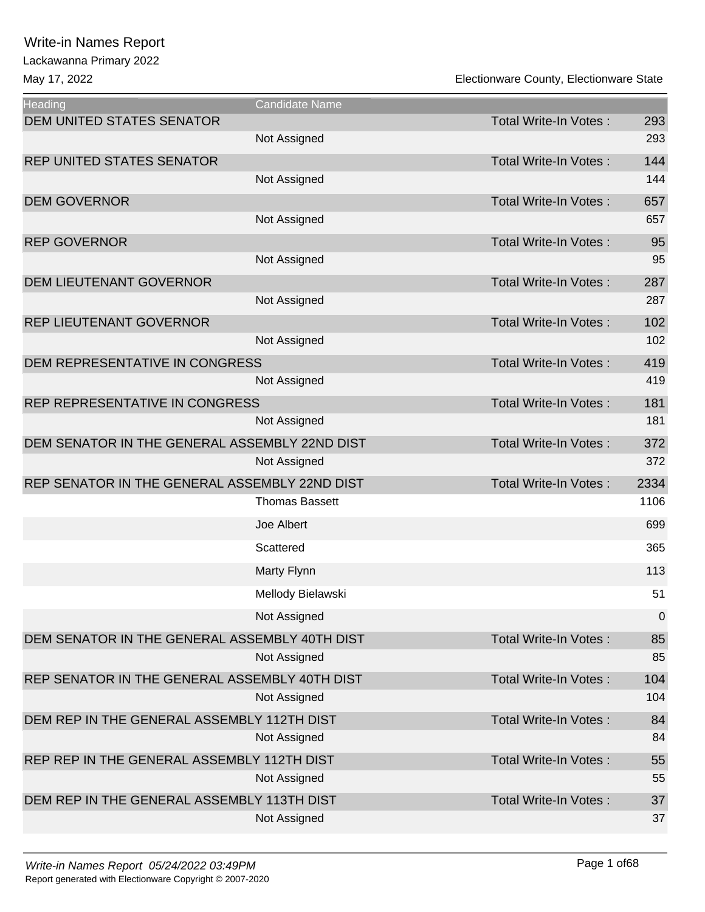# Write-in Names Report

Lackawanna Primary 2022

May 17, 2022

Electionware County, Electionware State

| Heading | Candidate Name | | |
|---|---|---|---|
| DEM UNITED STATES SENATOR | | Total Write-In Votes : | 293 |
| | Not Assigned | | 293 |
| REP UNITED STATES SENATOR | | Total Write-In Votes : | 144 |
| | Not Assigned | | 144 |
| DEM GOVERNOR | | Total Write-In Votes : | 657 |
| | Not Assigned | | 657 |
| REP GOVERNOR | | Total Write-In Votes : | 95 |
| | Not Assigned | | 95 |
| DEM LIEUTENANT GOVERNOR | | Total Write-In Votes : | 287 |
| | Not Assigned | | 287 |
| REP LIEUTENANT GOVERNOR | | Total Write-In Votes : | 102 |
| | Not Assigned | | 102 |
| DEM REPRESENTATIVE IN CONGRESS | | Total Write-In Votes : | 419 |
| | Not Assigned | | 419 |
| REP REPRESENTATIVE IN CONGRESS | | Total Write-In Votes : | 181 |
| | Not Assigned | | 181 |
| DEM SENATOR IN THE GENERAL ASSEMBLY 22ND DIST | | Total Write-In Votes : | 372 |
| | Not Assigned | | 372 |
| REP SENATOR IN THE GENERAL ASSEMBLY 22ND DIST | | Total Write-In Votes : | 2334 |
| | Thomas Bassett | | 1106 |
| | Joe Albert | | 699 |
| | Scattered | | 365 |
| | Marty Flynn | | 113 |
| | Mellody Bielawski | | 51 |
| | Not Assigned | | 0 |
| DEM SENATOR IN THE GENERAL ASSEMBLY 40TH DIST | | Total Write-In Votes : | 85 |
| | Not Assigned | | 85 |
| REP SENATOR IN THE GENERAL ASSEMBLY 40TH DIST | | Total Write-In Votes : | 104 |
| | Not Assigned | | 104 |
| DEM REP IN THE GENERAL ASSEMBLY 112TH DIST | | Total Write-In Votes : | 84 |
| | Not Assigned | | 84 |
| REP REP IN THE GENERAL ASSEMBLY 112TH DIST | | Total Write-In Votes : | 55 |
| | Not Assigned | | 55 |
| DEM REP IN THE GENERAL ASSEMBLY 113TH DIST | | Total Write-In Votes : | 37 |
| | Not Assigned | | 37 |

*Write-in Names Report 05/24/2022 03:49PM*

Report generated with Electionware Copyright © 2007-2020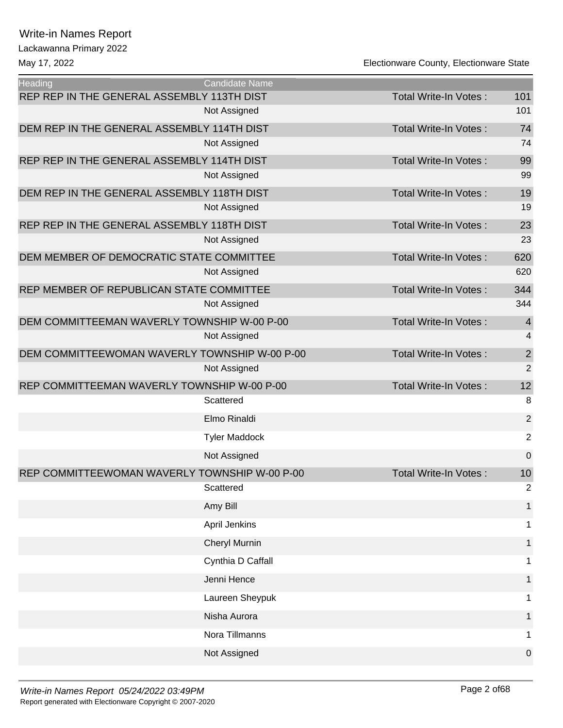# Write-in Names Report

Lackawanna Primary 2022

May 17, 2022

Electionware County, Electionware State

| Heading | Candidate Name | | |
|---|---|---|---|
| REP REP IN THE GENERAL ASSEMBLY 113TH DIST | | Total Write-In Votes : | 101 |
| | Not Assigned | | 101 |
| DEM REP IN THE GENERAL ASSEMBLY 114TH DIST | | Total Write-In Votes : | 74 |
| | Not Assigned | | 74 |
| REP REP IN THE GENERAL ASSEMBLY 114TH DIST | | Total Write-In Votes : | 99 |
| | Not Assigned | | 99 |
| DEM REP IN THE GENERAL ASSEMBLY 118TH DIST | | Total Write-In Votes : | 19 |
| | Not Assigned | | 19 |
| REP REP IN THE GENERAL ASSEMBLY 118TH DIST | | Total Write-In Votes : | 23 |
| | Not Assigned | | 23 |
| DEM MEMBER OF DEMOCRATIC STATE COMMITTEE | | Total Write-In Votes : | 620 |
| | Not Assigned | | 620 |
| REP MEMBER OF REPUBLICAN STATE COMMITTEE | | Total Write-In Votes : | 344 |
| | Not Assigned | | 344 |
| DEM COMMITTEEMAN WAVERLY TOWNSHIP W-00 P-00 | | Total Write-In Votes : | 4 |
| | Not Assigned | | 4 |
| DEM COMMITTEEWOMAN WAVERLY TOWNSHIP W-00 P-00 | | Total Write-In Votes : | 2 |
| | Not Assigned | | 2 |
| REP COMMITTEEMAN WAVERLY TOWNSHIP W-00 P-00 | | Total Write-In Votes : | 12 |
| | Scattered | | 8 |
| | Elmo Rinaldi | | 2 |
| | Tyler Maddock | | 2 |
| | Not Assigned | | 0 |
| REP COMMITTEEWOMAN WAVERLY TOWNSHIP W-00 P-00 | | Total Write-In Votes : | 10 |
| | Scattered | | 2 |
| | Amy Bill | | 1 |
| | April Jenkins | | 1 |
| | Cheryl Murnin | | 1 |
| | Cynthia D Caffall | | 1 |
| | Jenni Hence | | 1 |
| | Laureen Sheypuk | | 1 |
| | Nisha Aurora | | 1 |
| | Nora Tillmanns | | 1 |
| | Not Assigned | | 0 |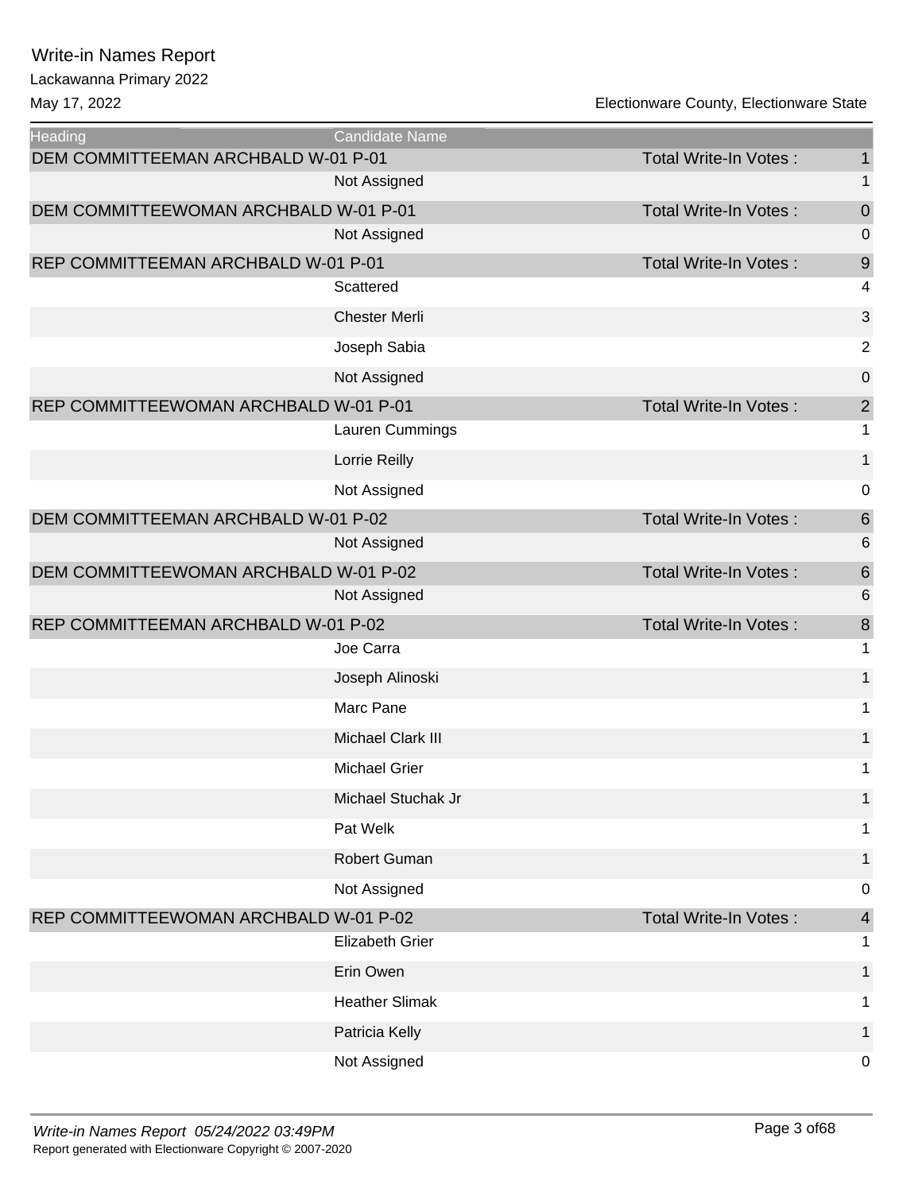# Write-in Names Report

Lackawanna Primary 2022

May 17, 2022

Electionware County, Electionware State

| Heading | Candidate Name | | |
|---|---|---|---|
| DEM COMMITTEEMAN ARCHBALD W-01 P-01 | | Total Write-In Votes : | 1 |
| | Not Assigned | | 1 |
| DEM COMMITTEEWOMAN ARCHBALD W-01 P-01 | | Total Write-In Votes : | 0 |
| | Not Assigned | | 0 |
| REP COMMITTEEMAN ARCHBALD W-01 P-01 | | Total Write-In Votes : | 9 |
| | Scattered | | 4 |
| | Chester Merli | | 3 |
| | Joseph Sabia | | 2 |
| | Not Assigned | | 0 |
| REP COMMITTEEWOMAN ARCHBALD W-01 P-01 | | Total Write-In Votes : | 2 |
| | Lauren Cummings | | 1 |
| | Lorrie Reilly | | 1 |
| | Not Assigned | | 0 |
| DEM COMMITTEEMAN ARCHBALD W-01 P-02 | | Total Write-In Votes : | 6 |
| | Not Assigned | | 6 |
| DEM COMMITTEEWOMAN ARCHBALD W-01 P-02 | | Total Write-In Votes : | 6 |
| | Not Assigned | | 6 |
| REP COMMITTEEMAN ARCHBALD W-01 P-02 | | Total Write-In Votes : | 8 |
| | Joe Carra | | 1 |
| | Joseph Alinoski | | 1 |
| | Marc Pane | | 1 |
| | Michael Clark III | | 1 |
| | Michael Grier | | 1 |
| | Michael Stuchak Jr | | 1 |
| | Pat Welk | | 1 |
| | Robert Guman | | 1 |
| | Not Assigned | | 0 |
| REP COMMITTEEWOMAN ARCHBALD W-01 P-02 | | Total Write-In Votes : | 4 |
| | Elizabeth Grier | | 1 |
| | Erin Owen | | 1 |
| | Heather Slimak | | 1 |
| | Patricia Kelly | | 1 |
| | Not Assigned | | 0 |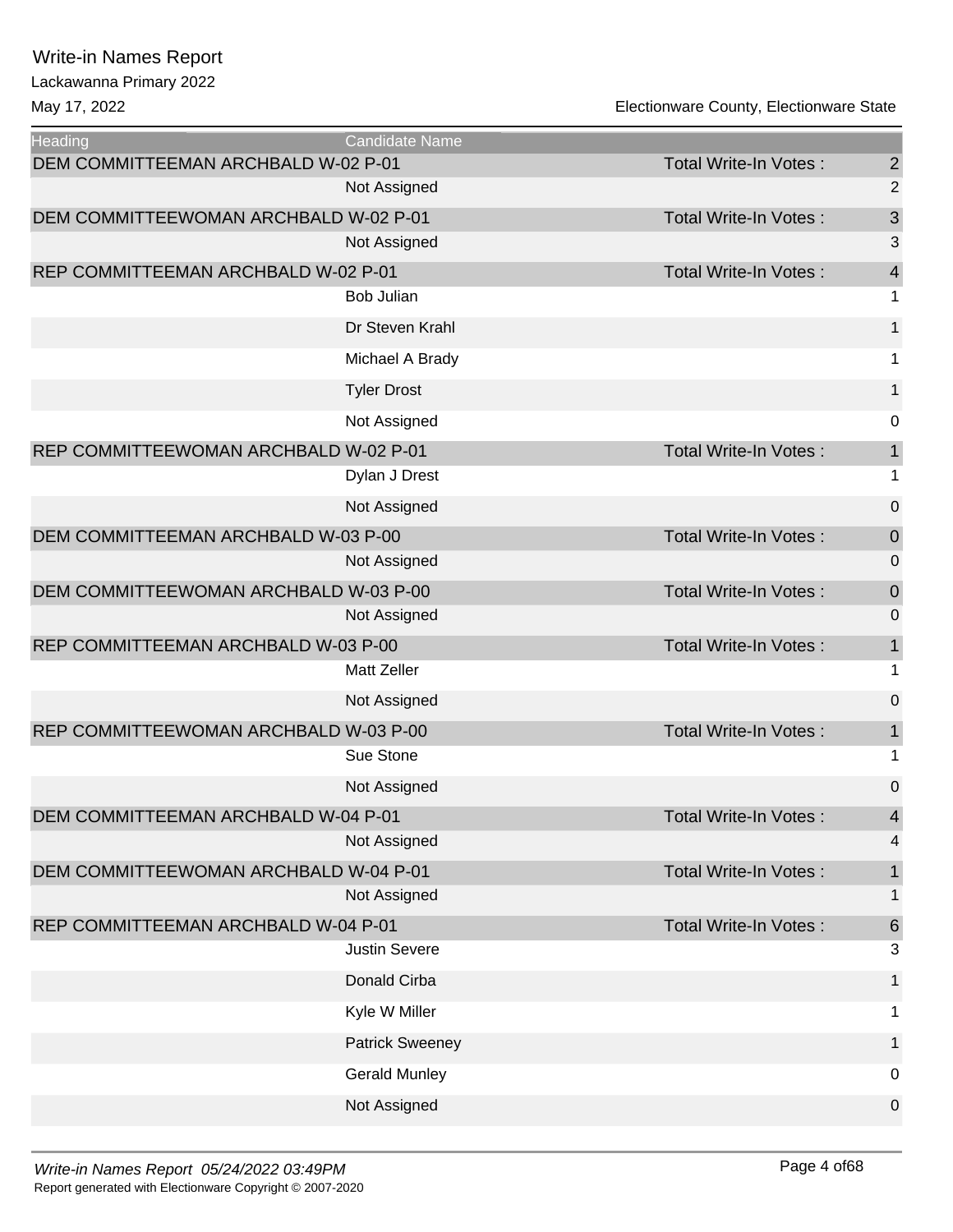# Write-in Names Report

Lackawanna Primary 2022

May 17, 2022

Electionware County, Electionware State

| Heading | Candidate Name | | |
|---|---|---|---|
| DEM COMMITTEEMAN ARCHBALD W-02 P-01 | | Total Write-In Votes : | 2 |
| | Not Assigned | | 2 |
| DEM COMMITTEEWOMAN ARCHBALD W-02 P-01 | | Total Write-In Votes : | 3 |
| | Not Assigned | | 3 |
| REP COMMITTEEMAN ARCHBALD W-02 P-01 | | Total Write-In Votes : | 4 |
| | Bob Julian | | 1 |
| | Dr Steven Krahl | | 1 |
| | Michael A Brady | | 1 |
| | Tyler Drost | | 1 |
| | Not Assigned | | 0 |
| REP COMMITTEEWOMAN ARCHBALD W-02 P-01 | | Total Write-In Votes : | 1 |
| | Dylan J Drest | | 1 |
| | Not Assigned | | 0 |
| DEM COMMITTEEMAN ARCHBALD W-03 P-00 | | Total Write-In Votes : | 0 |
| | Not Assigned | | 0 |
| DEM COMMITTEEWOMAN ARCHBALD W-03 P-00 | | Total Write-In Votes : | 0 |
| | Not Assigned | | 0 |
| REP COMMITTEEMAN ARCHBALD W-03 P-00 | | Total Write-In Votes : | 1 |
| | Matt Zeller | | 1 |
| | Not Assigned | | 0 |
| REP COMMITTEEWOMAN ARCHBALD W-03 P-00 | | Total Write-In Votes : | 1 |
| | Sue Stone | | 1 |
| | Not Assigned | | 0 |
| DEM COMMITTEEMAN ARCHBALD W-04 P-01 | | Total Write-In Votes : | 4 |
| | Not Assigned | | 4 |
| DEM COMMITTEEWOMAN ARCHBALD W-04 P-01 | | Total Write-In Votes : | 1 |
| | Not Assigned | | 1 |
| REP COMMITTEEMAN ARCHBALD W-04 P-01 | | Total Write-In Votes : | 6 |
| | Justin Severe | | 3 |
| | Donald Cirba | | 1 |
| | Kyle W Miller | | 1 |
| | Patrick Sweeney | | 1 |
| | Gerald Munley | | 0 |
| | Not Assigned | | 0 |

*Write-in Names Report 05/24/2022 03:49PM*

Report generated with Electionware Copyright © 2007-2020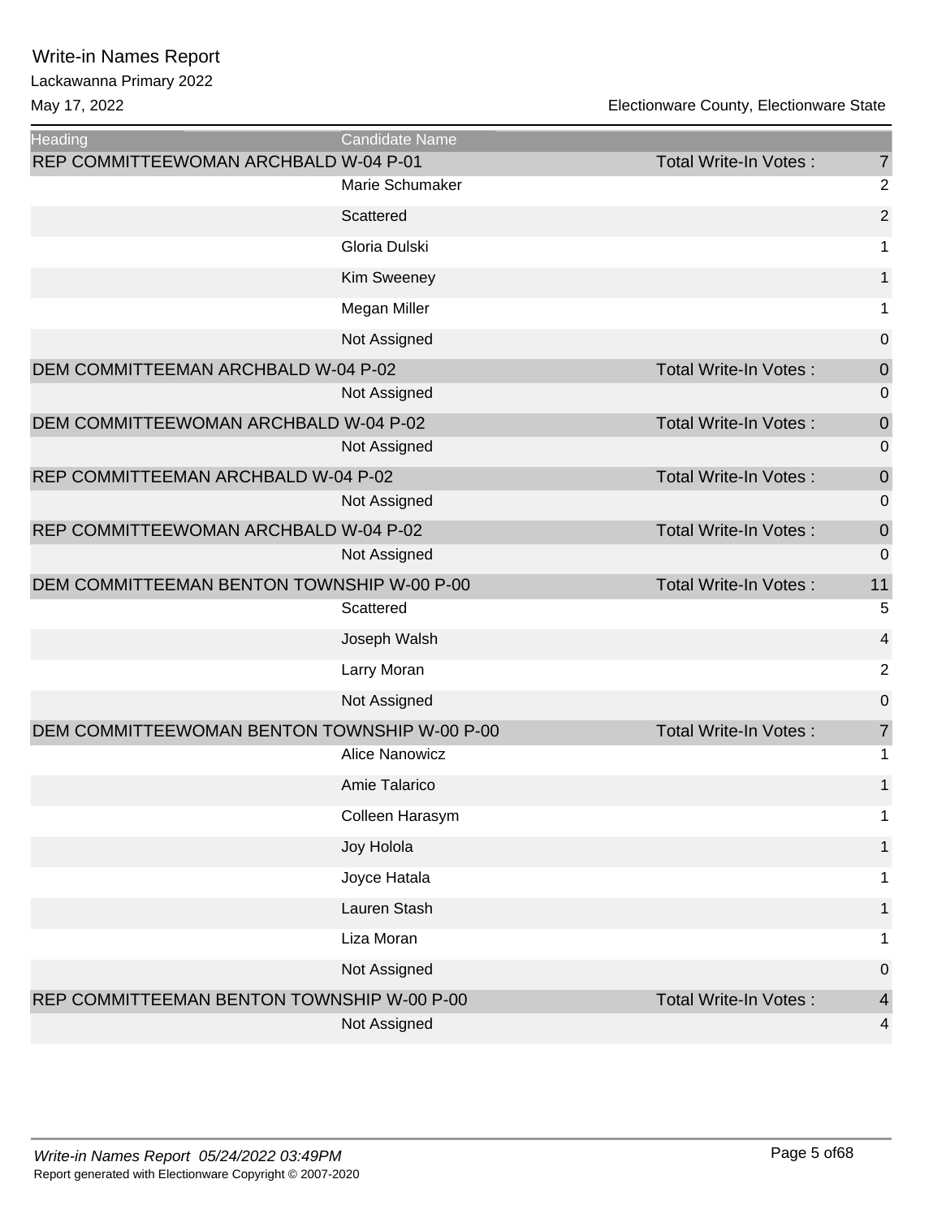# Write-in Names Report

Lackawanna Primary 2022

May 17, 2022

Electionware County, Electionware State

| Heading | Candidate Name | | |
|---|---|---|---|
| REP COMMITTEEWOMAN ARCHBALD W-04 P-01 | | Total Write-In Votes : | 7 |
| | Marie Schumaker | | 2 |
| | Scattered | | 2 |
| | Gloria Dulski | | 1 |
| | Kim Sweeney | | 1 |
| | Megan Miller | | 1 |
| | Not Assigned | | 0 |
| DEM COMMITTEEMAN ARCHBALD W-04 P-02 | | Total Write-In Votes : | 0 |
| | Not Assigned | | 0 |
| DEM COMMITTEEWOMAN ARCHBALD W-04 P-02 | | Total Write-In Votes : | 0 |
| | Not Assigned | | 0 |
| REP COMMITTEEMAN ARCHBALD W-04 P-02 | | Total Write-In Votes : | 0 |
| | Not Assigned | | 0 |
| REP COMMITTEEWOMAN ARCHBALD W-04 P-02 | | Total Write-In Votes : | 0 |
| | Not Assigned | | 0 |
| DEM COMMITTEEMAN BENTON TOWNSHIP W-00 P-00 | | Total Write-In Votes : | 11 |
| | Scattered | | 5 |
| | Joseph Walsh | | 4 |
| | Larry Moran | | 2 |
| | Not Assigned | | 0 |
| DEM COMMITTEEWOMAN BENTON TOWNSHIP W-00 P-00 | | Total Write-In Votes : | 7 |
| | Alice Nanowicz | | 1 |
| | Amie Talarico | | 1 |
| | Colleen Harasym | | 1 |
| | Joy Holola | | 1 |
| | Joyce Hatala | | 1 |
| | Lauren Stash | | 1 |
| | Liza Moran | | 1 |
| | Not Assigned | | 0 |
| REP COMMITTEEMAN BENTON TOWNSHIP W-00 P-00 | | Total Write-In Votes : | 4 |
| | Not Assigned | | 4 |

*Write-in Names Report 05/24/2022 03:49PM*

Report generated with Electionware Copyright © 2007-2020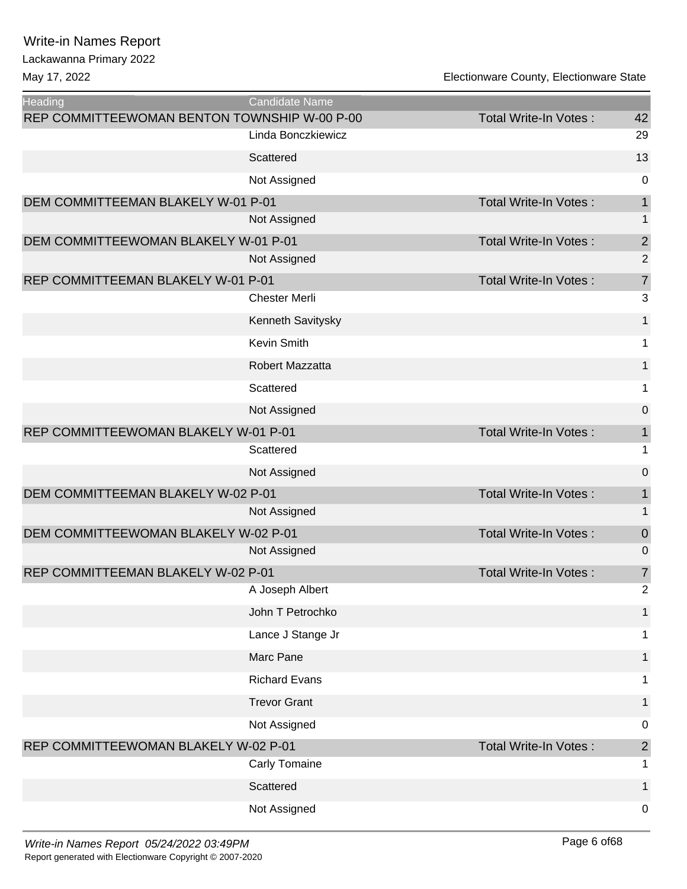# Write-in Names Report

Lackawanna Primary 2022

May 17, 2022 — Electionware County, Electionware State

| Heading | Candidate Name | | |
|---|---|---|---|
| REP COMMITTEEWOMAN BENTON TOWNSHIP W-00 P-00 | | Total Write-In Votes : | 42 |
| | Linda Bonczkiewicz | | 29 |
| | Scattered | | 13 |
| | Not Assigned | | 0 |
| DEM COMMITTEEMAN BLAKELY W-01 P-01 | | Total Write-In Votes : | 1 |
| | Not Assigned | | 1 |
| DEM COMMITTEEWOMAN BLAKELY W-01 P-01 | | Total Write-In Votes : | 2 |
| | Not Assigned | | 2 |
| REP COMMITTEEMAN BLAKELY W-01 P-01 | | Total Write-In Votes : | 7 |
| | Chester Merli | | 3 |
| | Kenneth Savitysky | | 1 |
| | Kevin Smith | | 1 |
| | Robert Mazzatta | | 1 |
| | Scattered | | 1 |
| | Not Assigned | | 0 |
| REP COMMITTEEWOMAN BLAKELY W-01 P-01 | | Total Write-In Votes : | 1 |
| | Scattered | | 1 |
| | Not Assigned | | 0 |
| DEM COMMITTEEMAN BLAKELY W-02 P-01 | | Total Write-In Votes : | 1 |
| | Not Assigned | | 1 |
| DEM COMMITTEEWOMAN BLAKELY W-02 P-01 | | Total Write-In Votes : | 0 |
| | Not Assigned | | 0 |
| REP COMMITTEEMAN BLAKELY W-02 P-01 | | Total Write-In Votes : | 7 |
| | A Joseph Albert | | 2 |
| | John T Petrochko | | 1 |
| | Lance J Stange Jr | | 1 |
| | Marc Pane | | 1 |
| | Richard Evans | | 1 |
| | Trevor Grant | | 1 |
| | Not Assigned | | 0 |
| REP COMMITTEEWOMAN BLAKELY W-02 P-01 | | Total Write-In Votes : | 2 |
| | Carly Tomaine | | 1 |
| | Scattered | | 1 |
| | Not Assigned | | 0 |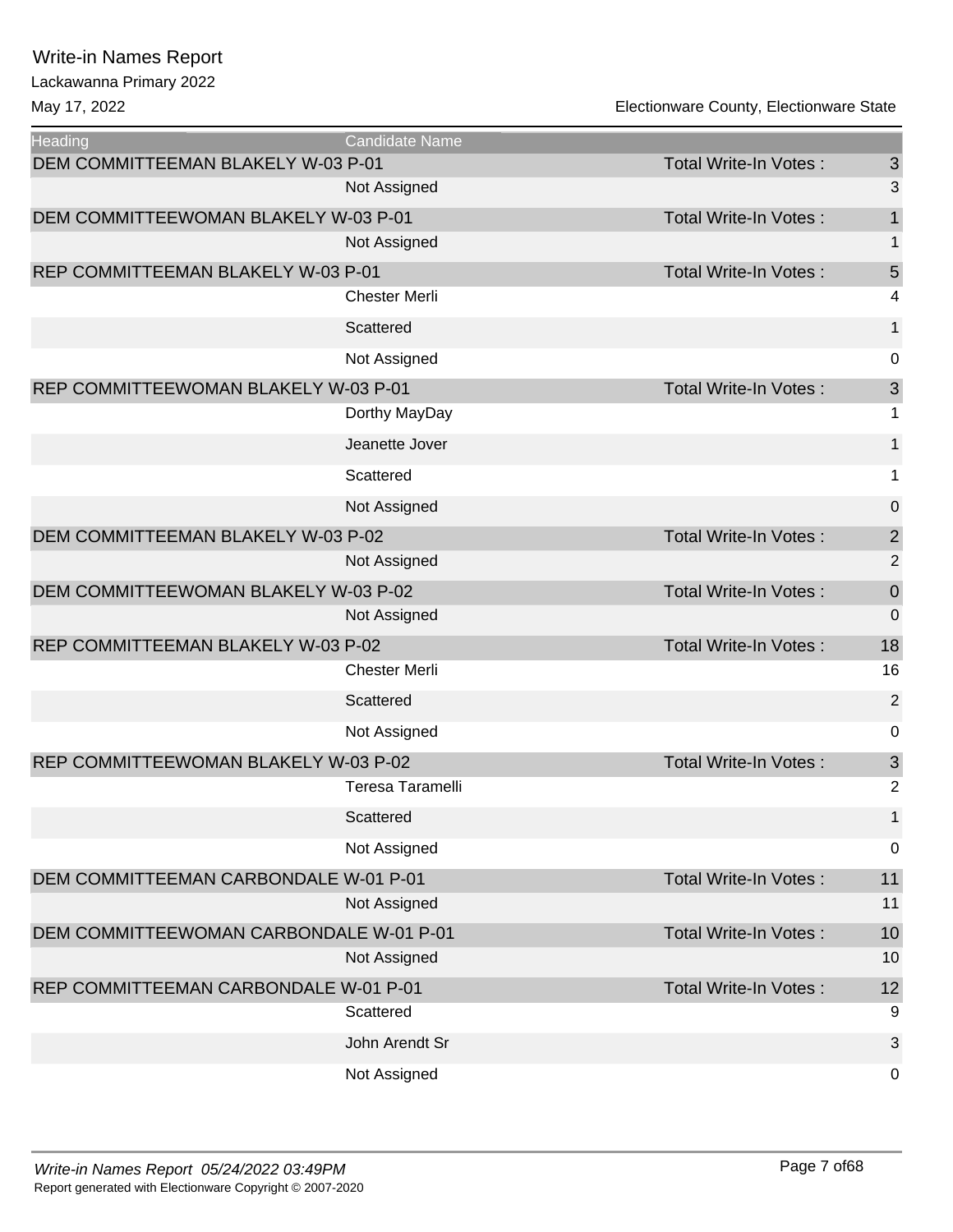# Write-in Names Report

Lackawanna Primary 2022

May 17, 2022

Electionware County, Electionware State

| Heading | Candidate Name | | |
|---|---|---|---|
| DEM COMMITTEEMAN BLAKELY W-03 P-01 | | Total Write-In Votes : | 3 |
| | Not Assigned | | 3 |
| DEM COMMITTEEWOMAN BLAKELY W-03 P-01 | | Total Write-In Votes : | 1 |
| | Not Assigned | | 1 |
| REP COMMITTEEMAN BLAKELY W-03 P-01 | | Total Write-In Votes : | 5 |
| | Chester Merli | | 4 |
| | Scattered | | 1 |
| | Not Assigned | | 0 |
| REP COMMITTEEWOMAN BLAKELY W-03 P-01 | | Total Write-In Votes : | 3 |
| | Dorthy MayDay | | 1 |
| | Jeanette Jover | | 1 |
| | Scattered | | 1 |
| | Not Assigned | | 0 |
| DEM COMMITTEEMAN BLAKELY W-03 P-02 | | Total Write-In Votes : | 2 |
| | Not Assigned | | 2 |
| DEM COMMITTEEWOMAN BLAKELY W-03 P-02 | | Total Write-In Votes : | 0 |
| | Not Assigned | | 0 |
| REP COMMITTEEMAN BLAKELY W-03 P-02 | | Total Write-In Votes : | 18 |
| | Chester Merli | | 16 |
| | Scattered | | 2 |
| | Not Assigned | | 0 |
| REP COMMITTEEWOMAN BLAKELY W-03 P-02 | | Total Write-In Votes : | 3 |
| | Teresa Taramelli | | 2 |
| | Scattered | | 1 |
| | Not Assigned | | 0 |
| DEM COMMITTEEMAN CARBONDALE W-01 P-01 | | Total Write-In Votes : | 11 |
| | Not Assigned | | 11 |
| DEM COMMITTEEWOMAN CARBONDALE W-01 P-01 | | Total Write-In Votes : | 10 |
| | Not Assigned | | 10 |
| REP COMMITTEEMAN CARBONDALE W-01 P-01 | | Total Write-In Votes : | 12 |
| | Scattered | | 9 |
| | John Arendt Sr | | 3 |
| | Not Assigned | | 0 |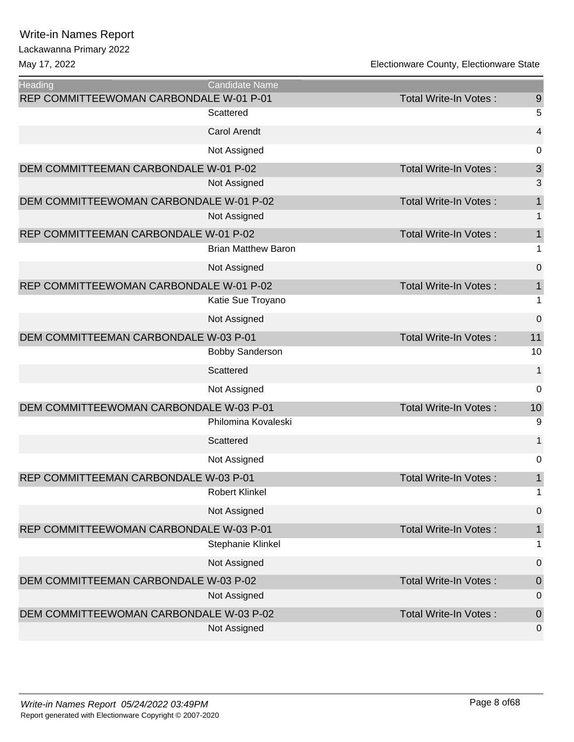# Write-in Names Report

Lackawanna Primary 2022

May 17, 2022

Electionware County, Electionware State

| Heading | Candidate Name | | |
|---|---|---|---|
| REP COMMITTEEWOMAN CARBONDALE W-01 P-01 | | Total Write-In Votes : | 9 |
| | Scattered | | 5 |
| | Carol Arendt | | 4 |
| | Not Assigned | | 0 |
| DEM COMMITTEEMAN CARBONDALE W-01 P-02 | | Total Write-In Votes : | 3 |
| | Not Assigned | | 3 |
| DEM COMMITTEEWOMAN CARBONDALE W-01 P-02 | | Total Write-In Votes : | 1 |
| | Not Assigned | | 1 |
| REP COMMITTEEMAN CARBONDALE W-01 P-02 | | Total Write-In Votes : | 1 |
| | Brian Matthew Baron | | 1 |
| | Not Assigned | | 0 |
| REP COMMITTEEWOMAN CARBONDALE W-01 P-02 | | Total Write-In Votes : | 1 |
| | Katie Sue Troyano | | 1 |
| | Not Assigned | | 0 |
| DEM COMMITTEEMAN CARBONDALE W-03 P-01 | | Total Write-In Votes : | 11 |
| | Bobby Sanderson | | 10 |
| | Scattered | | 1 |
| | Not Assigned | | 0 |
| DEM COMMITTEEWOMAN CARBONDALE W-03 P-01 | | Total Write-In Votes : | 10 |
| | Philomina Kovaleski | | 9 |
| | Scattered | | 1 |
| | Not Assigned | | 0 |
| REP COMMITTEEMAN CARBONDALE W-03 P-01 | | Total Write-In Votes : | 1 |
| | Robert Klinkel | | 1 |
| | Not Assigned | | 0 |
| REP COMMITTEEWOMAN CARBONDALE W-03 P-01 | | Total Write-In Votes : | 1 |
| | Stephanie Klinkel | | 1 |
| | Not Assigned | | 0 |
| DEM COMMITTEEMAN CARBONDALE W-03 P-02 | | Total Write-In Votes : | 0 |
| | Not Assigned | | 0 |
| DEM COMMITTEEWOMAN CARBONDALE W-03 P-02 | | Total Write-In Votes : | 0 |
| | Not Assigned | | 0 |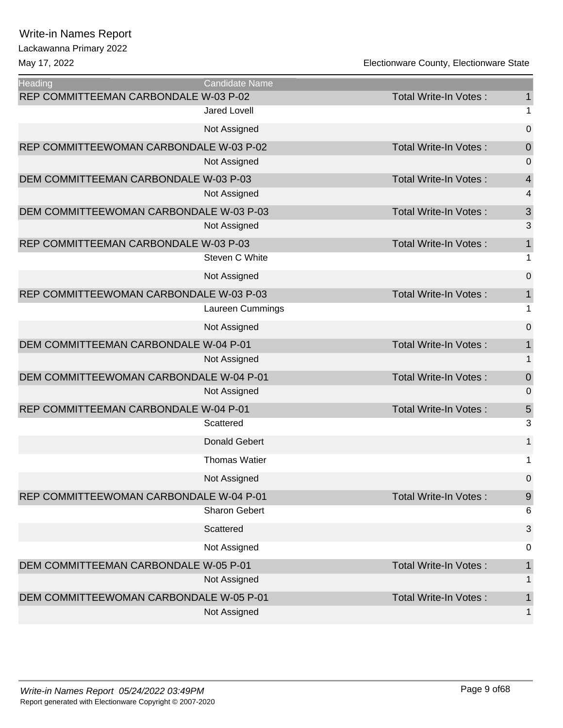# Write-in Names Report

Lackawanna Primary 2022

May 17, 2022

Electionware County, Electionware State

| Heading | Candidate Name | | |
|---|---|---|---|
| REP COMMITTEEMAN CARBONDALE W-03 P-02 | | Total Write-In Votes : | 1 |
| | Jared Lovell | | 1 |
| | Not Assigned | | 0 |
| REP COMMITTEEWOMAN CARBONDALE W-03 P-02 | | Total Write-In Votes : | 0 |
| | Not Assigned | | 0 |
| DEM COMMITTEEMAN CARBONDALE W-03 P-03 | | Total Write-In Votes : | 4 |
| | Not Assigned | | 4 |
| DEM COMMITTEEWOMAN CARBONDALE W-03 P-03 | | Total Write-In Votes : | 3 |
| | Not Assigned | | 3 |
| REP COMMITTEEMAN CARBONDALE W-03 P-03 | | Total Write-In Votes : | 1 |
| | Steven C White | | 1 |
| | Not Assigned | | 0 |
| REP COMMITTEEWOMAN CARBONDALE W-03 P-03 | | Total Write-In Votes : | 1 |
| | Laureen Cummings | | 1 |
| | Not Assigned | | 0 |
| DEM COMMITTEEMAN CARBONDALE W-04 P-01 | | Total Write-In Votes : | 1 |
| | Not Assigned | | 1 |
| DEM COMMITTEEWOMAN CARBONDALE W-04 P-01 | | Total Write-In Votes : | 0 |
| | Not Assigned | | 0 |
| REP COMMITTEEMAN CARBONDALE W-04 P-01 | | Total Write-In Votes : | 5 |
| | Scattered | | 3 |
| | Donald Gebert | | 1 |
| | Thomas Watier | | 1 |
| | Not Assigned | | 0 |
| REP COMMITTEEWOMAN CARBONDALE W-04 P-01 | | Total Write-In Votes : | 9 |
| | Sharon Gebert | | 6 |
| | Scattered | | 3 |
| | Not Assigned | | 0 |
| DEM COMMITTEEMAN CARBONDALE W-05 P-01 | | Total Write-In Votes : | 1 |
| | Not Assigned | | 1 |
| DEM COMMITTEEWOMAN CARBONDALE W-05 P-01 | | Total Write-In Votes : | 1 |
| | Not Assigned | | 1 |

*Write-in Names Report 05/24/2022 03:49PM*

Report generated with Electionware Copyright © 2007-2020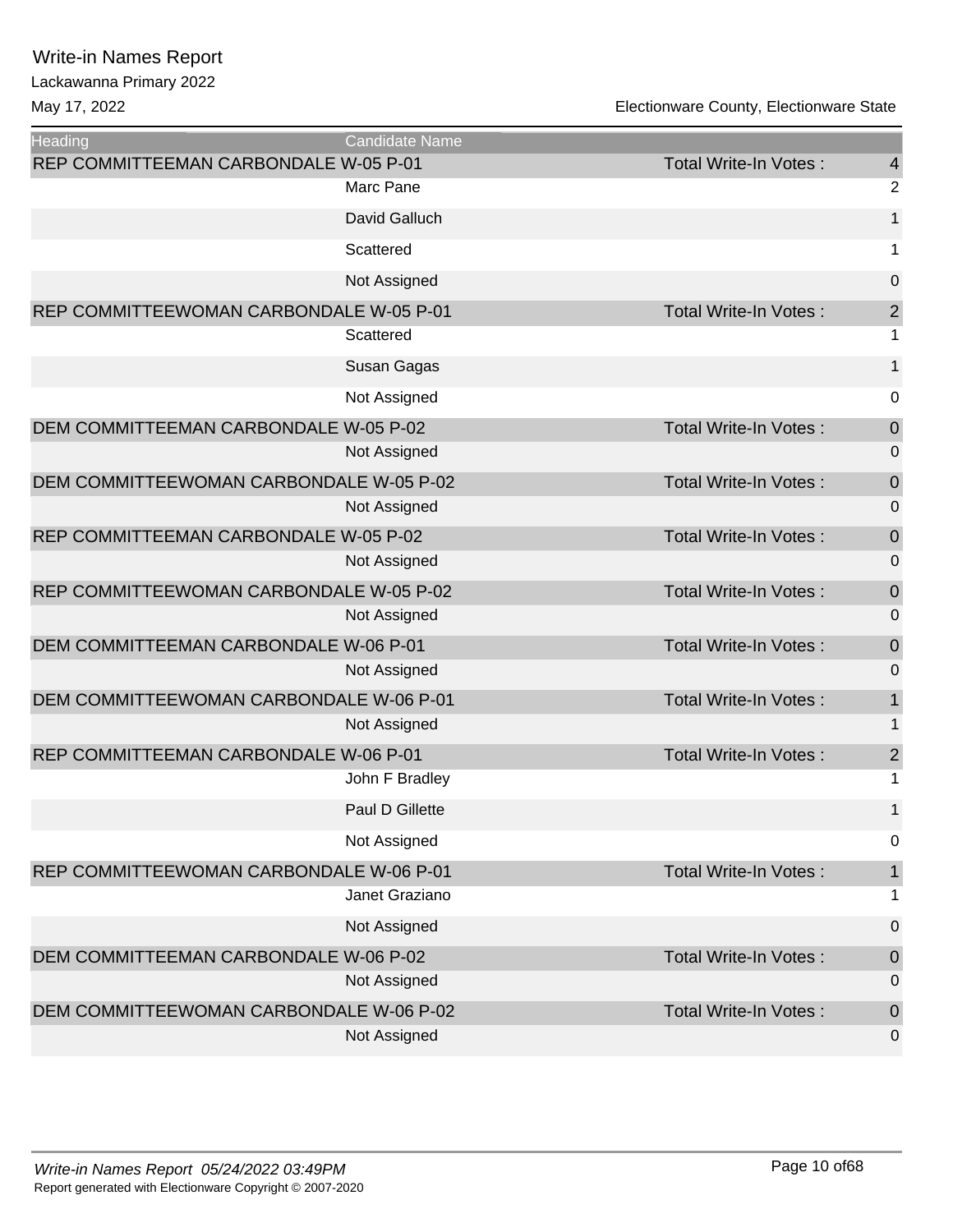# Write-in Names Report

Lackawanna Primary 2022

May 17, 2022 — Electionware County, Electionware State

| Heading | Candidate Name | | |
|---|---|---|---|
| REP COMMITTEEMAN CARBONDALE W-05 P-01 | | Total Write-In Votes : | 4 |
| | Marc Pane | | 2 |
| | David Galluch | | 1 |
| | Scattered | | 1 |
| | Not Assigned | | 0 |
| REP COMMITTEEWOMAN CARBONDALE W-05 P-01 | | Total Write-In Votes : | 2 |
| | Scattered | | 1 |
| | Susan Gagas | | 1 |
| | Not Assigned | | 0 |
| DEM COMMITTEEMAN CARBONDALE W-05 P-02 | | Total Write-In Votes : | 0 |
| | Not Assigned | | 0 |
| DEM COMMITTEEWOMAN CARBONDALE W-05 P-02 | | Total Write-In Votes : | 0 |
| | Not Assigned | | 0 |
| REP COMMITTEEMAN CARBONDALE W-05 P-02 | | Total Write-In Votes : | 0 |
| | Not Assigned | | 0 |
| REP COMMITTEEWOMAN CARBONDALE W-05 P-02 | | Total Write-In Votes : | 0 |
| | Not Assigned | | 0 |
| DEM COMMITTEEMAN CARBONDALE W-06 P-01 | | Total Write-In Votes : | 0 |
| | Not Assigned | | 0 |
| DEM COMMITTEEWOMAN CARBONDALE W-06 P-01 | | Total Write-In Votes : | 1 |
| | Not Assigned | | 1 |
| REP COMMITTEEMAN CARBONDALE W-06 P-01 | | Total Write-In Votes : | 2 |
| | John F Bradley | | 1 |
| | Paul D Gillette | | 1 |
| | Not Assigned | | 0 |
| REP COMMITTEEWOMAN CARBONDALE W-06 P-01 | | Total Write-In Votes : | 1 |
| | Janet Graziano | | 1 |
| | Not Assigned | | 0 |
| DEM COMMITTEEMAN CARBONDALE W-06 P-02 | | Total Write-In Votes : | 0 |
| | Not Assigned | | 0 |
| DEM COMMITTEEWOMAN CARBONDALE W-06 P-02 | | Total Write-In Votes : | 0 |
| | Not Assigned | | 0 |

*Write-in Names Report 05/24/2022 03:49PM*

Report generated with Electionware Copyright © 2007-2020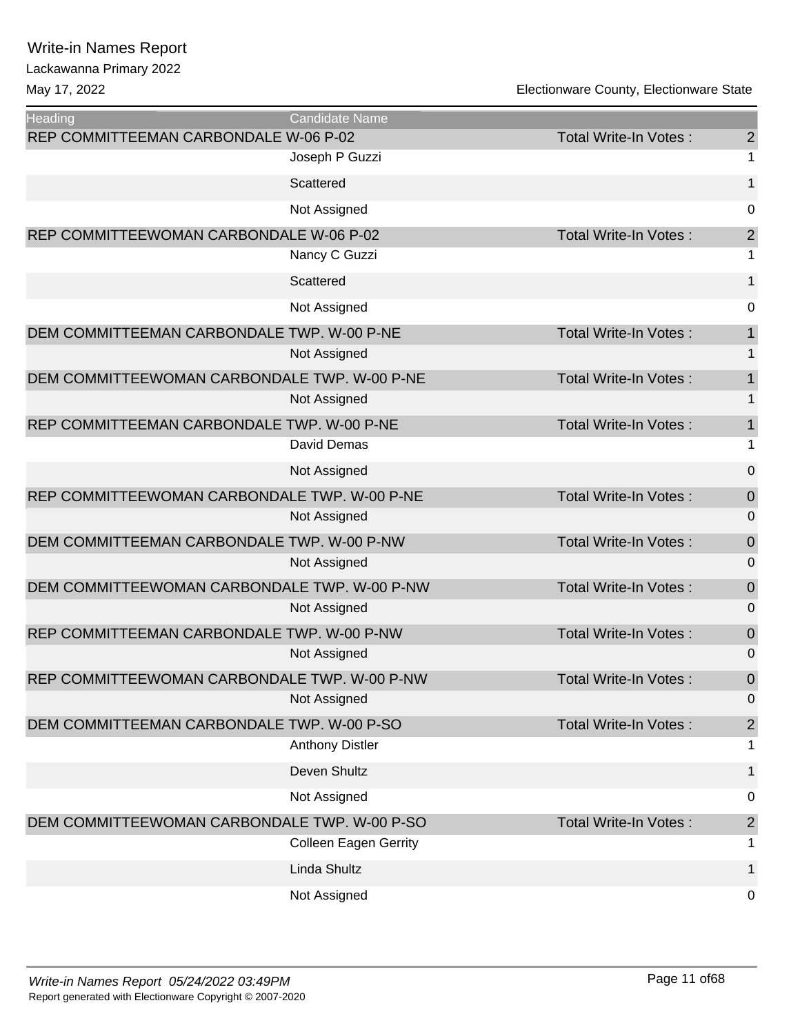# Write-in Names Report

Lackawanna Primary 2022

May 17, 2022

Electionware County, Electionware State

| Heading | Candidate Name | | |
|---|---|---|---|
| REP COMMITTEEMAN CARBONDALE W-06 P-02 | | Total Write-In Votes : | 2 |
| | Joseph P Guzzi | | 1 |
| | Scattered | | 1 |
| | Not Assigned | | 0 |
| REP COMMITTEEWOMAN CARBONDALE W-06 P-02 | | Total Write-In Votes : | 2 |
| | Nancy C Guzzi | | 1 |
| | Scattered | | 1 |
| | Not Assigned | | 0 |
| DEM COMMITTEEMAN CARBONDALE TWP. W-00 P-NE | | Total Write-In Votes : | 1 |
| | Not Assigned | | 1 |
| DEM COMMITTEEWOMAN CARBONDALE TWP. W-00 P-NE | | Total Write-In Votes : | 1 |
| | Not Assigned | | 1 |
| REP COMMITTEEMAN CARBONDALE TWP. W-00 P-NE | | Total Write-In Votes : | 1 |
| | David Demas | | 1 |
| | Not Assigned | | 0 |
| REP COMMITTEEWOMAN CARBONDALE TWP. W-00 P-NE | | Total Write-In Votes : | 0 |
| | Not Assigned | | 0 |
| DEM COMMITTEEMAN CARBONDALE TWP. W-00 P-NW | | Total Write-In Votes : | 0 |
| | Not Assigned | | 0 |
| DEM COMMITTEEWOMAN CARBONDALE TWP. W-00 P-NW | | Total Write-In Votes : | 0 |
| | Not Assigned | | 0 |
| REP COMMITTEEMAN CARBONDALE TWP. W-00 P-NW | | Total Write-In Votes : | 0 |
| | Not Assigned | | 0 |
| REP COMMITTEEWOMAN CARBONDALE TWP. W-00 P-NW | | Total Write-In Votes : | 0 |
| | Not Assigned | | 0 |
| DEM COMMITTEEMAN CARBONDALE TWP. W-00 P-SO | | Total Write-In Votes : | 2 |
| | Anthony Distler | | 1 |
| | Deven Shultz | | 1 |
| | Not Assigned | | 0 |
| DEM COMMITTEEWOMAN CARBONDALE TWP. W-00 P-SO | | Total Write-In Votes : | 2 |
| | Colleen Eagen Gerrity | | 1 |
| | Linda Shultz | | 1 |
| | Not Assigned | | 0 |

*Write-in Names Report 05/24/2022 03:49PM*

Report generated with Electionware Copyright © 2007-2020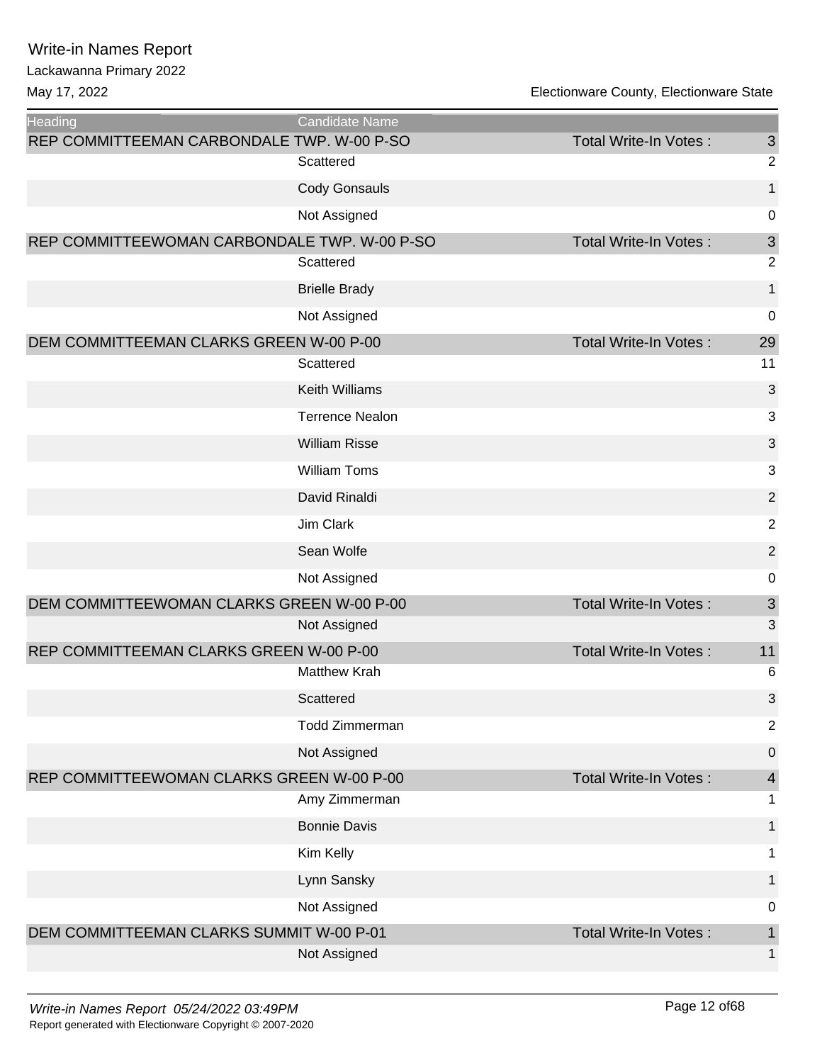# Write-in Names Report

Lackawanna Primary 2022

May 17, 2022 Electionware County, Electionware State

| Heading | Candidate Name | | |
|---|---|---|---|
| REP COMMITTEEMAN CARBONDALE TWP. W-00 P-SO | | Total Write-In Votes : | 3 |
| | Scattered | | 2 |
| | Cody Gonsauls | | 1 |
| | Not Assigned | | 0 |
| REP COMMITTEEWOMAN CARBONDALE TWP. W-00 P-SO | | Total Write-In Votes : | 3 |
| | Scattered | | 2 |
| | Brielle Brady | | 1 |
| | Not Assigned | | 0 |
| DEM COMMITTEEMAN CLARKS GREEN W-00 P-00 | | Total Write-In Votes : | 29 |
| | Scattered | | 11 |
| | Keith Williams | | 3 |
| | Terrence Nealon | | 3 |
| | William Risse | | 3 |
| | William Toms | | 3 |
| | David Rinaldi | | 2 |
| | Jim Clark | | 2 |
| | Sean Wolfe | | 2 |
| | Not Assigned | | 0 |
| DEM COMMITTEEWOMAN CLARKS GREEN W-00 P-00 | | Total Write-In Votes : | 3 |
| | Not Assigned | | 3 |
| REP COMMITTEEMAN CLARKS GREEN W-00 P-00 | | Total Write-In Votes : | 11 |
| | Matthew Krah | | 6 |
| | Scattered | | 3 |
| | Todd Zimmerman | | 2 |
| | Not Assigned | | 0 |
| REP COMMITTEEWOMAN CLARKS GREEN W-00 P-00 | | Total Write-In Votes : | 4 |
| | Amy Zimmerman | | 1 |
| | Bonnie Davis | | 1 |
| | Kim Kelly | | 1 |
| | Lynn Sansky | | 1 |
| | Not Assigned | | 0 |
| DEM COMMITTEEMAN CLARKS SUMMIT W-00 P-01 | | Total Write-In Votes : | 1 |
| | Not Assigned | | 1 |

*Write-in Names Report 05/24/2022 03:49PM*

Report generated with Electionware Copyright © 2007-2020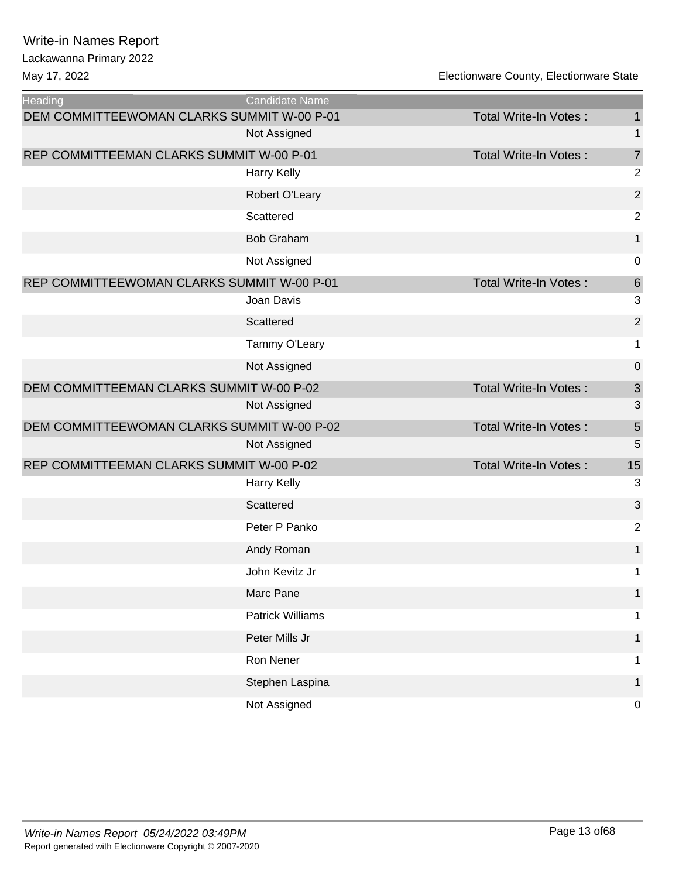# Write-in Names Report

Lackawanna Primary 2022

May 17, 2022

Electionware County, Electionware State

| Heading | Candidate Name | | |
|---|---|---|---|
| DEM COMMITTEEWOMAN CLARKS SUMMIT W-00 P-01 | | Total Write-In Votes : | 1 |
| | Not Assigned | | 1 |
| REP COMMITTEEMAN CLARKS SUMMIT W-00 P-01 | | Total Write-In Votes : | 7 |
| | Harry Kelly | | 2 |
| | Robert O'Leary | | 2 |
| | Scattered | | 2 |
| | Bob Graham | | 1 |
| | Not Assigned | | 0 |
| REP COMMITTEEWOMAN CLARKS SUMMIT W-00 P-01 | | Total Write-In Votes : | 6 |
| | Joan Davis | | 3 |
| | Scattered | | 2 |
| | Tammy O'Leary | | 1 |
| | Not Assigned | | 0 |
| DEM COMMITTEEMAN CLARKS SUMMIT W-00 P-02 | | Total Write-In Votes : | 3 |
| | Not Assigned | | 3 |
| DEM COMMITTEEWOMAN CLARKS SUMMIT W-00 P-02 | | Total Write-In Votes : | 5 |
| | Not Assigned | | 5 |
| REP COMMITTEEMAN CLARKS SUMMIT W-00 P-02 | | Total Write-In Votes : | 15 |
| | Harry Kelly | | 3 |
| | Scattered | | 3 |
| | Peter P Panko | | 2 |
| | Andy Roman | | 1 |
| | John Kevitz Jr | | 1 |
| | Marc Pane | | 1 |
| | Patrick Williams | | 1 |
| | Peter Mills Jr | | 1 |
| | Ron Nener | | 1 |
| | Stephen Laspina | | 1 |
| | Not Assigned | | 0 |

*Write-in Names Report 05/24/2022 03:49PM*

Report generated with Electionware Copyright © 2007-2020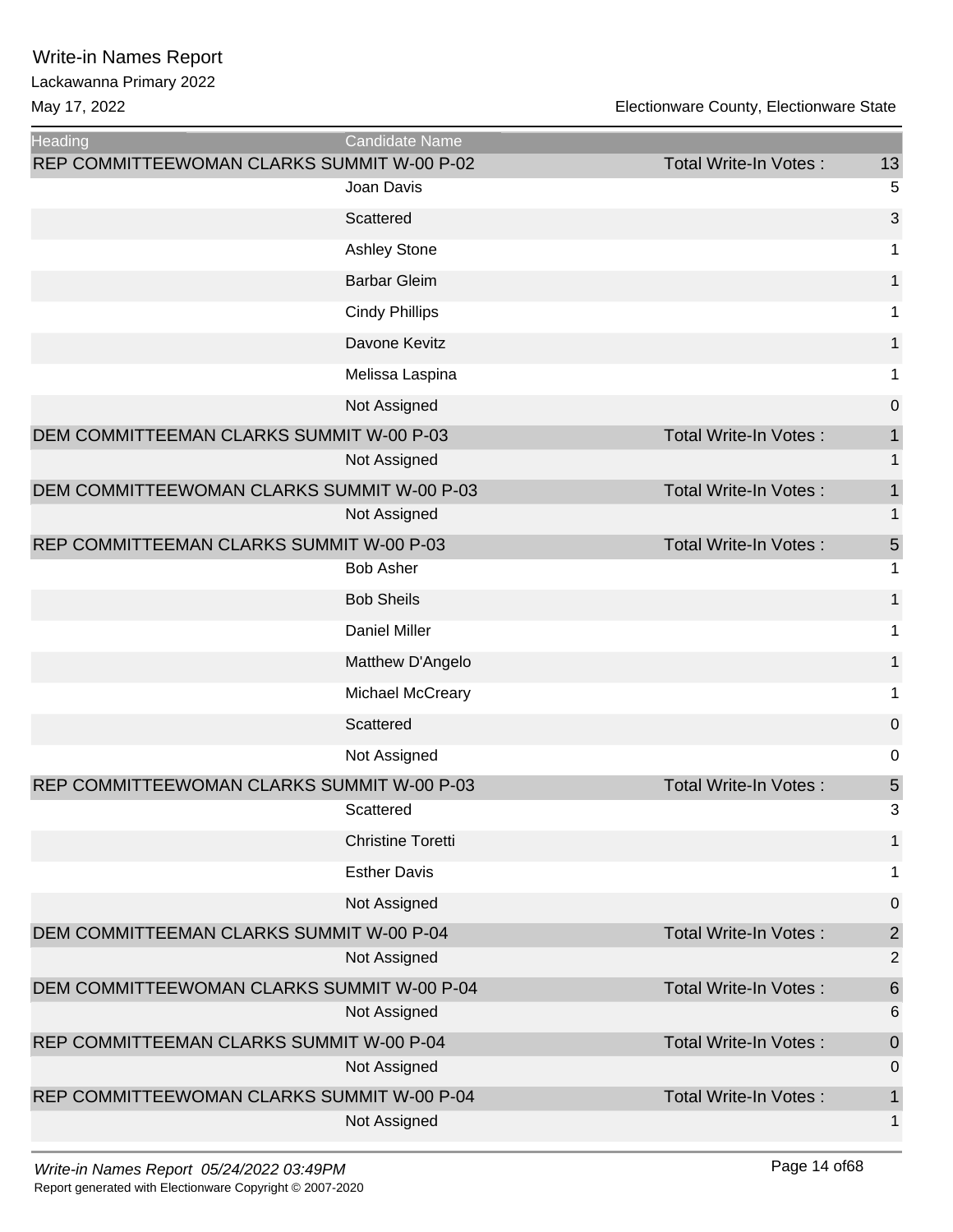# Write-in Names Report

Lackawanna Primary 2022

May 17, 2022

Electionware County, Electionware State

| Heading | Candidate Name | | |
|---|---|---|---|
| REP COMMITTEEWOMAN CLARKS SUMMIT W-00 P-02 | | Total Write-In Votes : | 13 |
| | Joan Davis | | 5 |
| | Scattered | | 3 |
| | Ashley Stone | | 1 |
| | Barbar Gleim | | 1 |
| | Cindy Phillips | | 1 |
| | Davone Kevitz | | 1 |
| | Melissa Laspina | | 1 |
| | Not Assigned | | 0 |
| DEM COMMITTEEMAN CLARKS SUMMIT W-00 P-03 | | Total Write-In Votes : | 1 |
| | Not Assigned | | 1 |
| DEM COMMITTEEWOMAN CLARKS SUMMIT W-00 P-03 | | Total Write-In Votes : | 1 |
| | Not Assigned | | 1 |
| REP COMMITTEEMAN CLARKS SUMMIT W-00 P-03 | | Total Write-In Votes : | 5 |
| | Bob Asher | | 1 |
| | Bob Sheils | | 1 |
| | Daniel Miller | | 1 |
| | Matthew D'Angelo | | 1 |
| | Michael McCreary | | 1 |
| | Scattered | | 0 |
| | Not Assigned | | 0 |
| REP COMMITTEEWOMAN CLARKS SUMMIT W-00 P-03 | | Total Write-In Votes : | 5 |
| | Scattered | | 3 |
| | Christine Toretti | | 1 |
| | Esther Davis | | 1 |
| | Not Assigned | | 0 |
| DEM COMMITTEEMAN CLARKS SUMMIT W-00 P-04 | | Total Write-In Votes : | 2 |
| | Not Assigned | | 2 |
| DEM COMMITTEEWOMAN CLARKS SUMMIT W-00 P-04 | | Total Write-In Votes : | 6 |
| | Not Assigned | | 6 |
| REP COMMITTEEMAN CLARKS SUMMIT W-00 P-04 | | Total Write-In Votes : | 0 |
| | Not Assigned | | 0 |
| REP COMMITTEEWOMAN CLARKS SUMMIT W-00 P-04 | | Total Write-In Votes : | 1 |
| | Not Assigned | | 1 |

*Write-in Names Report 05/24/2022 03:49PM*

Report generated with Electionware Copyright © 2007-2020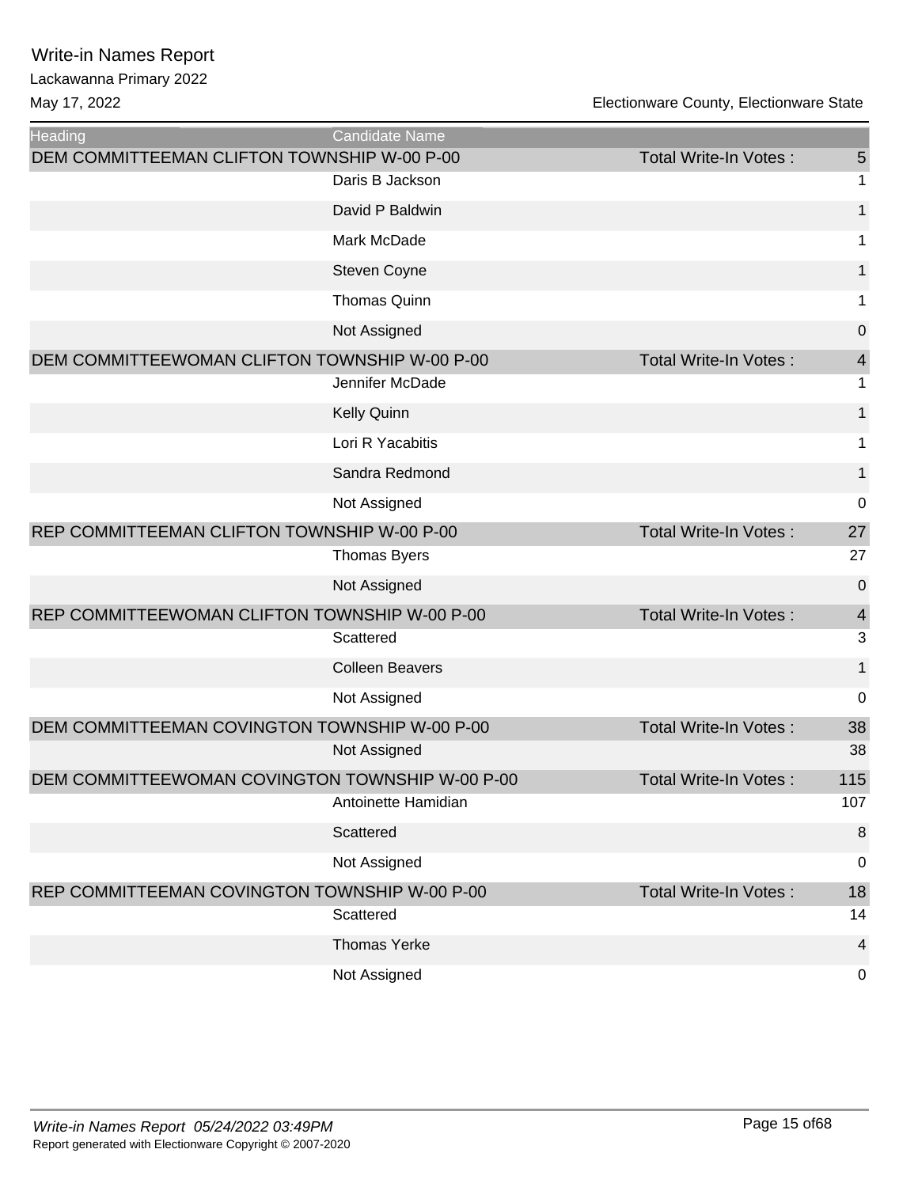# Write-in Names Report

Lackawanna Primary 2022

May 17, 2022 | Electionware County, Electionware State

| Heading | Candidate Name | | |
|---|---|---|---|
| DEM COMMITTEEMAN CLIFTON TOWNSHIP W-00 P-00 | | Total Write-In Votes : | 5 |
| | Daris B Jackson | | 1 |
| | David P Baldwin | | 1 |
| | Mark McDade | | 1 |
| | Steven Coyne | | 1 |
| | Thomas Quinn | | 1 |
| | Not Assigned | | 0 |
| DEM COMMITTEEWOMAN CLIFTON TOWNSHIP W-00 P-00 | | Total Write-In Votes : | 4 |
| | Jennifer McDade | | 1 |
| | Kelly Quinn | | 1 |
| | Lori R Yacabitis | | 1 |
| | Sandra Redmond | | 1 |
| | Not Assigned | | 0 |
| REP COMMITTEEMAN CLIFTON TOWNSHIP W-00 P-00 | | Total Write-In Votes : | 27 |
| | Thomas Byers | | 27 |
| | Not Assigned | | 0 |
| REP COMMITTEEWOMAN CLIFTON TOWNSHIP W-00 P-00 | | Total Write-In Votes : | 4 |
| | Scattered | | 3 |
| | Colleen Beavers | | 1 |
| | Not Assigned | | 0 |
| DEM COMMITTEEMAN COVINGTON TOWNSHIP W-00 P-00 | | Total Write-In Votes : | 38 |
| | Not Assigned | | 38 |
| DEM COMMITTEEWOMAN COVINGTON TOWNSHIP W-00 P-00 | | Total Write-In Votes : | 115 |
| | Antoinette Hamidian | | 107 |
| | Scattered | | 8 |
| | Not Assigned | | 0 |
| REP COMMITTEEMAN COVINGTON TOWNSHIP W-00 P-00 | | Total Write-In Votes : | 18 |
| | Scattered | | 14 |
| | Thomas Yerke | | 4 |
| | Not Assigned | | 0 |

*Write-in Names Report 05/24/2022 03:49PM*

Report generated with Electionware Copyright © 2007-2020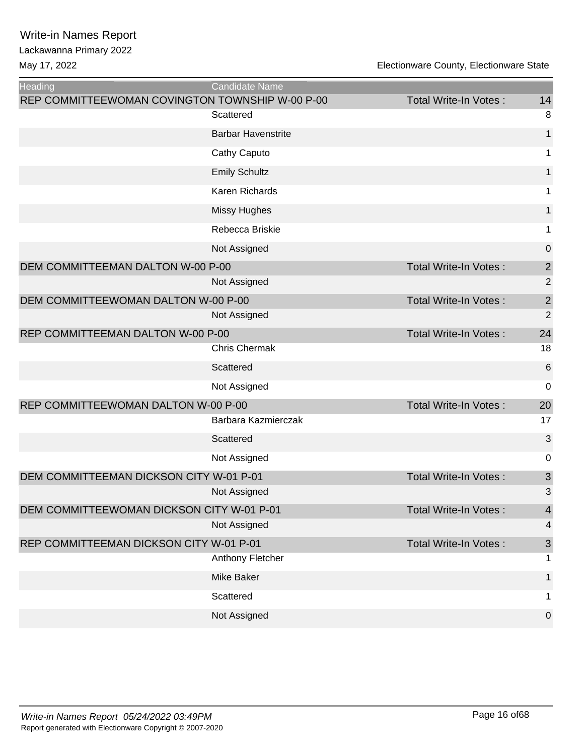# Write-in Names Report

Lackawanna Primary 2022

May 17, 2022 — Electionware County, Electionware State

| Heading | Candidate Name | | |
|---|---|---|---|
| REP COMMITTEEWOMAN COVINGTON TOWNSHIP W-00 P-00 | | Total Write-In Votes : | 14 |
| | Scattered | | 8 |
| | Barbar Havenstrite | | 1 |
| | Cathy Caputo | | 1 |
| | Emily Schultz | | 1 |
| | Karen Richards | | 1 |
| | Missy Hughes | | 1 |
| | Rebecca Briskie | | 1 |
| | Not Assigned | | 0 |
| DEM COMMITTEEMAN DALTON W-00 P-00 | | Total Write-In Votes : | 2 |
| | Not Assigned | | 2 |
| DEM COMMITTEEWOMAN DALTON W-00 P-00 | | Total Write-In Votes : | 2 |
| | Not Assigned | | 2 |
| REP COMMITTEEMAN DALTON W-00 P-00 | | Total Write-In Votes : | 24 |
| | Chris Chermak | | 18 |
| | Scattered | | 6 |
| | Not Assigned | | 0 |
| REP COMMITTEEWOMAN DALTON W-00 P-00 | | Total Write-In Votes : | 20 |
| | Barbara Kazmierczak | | 17 |
| | Scattered | | 3 |
| | Not Assigned | | 0 |
| DEM COMMITTEEMAN DICKSON CITY W-01 P-01 | | Total Write-In Votes : | 3 |
| | Not Assigned | | 3 |
| DEM COMMITTEEWOMAN DICKSON CITY W-01 P-01 | | Total Write-In Votes : | 4 |
| | Not Assigned | | 4 |
| REP COMMITTEEMAN DICKSON CITY W-01 P-01 | | Total Write-In Votes : | 3 |
| | Anthony Fletcher | | 1 |
| | Mike Baker | | 1 |
| | Scattered | | 1 |
| | Not Assigned | | 0 |

*Write-in Names Report 05/24/2022 03:49PM*

Report generated with Electionware Copyright © 2007-2020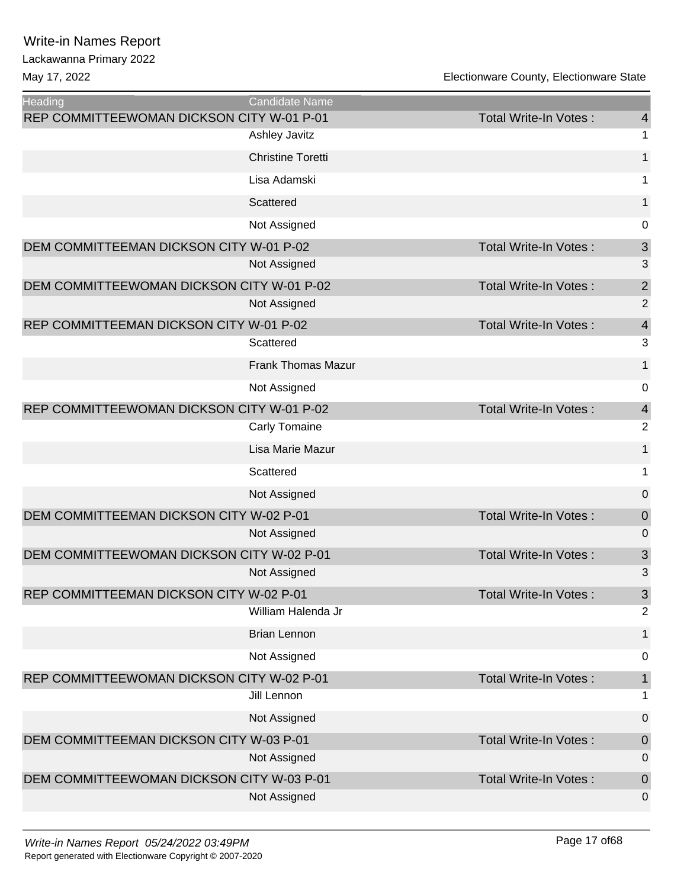# Write-in Names Report

Lackawanna Primary 2022

May 17, 2022 — Electionware County, Electionware State

| Heading | Candidate Name | | |
|---|---|---|---|
| REP COMMITTEEWOMAN DICKSON CITY W-01 P-01 | | Total Write-In Votes : | 4 |
| | Ashley Javitz | | 1 |
| | Christine Toretti | | 1 |
| | Lisa Adamski | | 1 |
| | Scattered | | 1 |
| | Not Assigned | | 0 |
| DEM COMMITTEEMAN DICKSON CITY W-01 P-02 | | Total Write-In Votes : | 3 |
| | Not Assigned | | 3 |
| DEM COMMITTEEWOMAN DICKSON CITY W-01 P-02 | | Total Write-In Votes : | 2 |
| | Not Assigned | | 2 |
| REP COMMITTEEMAN DICKSON CITY W-01 P-02 | | Total Write-In Votes : | 4 |
| | Scattered | | 3 |
| | Frank Thomas Mazur | | 1 |
| | Not Assigned | | 0 |
| REP COMMITTEEWOMAN DICKSON CITY W-01 P-02 | | Total Write-In Votes : | 4 |
| | Carly Tomaine | | 2 |
| | Lisa Marie Mazur | | 1 |
| | Scattered | | 1 |
| | Not Assigned | | 0 |
| DEM COMMITTEEMAN DICKSON CITY W-02 P-01 | | Total Write-In Votes : | 0 |
| | Not Assigned | | 0 |
| DEM COMMITTEEWOMAN DICKSON CITY W-02 P-01 | | Total Write-In Votes : | 3 |
| | Not Assigned | | 3 |
| REP COMMITTEEMAN DICKSON CITY W-02 P-01 | | Total Write-In Votes : | 3 |
| | William Halenda Jr | | 2 |
| | Brian Lennon | | 1 |
| | Not Assigned | | 0 |
| REP COMMITTEEWOMAN DICKSON CITY W-02 P-01 | | Total Write-In Votes : | 1 |
| | Jill Lennon | | 1 |
| | Not Assigned | | 0 |
| DEM COMMITTEEMAN DICKSON CITY W-03 P-01 | | Total Write-In Votes : | 0 |
| | Not Assigned | | 0 |
| DEM COMMITTEEWOMAN DICKSON CITY W-03 P-01 | | Total Write-In Votes : | 0 |
| | Not Assigned | | 0 |

*Write-in Names Report 05/24/2022 03:49PM*

Report generated with Electionware Copyright © 2007-2020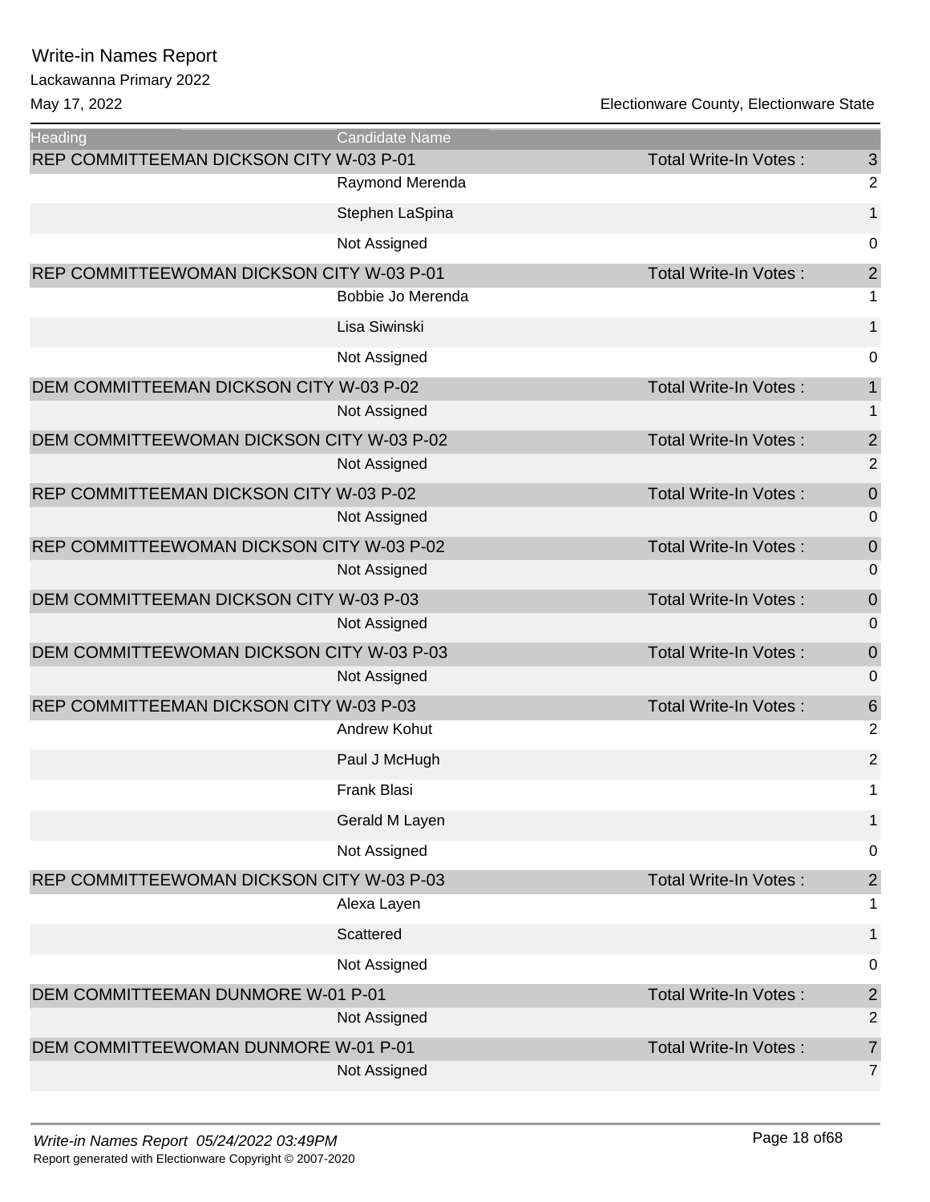# Write-in Names Report

Lackawanna Primary 2022

May 17, 2022 — Electionware County, Electionware State

| Heading | Candidate Name | | |
|---|---|---|---|
| REP COMMITTEEMAN DICKSON CITY W-03 P-01 | | Total Write-In Votes : | 3 |
| | Raymond Merenda | | 2 |
| | Stephen LaSpina | | 1 |
| | Not Assigned | | 0 |
| REP COMMITTEEWOMAN DICKSON CITY W-03 P-01 | | Total Write-In Votes : | 2 |
| | Bobbie Jo Merenda | | 1 |
| | Lisa Siwinski | | 1 |
| | Not Assigned | | 0 |
| DEM COMMITTEEMAN DICKSON CITY W-03 P-02 | | Total Write-In Votes : | 1 |
| | Not Assigned | | 1 |
| DEM COMMITTEEWOMAN DICKSON CITY W-03 P-02 | | Total Write-In Votes : | 2 |
| | Not Assigned | | 2 |
| REP COMMITTEEMAN DICKSON CITY W-03 P-02 | | Total Write-In Votes : | 0 |
| | Not Assigned | | 0 |
| REP COMMITTEEWOMAN DICKSON CITY W-03 P-02 | | Total Write-In Votes : | 0 |
| | Not Assigned | | 0 |
| DEM COMMITTEEMAN DICKSON CITY W-03 P-03 | | Total Write-In Votes : | 0 |
| | Not Assigned | | 0 |
| DEM COMMITTEEWOMAN DICKSON CITY W-03 P-03 | | Total Write-In Votes : | 0 |
| | Not Assigned | | 0 |
| REP COMMITTEEMAN DICKSON CITY W-03 P-03 | | Total Write-In Votes : | 6 |
| | Andrew Kohut | | 2 |
| | Paul J McHugh | | 2 |
| | Frank Blasi | | 1 |
| | Gerald M Layen | | 1 |
| | Not Assigned | | 0 |
| REP COMMITTEEWOMAN DICKSON CITY W-03 P-03 | | Total Write-In Votes : | 2 |
| | Alexa Layen | | 1 |
| | Scattered | | 1 |
| | Not Assigned | | 0 |
| DEM COMMITTEEMAN DUNMORE W-01 P-01 | | Total Write-In Votes : | 2 |
| | Not Assigned | | 2 |
| DEM COMMITTEEWOMAN DUNMORE W-01 P-01 | | Total Write-In Votes : | 7 |
| | Not Assigned | | 7 |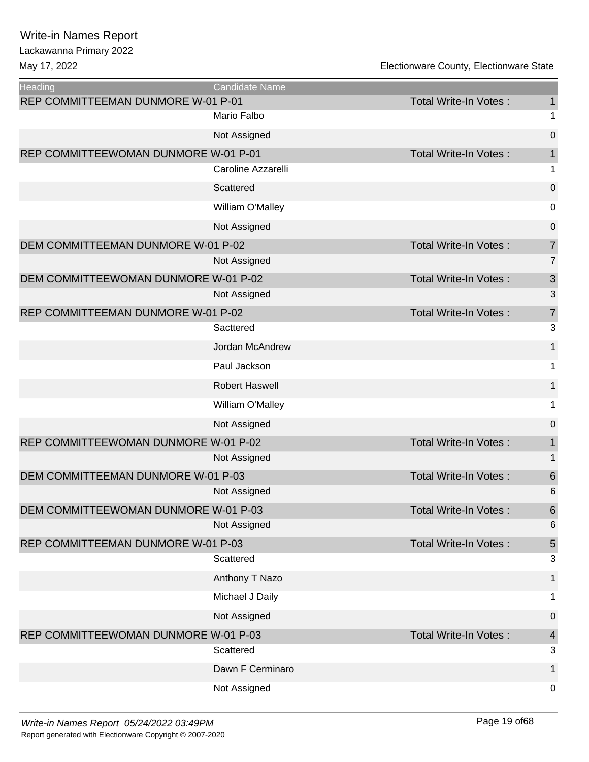# Write-in Names Report

Lackawanna Primary 2022

May 17, 2022

Electionware County, Electionware State

| Heading | Candidate Name | | |
|---|---|---|---|
| REP COMMITTEEMAN DUNMORE W-01 P-01 | | Total Write-In Votes : | 1 |
| | Mario Falbo | | 1 |
| | Not Assigned | | 0 |
| REP COMMITTEEWOMAN DUNMORE W-01 P-01 | | Total Write-In Votes : | 1 |
| | Caroline Azzarelli | | 1 |
| | Scattered | | 0 |
| | William O'Malley | | 0 |
| | Not Assigned | | 0 |
| DEM COMMITTEEMAN DUNMORE W-01 P-02 | | Total Write-In Votes : | 7 |
| | Not Assigned | | 7 |
| DEM COMMITTEEWOMAN DUNMORE W-01 P-02 | | Total Write-In Votes : | 3 |
| | Not Assigned | | 3 |
| REP COMMITTEEMAN DUNMORE W-01 P-02 | | Total Write-In Votes : | 7 |
| | Sacttered | | 3 |
| | Jordan McAndrew | | 1 |
| | Paul Jackson | | 1 |
| | Robert Haswell | | 1 |
| | William O'Malley | | 1 |
| | Not Assigned | | 0 |
| REP COMMITTEEWOMAN DUNMORE W-01 P-02 | | Total Write-In Votes : | 1 |
| | Not Assigned | | 1 |
| DEM COMMITTEEMAN DUNMORE W-01 P-03 | | Total Write-In Votes : | 6 |
| | Not Assigned | | 6 |
| DEM COMMITTEEWOMAN DUNMORE W-01 P-03 | | Total Write-In Votes : | 6 |
| | Not Assigned | | 6 |
| REP COMMITTEEMAN DUNMORE W-01 P-03 | | Total Write-In Votes : | 5 |
| | Scattered | | 3 |
| | Anthony T Nazo | | 1 |
| | Michael J Daily | | 1 |
| | Not Assigned | | 0 |
| REP COMMITTEEWOMAN DUNMORE W-01 P-03 | | Total Write-In Votes : | 4 |
| | Scattered | | 3 |
| | Dawn F Cerminaro | | 1 |
| | Not Assigned | | 0 |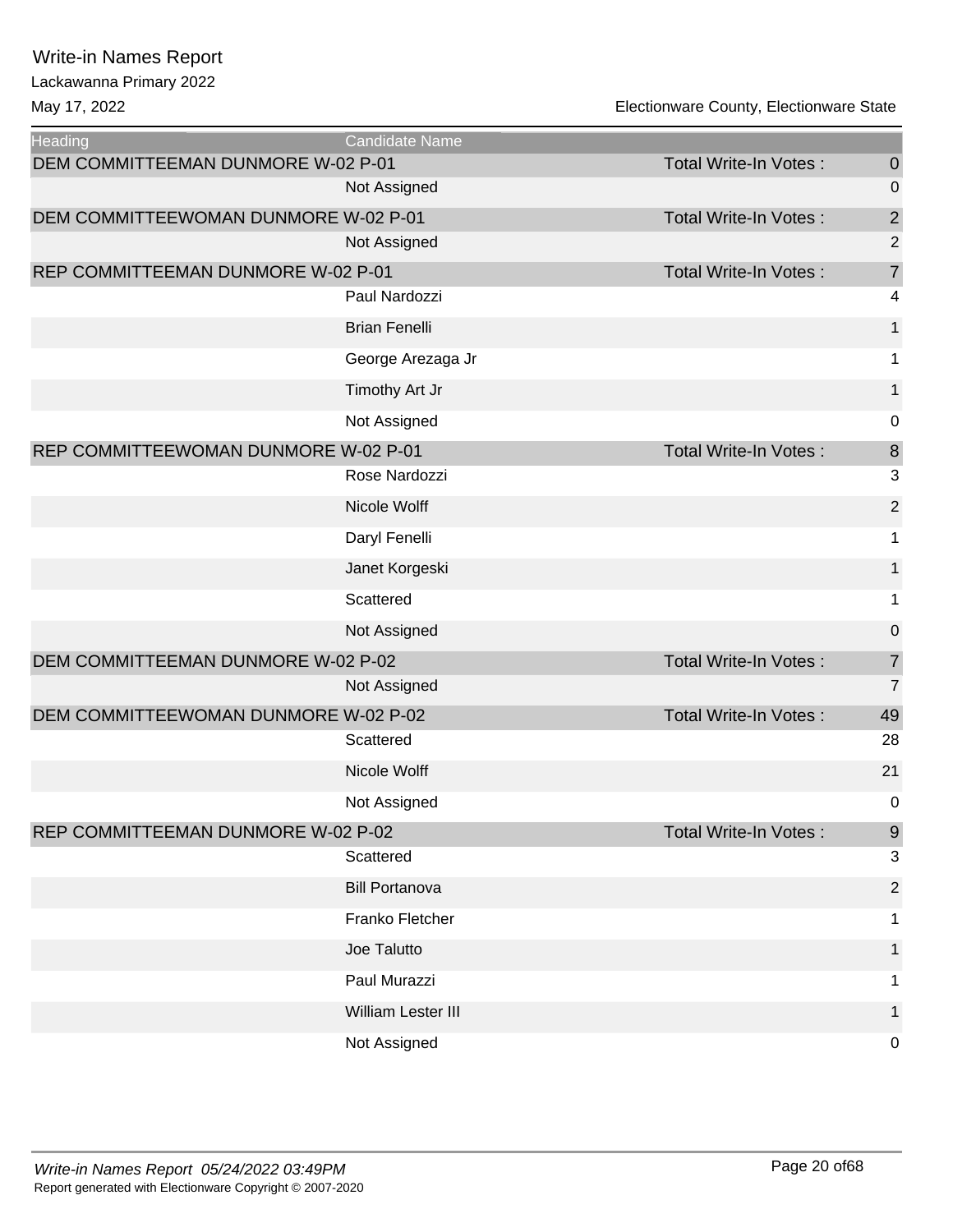# Write-in Names Report

Lackawanna Primary 2022

May 17, 2022

Electionware County, Electionware State

| Heading | Candidate Name | | |
|---|---|---|---|
| DEM COMMITTEEMAN DUNMORE W-02 P-01 | | Total Write-In Votes : | 0 |
| | Not Assigned | | 0 |
| DEM COMMITTEEWOMAN DUNMORE W-02 P-01 | | Total Write-In Votes : | 2 |
| | Not Assigned | | 2 |
| REP COMMITTEEMAN DUNMORE W-02 P-01 | | Total Write-In Votes : | 7 |
| | Paul Nardozzi | | 4 |
| | Brian Fenelli | | 1 |
| | George Arezaga Jr | | 1 |
| | Timothy Art Jr | | 1 |
| | Not Assigned | | 0 |
| REP COMMITTEEWOMAN DUNMORE W-02 P-01 | | Total Write-In Votes : | 8 |
| | Rose Nardozzi | | 3 |
| | Nicole Wolff | | 2 |
| | Daryl Fenelli | | 1 |
| | Janet Korgeski | | 1 |
| | Scattered | | 1 |
| | Not Assigned | | 0 |
| DEM COMMITTEEMAN DUNMORE W-02 P-02 | | Total Write-In Votes : | 7 |
| | Not Assigned | | 7 |
| DEM COMMITTEEWOMAN DUNMORE W-02 P-02 | | Total Write-In Votes : | 49 |
| | Scattered | | 28 |
| | Nicole Wolff | | 21 |
| | Not Assigned | | 0 |
| REP COMMITTEEMAN DUNMORE W-02 P-02 | | Total Write-In Votes : | 9 |
| | Scattered | | 3 |
| | Bill Portanova | | 2 |
| | Franko Fletcher | | 1 |
| | Joe Talutto | | 1 |
| | Paul Murazzi | | 1 |
| | William Lester III | | 1 |
| | Not Assigned | | 0 |

*Write-in Names Report 05/24/2022 03:49PM*

Report generated with Electionware Copyright © 2007-2020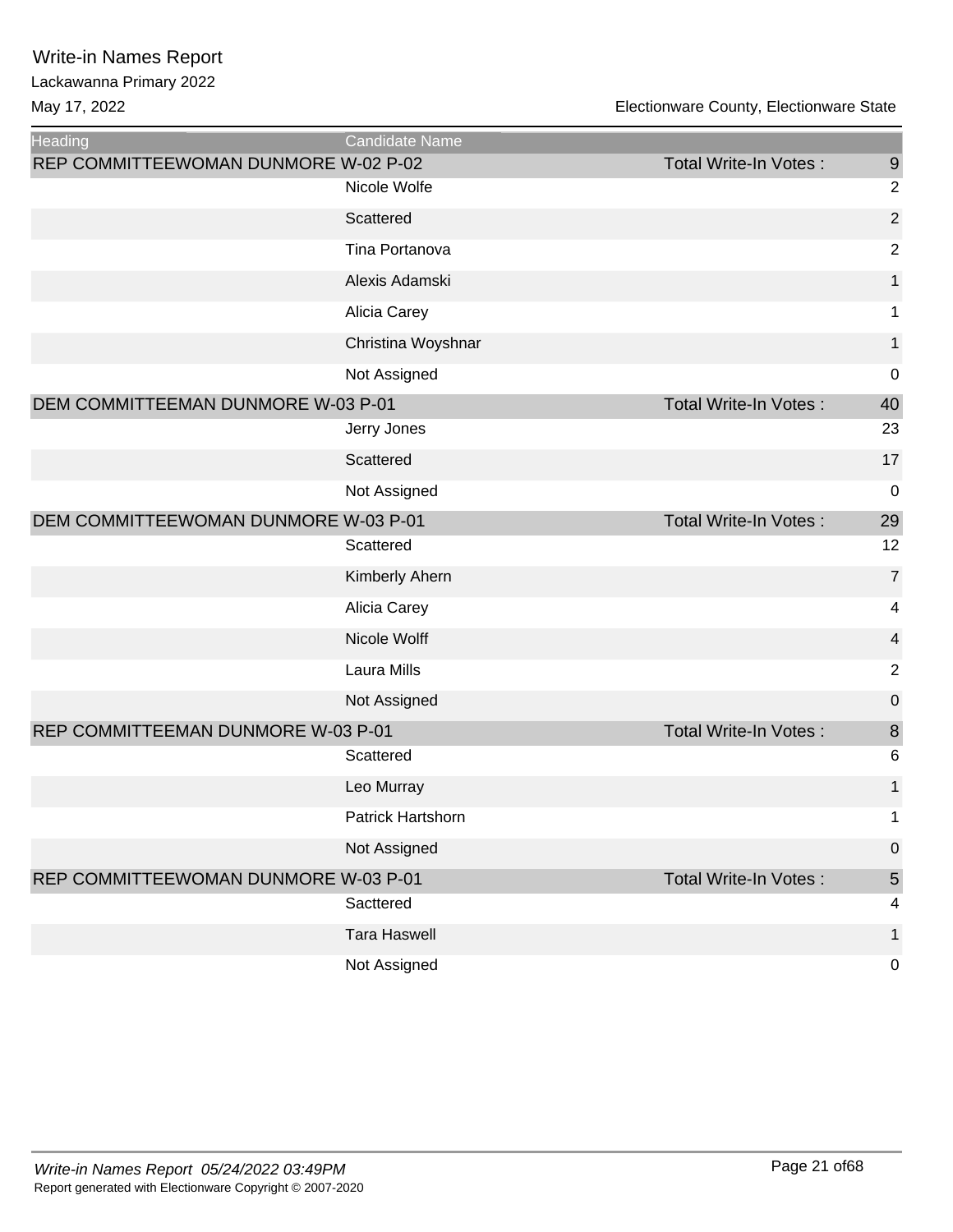# Write-in Names Report

Lackawanna Primary 2022

May 17, 2022

Electionware County, Electionware State

| Heading | Candidate Name | | |
|---|---|---|---|
| REP COMMITTEEWOMAN DUNMORE W-02 P-02 | | Total Write-In Votes : | 9 |
| | Nicole Wolfe | | 2 |
| | Scattered | | 2 |
| | Tina Portanova | | 2 |
| | Alexis Adamski | | 1 |
| | Alicia Carey | | 1 |
| | Christina Woyshnar | | 1 |
| | Not Assigned | | 0 |
| DEM COMMITTEEMAN DUNMORE W-03 P-01 | | Total Write-In Votes : | 40 |
| | Jerry Jones | | 23 |
| | Scattered | | 17 |
| | Not Assigned | | 0 |
| DEM COMMITTEEWOMAN DUNMORE W-03 P-01 | | Total Write-In Votes : | 29 |
| | Scattered | | 12 |
| | Kimberly Ahern | | 7 |
| | Alicia Carey | | 4 |
| | Nicole Wolff | | 4 |
| | Laura Mills | | 2 |
| | Not Assigned | | 0 |
| REP COMMITTEEMAN DUNMORE W-03 P-01 | | Total Write-In Votes : | 8 |
| | Scattered | | 6 |
| | Leo Murray | | 1 |
| | Patrick Hartshorn | | 1 |
| | Not Assigned | | 0 |
| REP COMMITTEEWOMAN DUNMORE W-03 P-01 | | Total Write-In Votes : | 5 |
| | Sacttered | | 4 |
| | Tara Haswell | | 1 |
| | Not Assigned | | 0 |

*Write-in Names Report 05/24/2022 03:49PM*

Report generated with Electionware Copyright © 2007-2020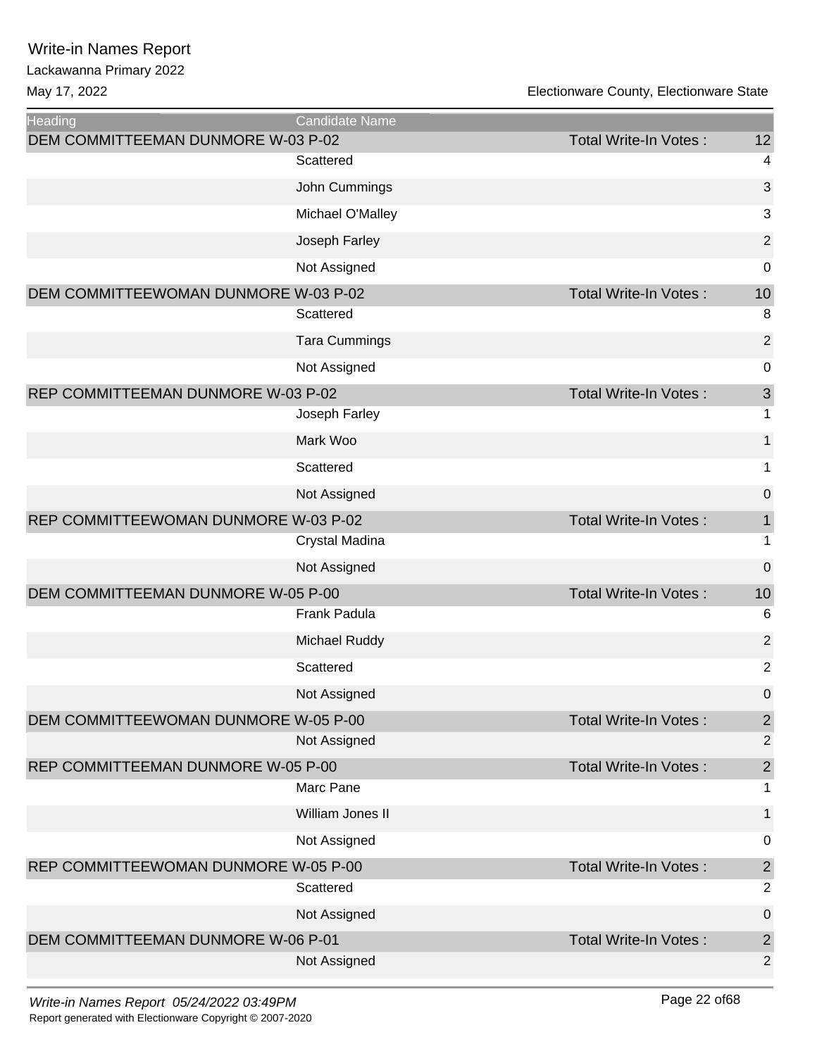# Write-in Names Report

Lackawanna Primary 2022

May 17, 2022

Electionware County, Electionware State

| Heading | Candidate Name | | |
|---|---|---|---|
| DEM COMMITTEEMAN DUNMORE W-03 P-02 | | Total Write-In Votes : | 12 |
| | Scattered | | 4 |
| | John Cummings | | 3 |
| | Michael O'Malley | | 3 |
| | Joseph Farley | | 2 |
| | Not Assigned | | 0 |
| DEM COMMITTEEWOMAN DUNMORE W-03 P-02 | | Total Write-In Votes : | 10 |
| | Scattered | | 8 |
| | Tara Cummings | | 2 |
| | Not Assigned | | 0 |
| REP COMMITTEEMAN DUNMORE W-03 P-02 | | Total Write-In Votes : | 3 |
| | Joseph Farley | | 1 |
| | Mark Woo | | 1 |
| | Scattered | | 1 |
| | Not Assigned | | 0 |
| REP COMMITTEEWOMAN DUNMORE W-03 P-02 | | Total Write-In Votes : | 1 |
| | Crystal Madina | | 1 |
| | Not Assigned | | 0 |
| DEM COMMITTEEMAN DUNMORE W-05 P-00 | | Total Write-In Votes : | 10 |
| | Frank Padula | | 6 |
| | Michael Ruddy | | 2 |
| | Scattered | | 2 |
| | Not Assigned | | 0 |
| DEM COMMITTEEWOMAN DUNMORE W-05 P-00 | | Total Write-In Votes : | 2 |
| | Not Assigned | | 2 |
| REP COMMITTEEMAN DUNMORE W-05 P-00 | | Total Write-In Votes : | 2 |
| | Marc Pane | | 1 |
| | William Jones II | | 1 |
| | Not Assigned | | 0 |
| REP COMMITTEEWOMAN DUNMORE W-05 P-00 | | Total Write-In Votes : | 2 |
| | Scattered | | 2 |
| | Not Assigned | | 0 |
| DEM COMMITTEEMAN DUNMORE W-06 P-01 | | Total Write-In Votes : | 2 |
| | Not Assigned | | 2 |

*Write-in Names Report 05/24/2022 03:49PM*

Report generated with Electionware Copyright © 2007-2020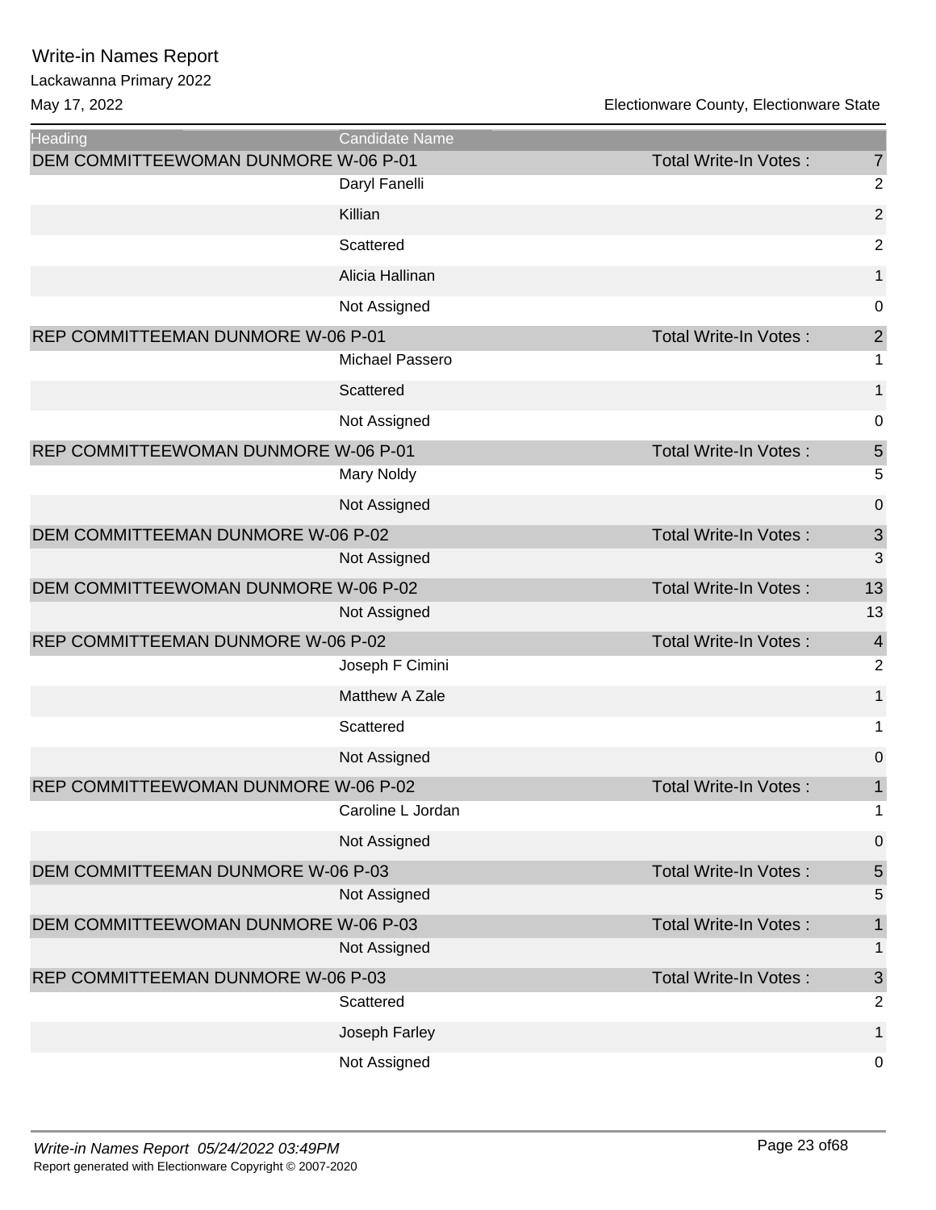# Write-in Names Report

Lackawanna Primary 2022

May 17, 2022

Electionware County, Electionware State

| Heading | Candidate Name | | |
|---|---|---|---|
| DEM COMMITTEEWOMAN DUNMORE W-06 P-01 | | Total Write-In Votes : | 7 |
| | Daryl Fanelli | | 2 |
| | Killian | | 2 |
| | Scattered | | 2 |
| | Alicia Hallinan | | 1 |
| | Not Assigned | | 0 |
| REP COMMITTEEMAN DUNMORE W-06 P-01 | | Total Write-In Votes : | 2 |
| | Michael Passero | | 1 |
| | Scattered | | 1 |
| | Not Assigned | | 0 |
| REP COMMITTEEWOMAN DUNMORE W-06 P-01 | | Total Write-In Votes : | 5 |
| | Mary Noldy | | 5 |
| | Not Assigned | | 0 |
| DEM COMMITTEEMAN DUNMORE W-06 P-02 | | Total Write-In Votes : | 3 |
| | Not Assigned | | 3 |
| DEM COMMITTEEWOMAN DUNMORE W-06 P-02 | | Total Write-In Votes : | 13 |
| | Not Assigned | | 13 |
| REP COMMITTEEMAN DUNMORE W-06 P-02 | | Total Write-In Votes : | 4 |
| | Joseph F Cimini | | 2 |
| | Matthew A Zale | | 1 |
| | Scattered | | 1 |
| | Not Assigned | | 0 |
| REP COMMITTEEWOMAN DUNMORE W-06 P-02 | | Total Write-In Votes : | 1 |
| | Caroline L Jordan | | 1 |
| | Not Assigned | | 0 |
| DEM COMMITTEEMAN DUNMORE W-06 P-03 | | Total Write-In Votes : | 5 |
| | Not Assigned | | 5 |
| DEM COMMITTEEWOMAN DUNMORE W-06 P-03 | | Total Write-In Votes : | 1 |
| | Not Assigned | | 1 |
| REP COMMITTEEMAN DUNMORE W-06 P-03 | | Total Write-In Votes : | 3 |
| | Scattered | | 2 |
| | Joseph Farley | | 1 |
| | Not Assigned | | 0 |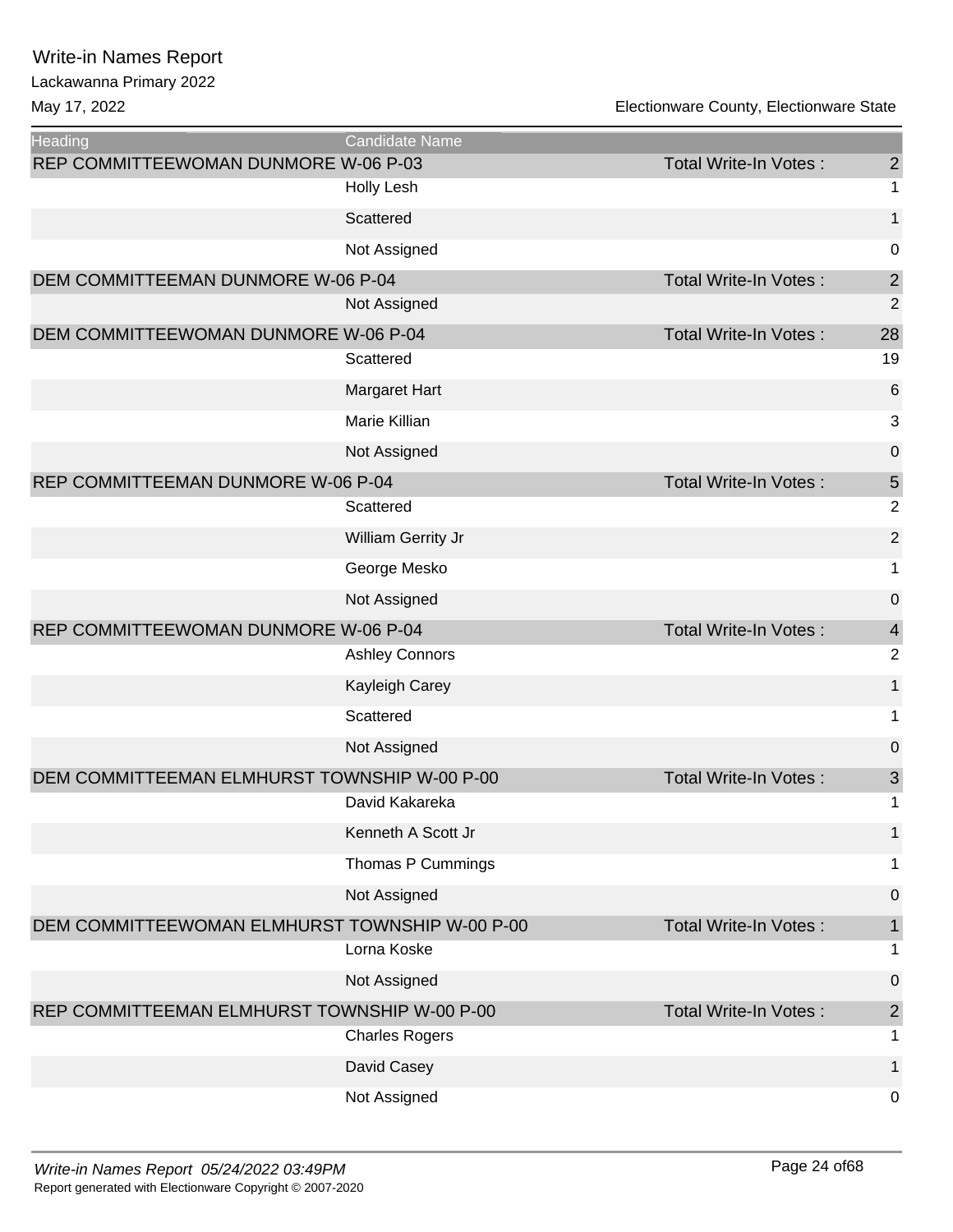| Heading | Candidate Name | | |
|---|---|---|---|
| REP COMMITTEEWOMAN DUNMORE W-06 P-03 | | Total Write-In Votes : | 2 |
| | Holly Lesh | | 1 |
| | Scattered | | 1 |
| | Not Assigned | | 0 |
| DEM COMMITTEEMAN DUNMORE W-06 P-04 | | Total Write-In Votes : | 2 |
| | Not Assigned | | 2 |
| DEM COMMITTEEWOMAN DUNMORE W-06 P-04 | | Total Write-In Votes : | 28 |
| | Scattered | | 19 |
| | Margaret Hart | | 6 |
| | Marie Killian | | 3 |
| | Not Assigned | | 0 |
| REP COMMITTEEMAN DUNMORE W-06 P-04 | | Total Write-In Votes : | 5 |
| | Scattered | | 2 |
| | William Gerrity Jr | | 2 |
| | George Mesko | | 1 |
| | Not Assigned | | 0 |
| REP COMMITTEEWOMAN DUNMORE W-06 P-04 | | Total Write-In Votes : | 4 |
| | Ashley Connors | | 2 |
| | Kayleigh Carey | | 1 |
| | Scattered | | 1 |
| | Not Assigned | | 0 |
| DEM COMMITTEEMAN ELMHURST TOWNSHIP W-00 P-00 | | Total Write-In Votes : | 3 |
| | David Kakareka | | 1 |
| | Kenneth A Scott Jr | | 1 |
| | Thomas P Cummings | | 1 |
| | Not Assigned | | 0 |
| DEM COMMITTEEWOMAN ELMHURST TOWNSHIP W-00 P-00 | | Total Write-In Votes : | 1 |
| | Lorna Koske | | 1 |
| | Not Assigned | | 0 |
| REP COMMITTEEMAN ELMHURST TOWNSHIP W-00 P-00 | | Total Write-In Votes : | 2 |
| | Charles Rogers | | 1 |
| | David Casey | | 1 |
| | Not Assigned | | 0 |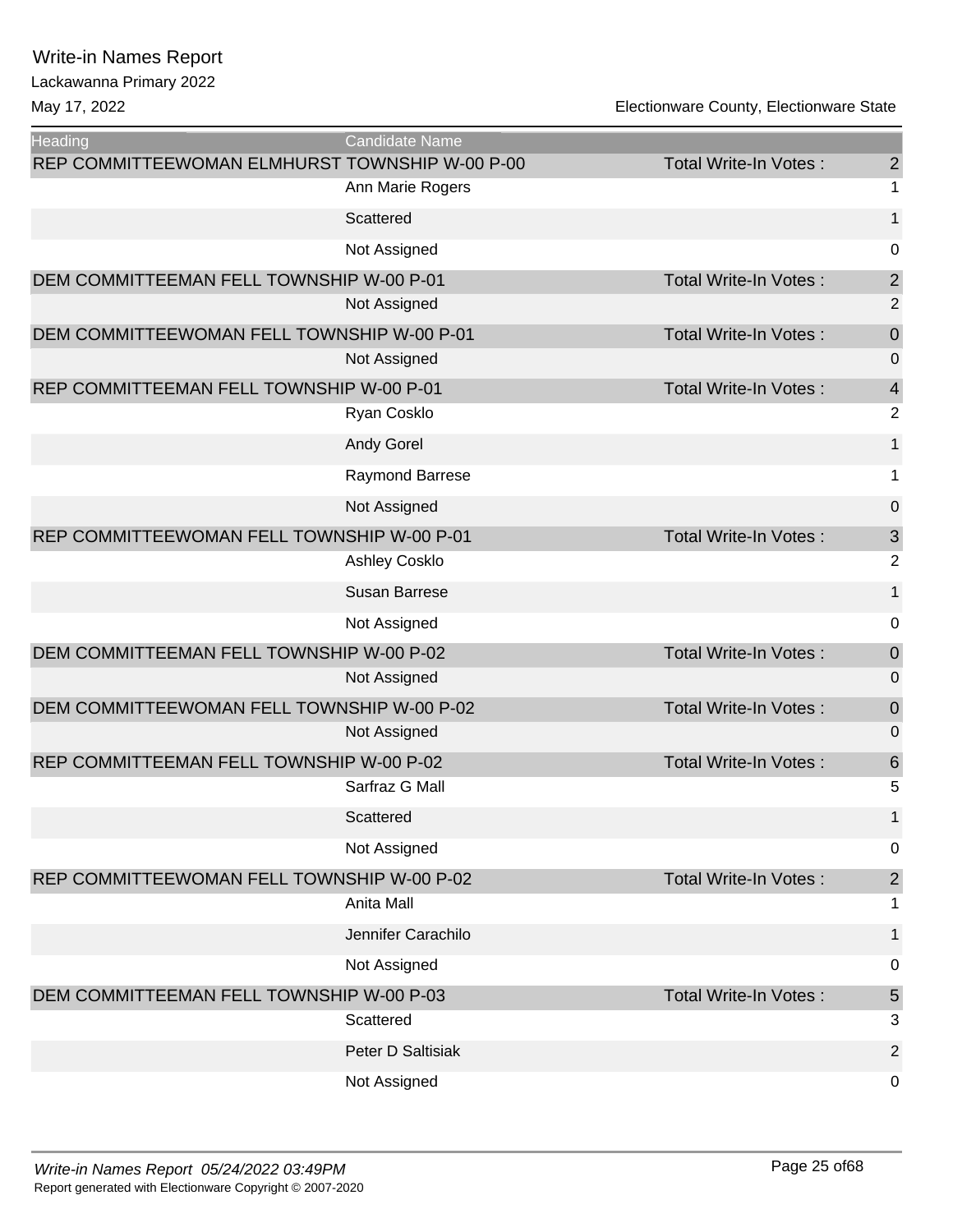# Write-in Names Report

Lackawanna Primary 2022

May 17, 2022 — Electionware County, Electionware State

| Heading | Candidate Name | | |
|---|---|---|---|
| REP COMMITTEEWOMAN ELMHURST TOWNSHIP W-00 P-00 | | Total Write-In Votes : | 2 |
| | Ann Marie Rogers | | 1 |
| | Scattered | | 1 |
| | Not Assigned | | 0 |
| DEM COMMITTEEMAN FELL TOWNSHIP W-00 P-01 | | Total Write-In Votes : | 2 |
| | Not Assigned | | 2 |
| DEM COMMITTEEWOMAN FELL TOWNSHIP W-00 P-01 | | Total Write-In Votes : | 0 |
| | Not Assigned | | 0 |
| REP COMMITTEEMAN FELL TOWNSHIP W-00 P-01 | | Total Write-In Votes : | 4 |
| | Ryan Cosklo | | 2 |
| | Andy Gorel | | 1 |
| | Raymond Barrese | | 1 |
| | Not Assigned | | 0 |
| REP COMMITTEEWOMAN FELL TOWNSHIP W-00 P-01 | | Total Write-In Votes : | 3 |
| | Ashley Cosklo | | 2 |
| | Susan Barrese | | 1 |
| | Not Assigned | | 0 |
| DEM COMMITTEEMAN FELL TOWNSHIP W-00 P-02 | | Total Write-In Votes : | 0 |
| | Not Assigned | | 0 |
| DEM COMMITTEEWOMAN FELL TOWNSHIP W-00 P-02 | | Total Write-In Votes : | 0 |
| | Not Assigned | | 0 |
| REP COMMITTEEMAN FELL TOWNSHIP W-00 P-02 | | Total Write-In Votes : | 6 |
| | Sarfraz G Mall | | 5 |
| | Scattered | | 1 |
| | Not Assigned | | 0 |
| REP COMMITTEEWOMAN FELL TOWNSHIP W-00 P-02 | | Total Write-In Votes : | 2 |
| | Anita Mall | | 1 |
| | Jennifer Carachilo | | 1 |
| | Not Assigned | | 0 |
| DEM COMMITTEEMAN FELL TOWNSHIP W-00 P-03 | | Total Write-In Votes : | 5 |
| | Scattered | | 3 |
| | Peter D Saltisiak | | 2 |
| | Not Assigned | | 0 |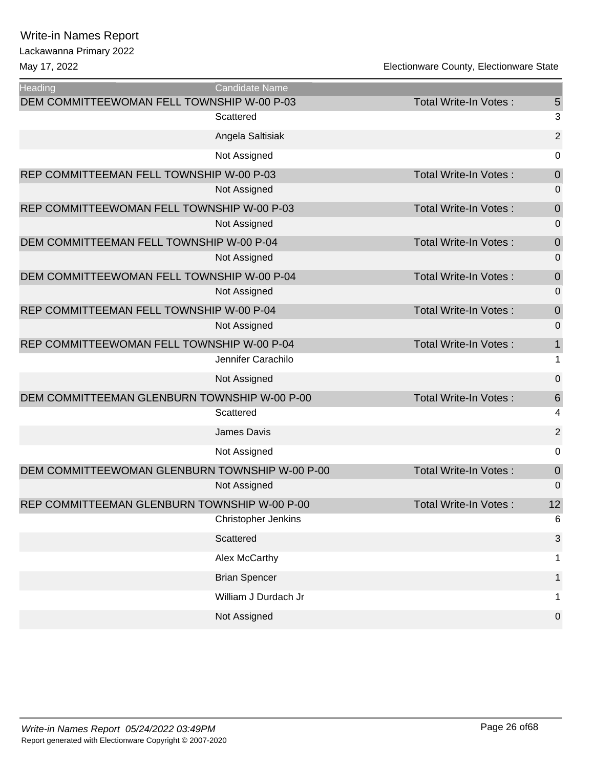# Write-in Names Report

Lackawanna Primary 2022

May 17, 2022 — Electionware County, Electionware State

| Heading | Candidate Name | | |
|---|---|---|---|
| DEM COMMITTEEWOMAN FELL TOWNSHIP W-00 P-03 | | Total Write-In Votes : | 5 |
| | Scattered | | 3 |
| | Angela Saltisiak | | 2 |
| | Not Assigned | | 0 |
| REP COMMITTEEMAN FELL TOWNSHIP W-00 P-03 | | Total Write-In Votes : | 0 |
| | Not Assigned | | 0 |
| REP COMMITTEEWOMAN FELL TOWNSHIP W-00 P-03 | | Total Write-In Votes : | 0 |
| | Not Assigned | | 0 |
| DEM COMMITTEEMAN FELL TOWNSHIP W-00 P-04 | | Total Write-In Votes : | 0 |
| | Not Assigned | | 0 |
| DEM COMMITTEEWOMAN FELL TOWNSHIP W-00 P-04 | | Total Write-In Votes : | 0 |
| | Not Assigned | | 0 |
| REP COMMITTEEMAN FELL TOWNSHIP W-00 P-04 | | Total Write-In Votes : | 0 |
| | Not Assigned | | 0 |
| REP COMMITTEEWOMAN FELL TOWNSHIP W-00 P-04 | | Total Write-In Votes : | 1 |
| | Jennifer Carachilo | | 1 |
| | Not Assigned | | 0 |
| DEM COMMITTEEMAN GLENBURN TOWNSHIP W-00 P-00 | | Total Write-In Votes : | 6 |
| | Scattered | | 4 |
| | James Davis | | 2 |
| | Not Assigned | | 0 |
| DEM COMMITTEEWOMAN GLENBURN TOWNSHIP W-00 P-00 | | Total Write-In Votes : | 0 |
| | Not Assigned | | 0 |
| REP COMMITTEEMAN GLENBURN TOWNSHIP W-00 P-00 | | Total Write-In Votes : | 12 |
| | Christopher Jenkins | | 6 |
| | Scattered | | 3 |
| | Alex McCarthy | | 1 |
| | Brian Spencer | | 1 |
| | William J Durdach Jr | | 1 |
| | Not Assigned | | 0 |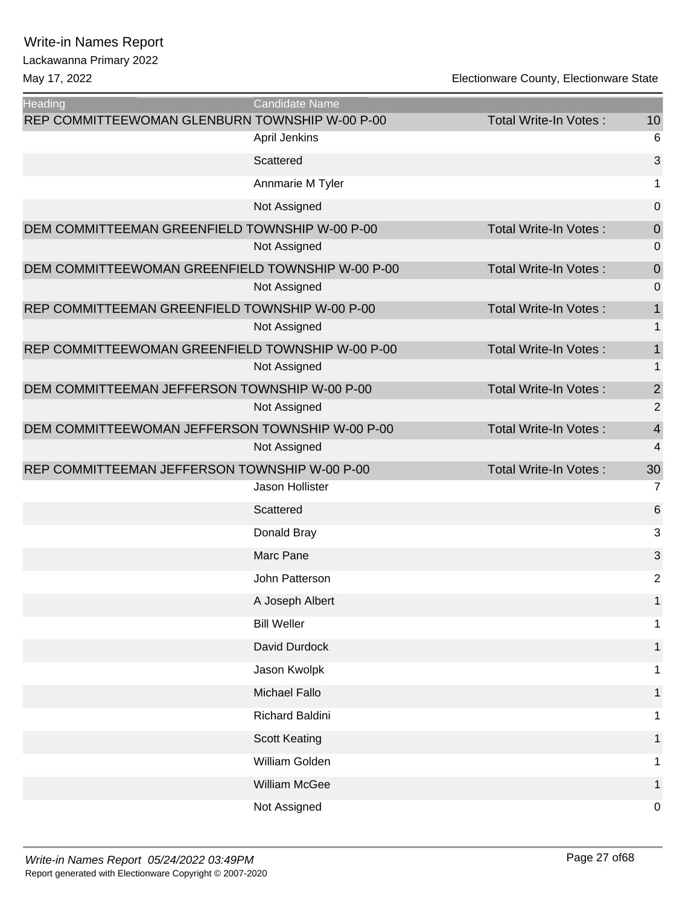# Write-in Names Report

Lackawanna Primary 2022

May 17, 2022 — Electionware County, Electionware State

| Heading | Candidate Name | | |
|---|---|---|---|
| REP COMMITTEEWOMAN GLENBURN TOWNSHIP W-00 P-00 | | Total Write-In Votes : | 10 |
| | April Jenkins | | 6 |
| | Scattered | | 3 |
| | Annmarie M Tyler | | 1 |
| | Not Assigned | | 0 |
| DEM COMMITTEEMAN GREENFIELD TOWNSHIP W-00 P-00 | | Total Write-In Votes : | 0 |
| | Not Assigned | | 0 |
| DEM COMMITTEEWOMAN GREENFIELD TOWNSHIP W-00 P-00 | | Total Write-In Votes : | 0 |
| | Not Assigned | | 0 |
| REP COMMITTEEMAN GREENFIELD TOWNSHIP W-00 P-00 | | Total Write-In Votes : | 1 |
| | Not Assigned | | 1 |
| REP COMMITTEEWOMAN GREENFIELD TOWNSHIP W-00 P-00 | | Total Write-In Votes : | 1 |
| | Not Assigned | | 1 |
| DEM COMMITTEEMAN JEFFERSON TOWNSHIP W-00 P-00 | | Total Write-In Votes : | 2 |
| | Not Assigned | | 2 |
| DEM COMMITTEEWOMAN JEFFERSON TOWNSHIP W-00 P-00 | | Total Write-In Votes : | 4 |
| | Not Assigned | | 4 |
| REP COMMITTEEMAN JEFFERSON TOWNSHIP W-00 P-00 | | Total Write-In Votes : | 30 |
| | Jason Hollister | | 7 |
| | Scattered | | 6 |
| | Donald Bray | | 3 |
| | Marc Pane | | 3 |
| | John Patterson | | 2 |
| | A Joseph Albert | | 1 |
| | Bill Weller | | 1 |
| | David Durdock | | 1 |
| | Jason Kwolpk | | 1 |
| | Michael Fallo | | 1 |
| | Richard Baldini | | 1 |
| | Scott Keating | | 1 |
| | William Golden | | 1 |
| | William McGee | | 1 |
| | Not Assigned | | 0 |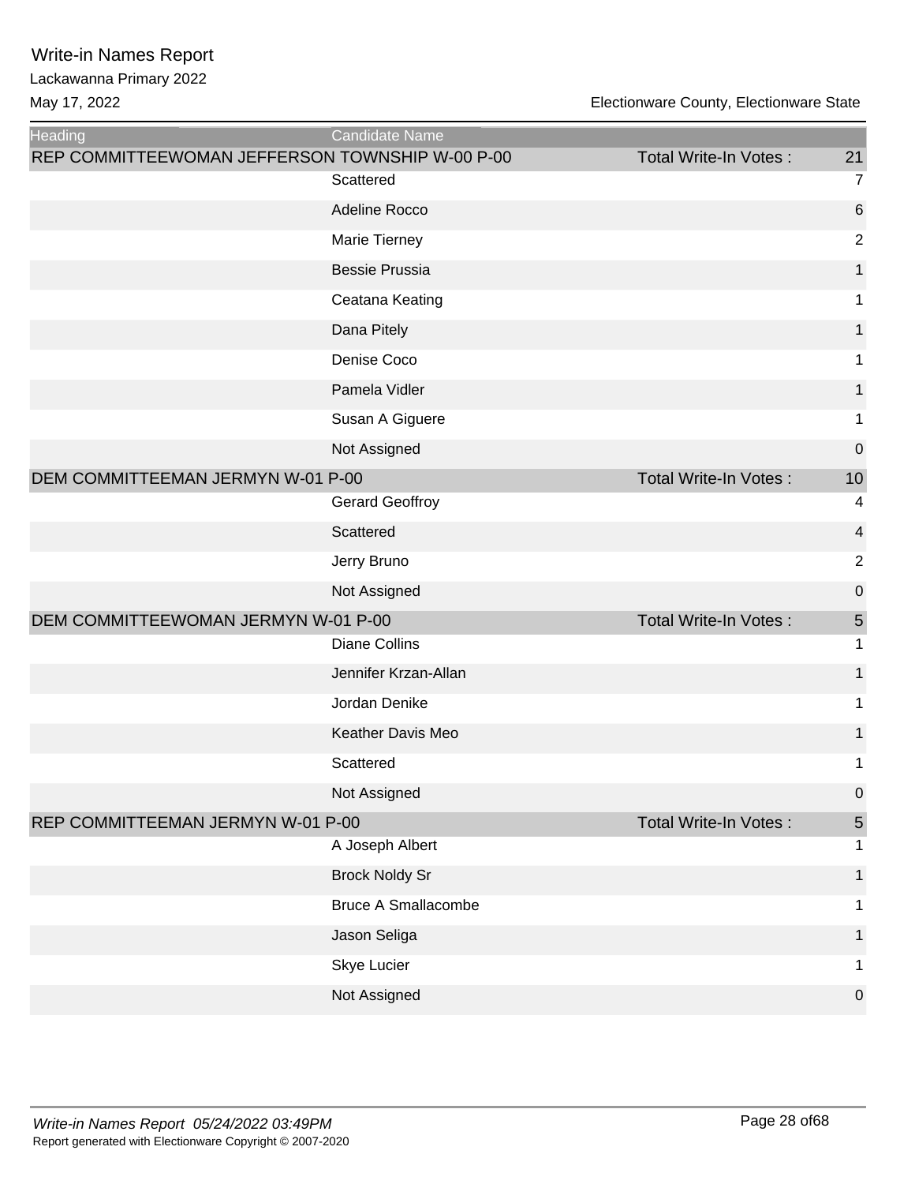| Heading | Candidate Name | | |
|---|---|---|---|
| REP COMMITTEEWOMAN JEFFERSON TOWNSHIP W-00 P-00 | | Total Write-In Votes : | 21 |
| | Scattered | | 7 |
| | Adeline Rocco | | 6 |
| | Marie Tierney | | 2 |
| | Bessie Prussia | | 1 |
| | Ceatana Keating | | 1 |
| | Dana Pitely | | 1 |
| | Denise Coco | | 1 |
| | Pamela Vidler | | 1 |
| | Susan A Giguere | | 1 |
| | Not Assigned | | 0 |
| DEM COMMITTEEMAN JERMYN W-01 P-00 | | Total Write-In Votes : | 10 |
| | Gerard Geoffroy | | 4 |
| | Scattered | | 4 |
| | Jerry Bruno | | 2 |
| | Not Assigned | | 0 |
| DEM COMMITTEEWOMAN JERMYN W-01 P-00 | | Total Write-In Votes : | 5 |
| | Diane Collins | | 1 |
| | Jennifer Krzan-Allan | | 1 |
| | Jordan Denike | | 1 |
| | Keather Davis Meo | | 1 |
| | Scattered | | 1 |
| | Not Assigned | | 0 |
| REP COMMITTEEMAN JERMYN W-01 P-00 | | Total Write-In Votes : | 5 |
| | A Joseph Albert | | 1 |
| | Brock Noldy Sr | | 1 |
| | Bruce A Smallacombe | | 1 |
| | Jason Seliga | | 1 |
| | Skye Lucier | | 1 |
| | Not Assigned | | 0 |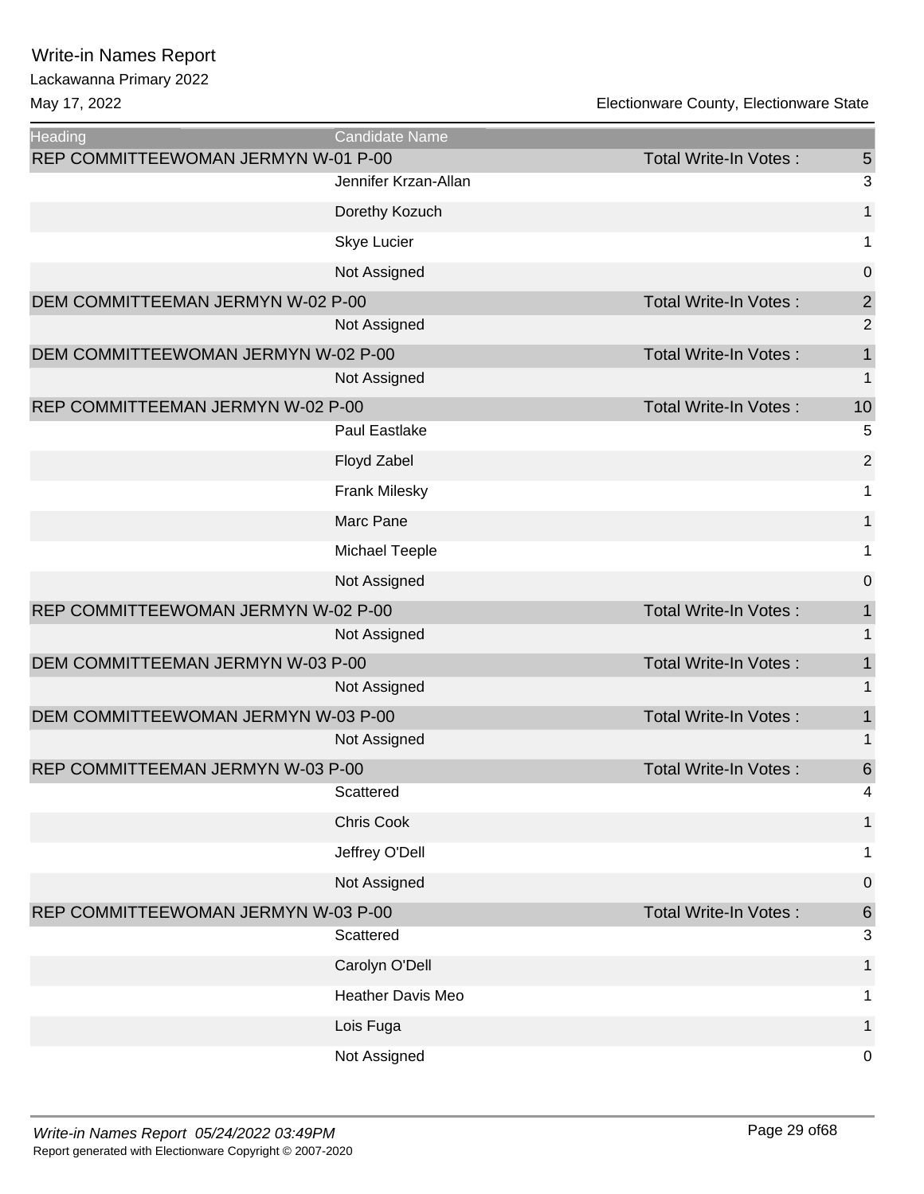# Write-in Names Report

Lackawanna Primary 2022

May 17, 2022

Electionware County, Electionware State

| Heading | Candidate Name | | |
|---|---|---|---|
| REP COMMITTEEWOMAN JERMYN W-01 P-00 | | Total Write-In Votes : | 5 |
| | Jennifer Krzan-Allan | | 3 |
| | Dorethy Kozuch | | 1 |
| | Skye Lucier | | 1 |
| | Not Assigned | | 0 |
| DEM COMMITTEEMAN JERMYN W-02 P-00 | | Total Write-In Votes : | 2 |
| | Not Assigned | | 2 |
| DEM COMMITTEEWOMAN JERMYN W-02 P-00 | | Total Write-In Votes : | 1 |
| | Not Assigned | | 1 |
| REP COMMITTEEMAN JERMYN W-02 P-00 | | Total Write-In Votes : | 10 |
| | Paul Eastlake | | 5 |
| | Floyd Zabel | | 2 |
| | Frank Milesky | | 1 |
| | Marc Pane | | 1 |
| | Michael Teeple | | 1 |
| | Not Assigned | | 0 |
| REP COMMITTEEWOMAN JERMYN W-02 P-00 | | Total Write-In Votes : | 1 |
| | Not Assigned | | 1 |
| DEM COMMITTEEMAN JERMYN W-03 P-00 | | Total Write-In Votes : | 1 |
| | Not Assigned | | 1 |
| DEM COMMITTEEWOMAN JERMYN W-03 P-00 | | Total Write-In Votes : | 1 |
| | Not Assigned | | 1 |
| REP COMMITTEEMAN JERMYN W-03 P-00 | | Total Write-In Votes : | 6 |
| | Scattered | | 4 |
| | Chris Cook | | 1 |
| | Jeffrey O'Dell | | 1 |
| | Not Assigned | | 0 |
| REP COMMITTEEWOMAN JERMYN W-03 P-00 | | Total Write-In Votes : | 6 |
| | Scattered | | 3 |
| | Carolyn O'Dell | | 1 |
| | Heather Davis Meo | | 1 |
| | Lois Fuga | | 1 |
| | Not Assigned | | 0 |

*Write-in Names Report 05/24/2022 03:49PM*

Report generated with Electionware Copyright © 2007-2020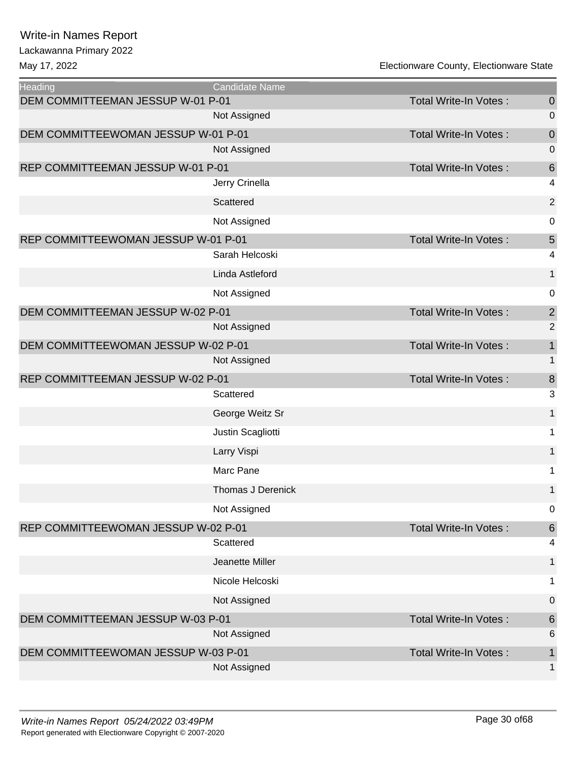# Write-in Names Report

Lackawanna Primary 2022

May 17, 2022

Electionware County, Electionware State

| Heading | Candidate Name | | |
|---|---|---|---|
| DEM COMMITTEEMAN JESSUP W-01 P-01 | | Total Write-In Votes : | 0 |
| | Not Assigned | | 0 |
| DEM COMMITTEEWOMAN JESSUP W-01 P-01 | | Total Write-In Votes : | 0 |
| | Not Assigned | | 0 |
| REP COMMITTEEMAN JESSUP W-01 P-01 | | Total Write-In Votes : | 6 |
| | Jerry Crinella | | 4 |
| | Scattered | | 2 |
| | Not Assigned | | 0 |
| REP COMMITTEEWOMAN JESSUP W-01 P-01 | | Total Write-In Votes : | 5 |
| | Sarah Helcoski | | 4 |
| | Linda Astleford | | 1 |
| | Not Assigned | | 0 |
| DEM COMMITTEEMAN JESSUP W-02 P-01 | | Total Write-In Votes : | 2 |
| | Not Assigned | | 2 |
| DEM COMMITTEEWOMAN JESSUP W-02 P-01 | | Total Write-In Votes : | 1 |
| | Not Assigned | | 1 |
| REP COMMITTEEMAN JESSUP W-02 P-01 | | Total Write-In Votes : | 8 |
| | Scattered | | 3 |
| | George Weitz Sr | | 1 |
| | Justin Scagliotti | | 1 |
| | Larry Vispi | | 1 |
| | Marc Pane | | 1 |
| | Thomas J Derenick | | 1 |
| | Not Assigned | | 0 |
| REP COMMITTEEWOMAN JESSUP W-02 P-01 | | Total Write-In Votes : | 6 |
| | Scattered | | 4 |
| | Jeanette Miller | | 1 |
| | Nicole Helcoski | | 1 |
| | Not Assigned | | 0 |
| DEM COMMITTEEMAN JESSUP W-03 P-01 | | Total Write-In Votes : | 6 |
| | Not Assigned | | 6 |
| DEM COMMITTEEWOMAN JESSUP W-03 P-01 | | Total Write-In Votes : | 1 |
| | Not Assigned | | 1 |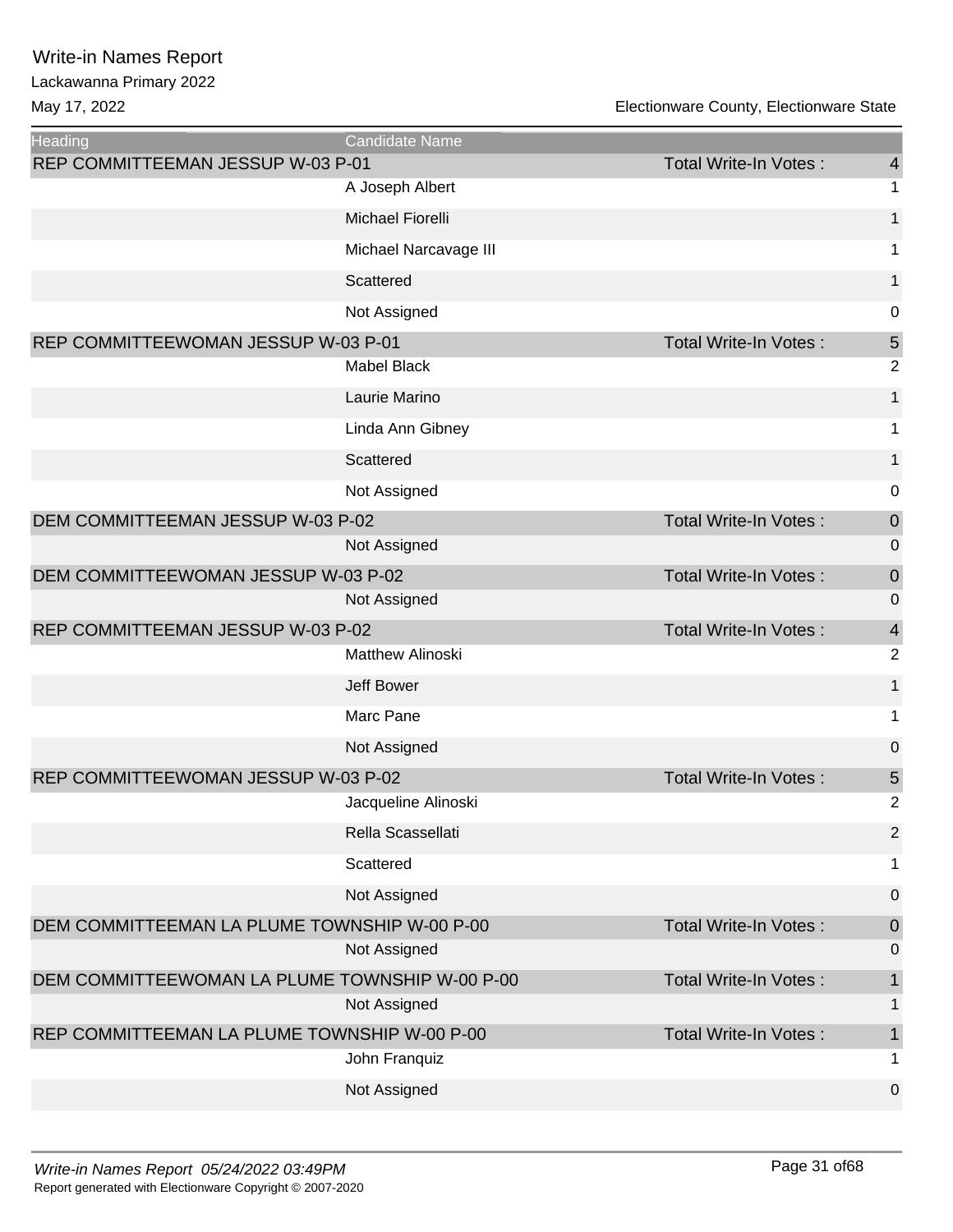# Write-in Names Report

Lackawanna Primary 2022

May 17, 2022 — Electionware County, Electionware State

| Heading | Candidate Name | | |
|---|---|---|---|
| REP COMMITTEEMAN JESSUP W-03 P-01 | | Total Write-In Votes : | 4 |
| | A Joseph Albert | | 1 |
| | Michael Fiorelli | | 1 |
| | Michael Narcavage III | | 1 |
| | Scattered | | 1 |
| | Not Assigned | | 0 |
| REP COMMITTEEWOMAN JESSUP W-03 P-01 | | Total Write-In Votes : | 5 |
| | Mabel Black | | 2 |
| | Laurie Marino | | 1 |
| | Linda Ann Gibney | | 1 |
| | Scattered | | 1 |
| | Not Assigned | | 0 |
| DEM COMMITTEEMAN JESSUP W-03 P-02 | | Total Write-In Votes : | 0 |
| | Not Assigned | | 0 |
| DEM COMMITTEEWOMAN JESSUP W-03 P-02 | | Total Write-In Votes : | 0 |
| | Not Assigned | | 0 |
| REP COMMITTEEMAN JESSUP W-03 P-02 | | Total Write-In Votes : | 4 |
| | Matthew Alinoski | | 2 |
| | Jeff Bower | | 1 |
| | Marc Pane | | 1 |
| | Not Assigned | | 0 |
| REP COMMITTEEWOMAN JESSUP W-03 P-02 | | Total Write-In Votes : | 5 |
| | Jacqueline Alinoski | | 2 |
| | Rella Scassellati | | 2 |
| | Scattered | | 1 |
| | Not Assigned | | 0 |
| DEM COMMITTEEMAN LA PLUME TOWNSHIP W-00 P-00 | | Total Write-In Votes : | 0 |
| | Not Assigned | | 0 |
| DEM COMMITTEEWOMAN LA PLUME TOWNSHIP W-00 P-00 | | Total Write-In Votes : | 1 |
| | Not Assigned | | 1 |
| REP COMMITTEEMAN LA PLUME TOWNSHIP W-00 P-00 | | Total Write-In Votes : | 1 |
| | John Franquiz | | 1 |
| | Not Assigned | | 0 |

*Write-in Names Report 05/24/2022 03:49PM*

Report generated with Electionware Copyright © 2007-2020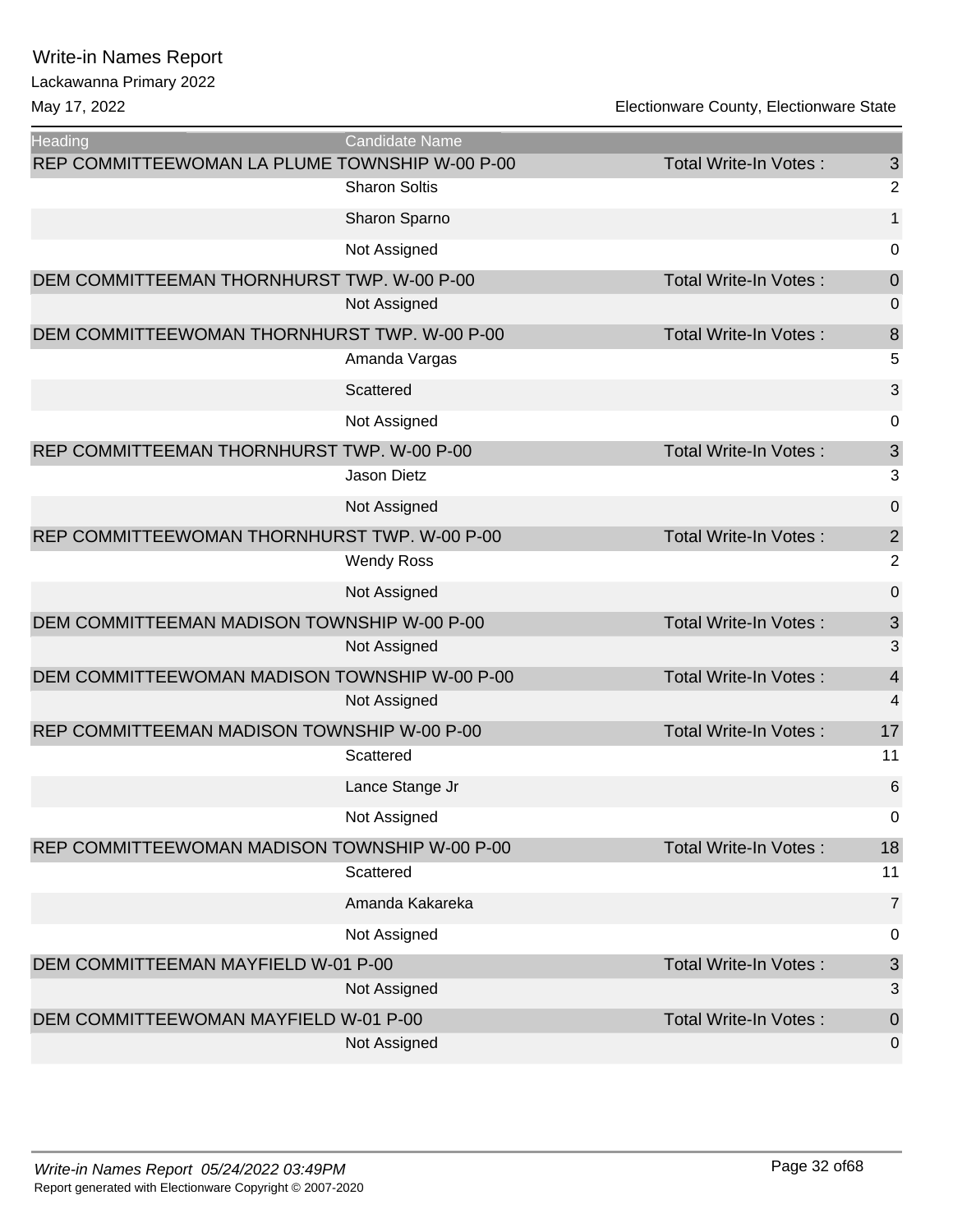# Write-in Names Report

Lackawanna Primary 2022

May 17, 2022 Electionware County, Electionware State

| Heading | Candidate Name | | |
|---|---|---|---|
| REP COMMITTEEWOMAN LA PLUME TOWNSHIP W-00 P-00 | | Total Write-In Votes : | 3 |
| | Sharon Soltis | | 2 |
| | Sharon Sparno | | 1 |
| | Not Assigned | | 0 |
| DEM COMMITTEEMAN THORNHURST TWP. W-00 P-00 | | Total Write-In Votes : | 0 |
| | Not Assigned | | 0 |
| DEM COMMITTEEWOMAN THORNHURST TWP. W-00 P-00 | | Total Write-In Votes : | 8 |
| | Amanda Vargas | | 5 |
| | Scattered | | 3 |
| | Not Assigned | | 0 |
| REP COMMITTEEMAN THORNHURST TWP. W-00 P-00 | | Total Write-In Votes : | 3 |
| | Jason Dietz | | 3 |
| | Not Assigned | | 0 |
| REP COMMITTEEWOMAN THORNHURST TWP. W-00 P-00 | | Total Write-In Votes : | 2 |
| | Wendy Ross | | 2 |
| | Not Assigned | | 0 |
| DEM COMMITTEEMAN MADISON TOWNSHIP W-00 P-00 | | Total Write-In Votes : | 3 |
| | Not Assigned | | 3 |
| DEM COMMITTEEWOMAN MADISON TOWNSHIP W-00 P-00 | | Total Write-In Votes : | 4 |
| | Not Assigned | | 4 |
| REP COMMITTEEMAN MADISON TOWNSHIP W-00 P-00 | | Total Write-In Votes : | 17 |
| | Scattered | | 11 |
| | Lance Stange Jr | | 6 |
| | Not Assigned | | 0 |
| REP COMMITTEEWOMAN MADISON TOWNSHIP W-00 P-00 | | Total Write-In Votes : | 18 |
| | Scattered | | 11 |
| | Amanda Kakareka | | 7 |
| | Not Assigned | | 0 |
| DEM COMMITTEEMAN MAYFIELD W-01 P-00 | | Total Write-In Votes : | 3 |
| | Not Assigned | | 3 |
| DEM COMMITTEEWOMAN MAYFIELD W-01 P-00 | | Total Write-In Votes : | 0 |
| | Not Assigned | | 0 |

*Write-in Names Report 05/24/2022 03:49PM*

Report generated with Electionware Copyright © 2007-2020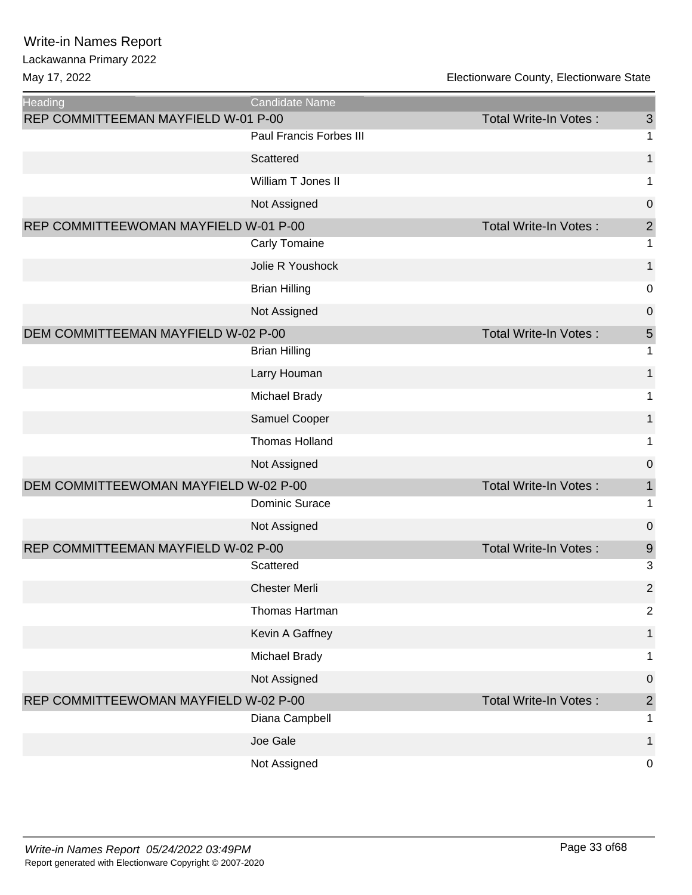# Write-in Names Report

Lackawanna Primary 2022

May 17, 2022

Electionware County, Electionware State

| Heading | Candidate Name | | |
|---|---|---|---|
| REP COMMITTEEMAN MAYFIELD W-01 P-00 | | Total Write-In Votes : | 3 |
| | Paul Francis Forbes III | | 1 |
| | Scattered | | 1 |
| | William T Jones II | | 1 |
| | Not Assigned | | 0 |
| REP COMMITTEEWOMAN MAYFIELD W-01 P-00 | | Total Write-In Votes : | 2 |
| | Carly Tomaine | | 1 |
| | Jolie R Youshock | | 1 |
| | Brian Hilling | | 0 |
| | Not Assigned | | 0 |
| DEM COMMITTEEMAN MAYFIELD W-02 P-00 | | Total Write-In Votes : | 5 |
| | Brian Hilling | | 1 |
| | Larry Houman | | 1 |
| | Michael Brady | | 1 |
| | Samuel Cooper | | 1 |
| | Thomas Holland | | 1 |
| | Not Assigned | | 0 |
| DEM COMMITTEEWOMAN MAYFIELD W-02 P-00 | | Total Write-In Votes : | 1 |
| | Dominic Surace | | 1 |
| | Not Assigned | | 0 |
| REP COMMITTEEMAN MAYFIELD W-02 P-00 | | Total Write-In Votes : | 9 |
| | Scattered | | 3 |
| | Chester Merli | | 2 |
| | Thomas Hartman | | 2 |
| | Kevin A Gaffney | | 1 |
| | Michael Brady | | 1 |
| | Not Assigned | | 0 |
| REP COMMITTEEWOMAN MAYFIELD W-02 P-00 | | Total Write-In Votes : | 2 |
| | Diana Campbell | | 1 |
| | Joe Gale | | 1 |
| | Not Assigned | | 0 |

*Write-in Names Report 05/24/2022 03:49PM*

Report generated with Electionware Copyright © 2007-2020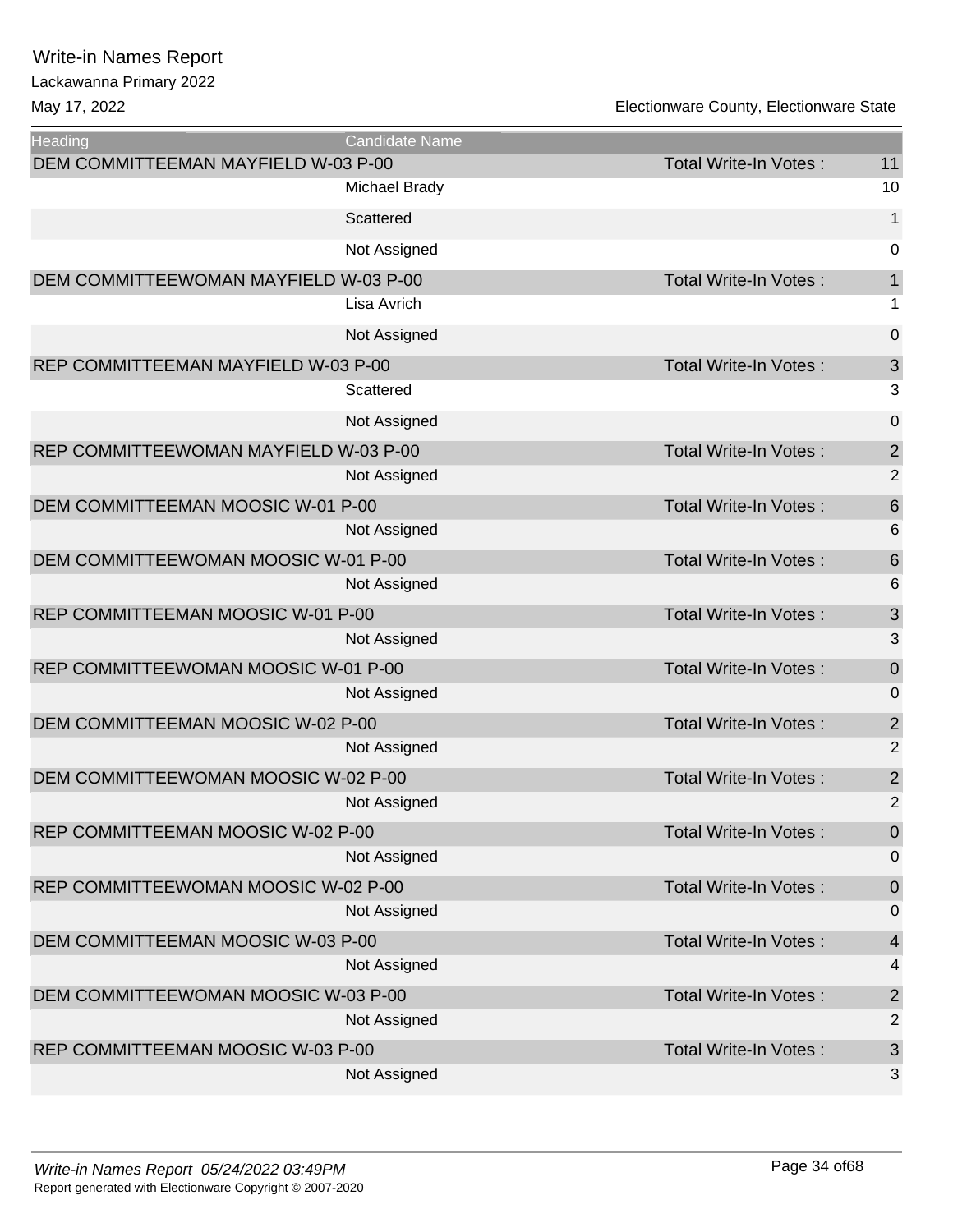# Write-in Names Report

Lackawanna Primary 2022

May 17, 2022 — Electionware County, Electionware State

| Heading | Candidate Name | | |
|---|---|---|---|
| DEM COMMITTEEMAN MAYFIELD W-03 P-00 | | Total Write-In Votes : | 11 |
| | Michael Brady | | 10 |
| | Scattered | | 1 |
| | Not Assigned | | 0 |
| DEM COMMITTEEWOMAN MAYFIELD W-03 P-00 | | Total Write-In Votes : | 1 |
| | Lisa Avrich | | 1 |
| | Not Assigned | | 0 |
| REP COMMITTEEMAN MAYFIELD W-03 P-00 | | Total Write-In Votes : | 3 |
| | Scattered | | 3 |
| | Not Assigned | | 0 |
| REP COMMITTEEWOMAN MAYFIELD W-03 P-00 | | Total Write-In Votes : | 2 |
| | Not Assigned | | 2 |
| DEM COMMITTEEMAN MOOSIC W-01 P-00 | | Total Write-In Votes : | 6 |
| | Not Assigned | | 6 |
| DEM COMMITTEEWOMAN MOOSIC W-01 P-00 | | Total Write-In Votes : | 6 |
| | Not Assigned | | 6 |
| REP COMMITTEEMAN MOOSIC W-01 P-00 | | Total Write-In Votes : | 3 |
| | Not Assigned | | 3 |
| REP COMMITTEEWOMAN MOOSIC W-01 P-00 | | Total Write-In Votes : | 0 |
| | Not Assigned | | 0 |
| DEM COMMITTEEMAN MOOSIC W-02 P-00 | | Total Write-In Votes : | 2 |
| | Not Assigned | | 2 |
| DEM COMMITTEEWOMAN MOOSIC W-02 P-00 | | Total Write-In Votes : | 2 |
| | Not Assigned | | 2 |
| REP COMMITTEEMAN MOOSIC W-02 P-00 | | Total Write-In Votes : | 0 |
| | Not Assigned | | 0 |
| REP COMMITTEEWOMAN MOOSIC W-02 P-00 | | Total Write-In Votes : | 0 |
| | Not Assigned | | 0 |
| DEM COMMITTEEMAN MOOSIC W-03 P-00 | | Total Write-In Votes : | 4 |
| | Not Assigned | | 4 |
| DEM COMMITTEEWOMAN MOOSIC W-03 P-00 | | Total Write-In Votes : | 2 |
| | Not Assigned | | 2 |
| REP COMMITTEEMAN MOOSIC W-03 P-00 | | Total Write-In Votes : | 3 |
| | Not Assigned | | 3 |

*Write-in Names Report 05/24/2022 03:49PM*

Report generated with Electionware Copyright © 2007-2020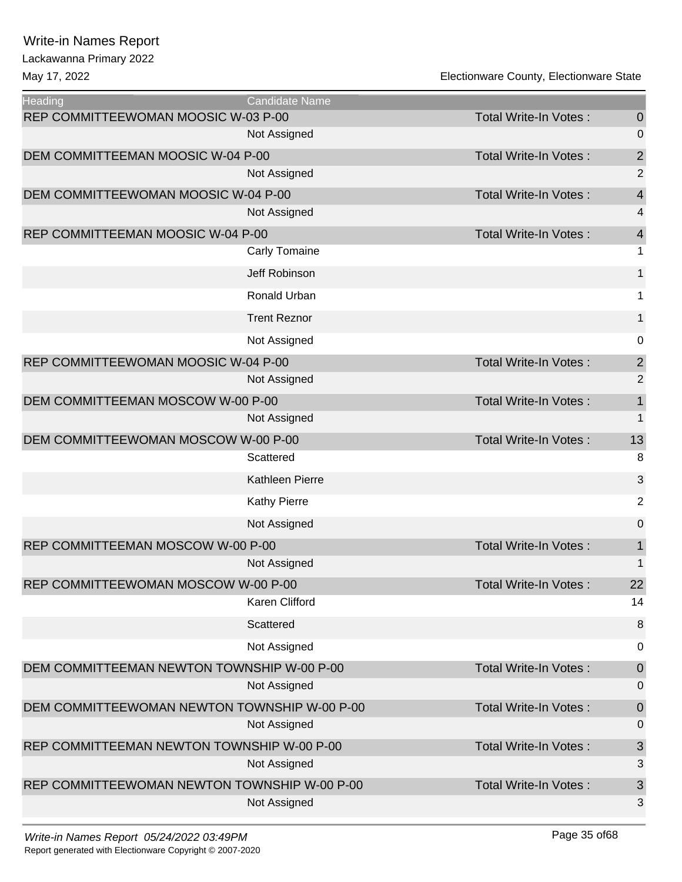# Write-in Names Report

Lackawanna Primary 2022

May 17, 2022 — Electionware County, Electionware State

| Heading | Candidate Name | | |
|---|---|---|---|
| REP COMMITTEEWOMAN MOOSIC W-03 P-00 | | Total Write-In Votes : | 0 |
| | Not Assigned | | 0 |
| DEM COMMITTEEMAN MOOSIC W-04 P-00 | | Total Write-In Votes : | 2 |
| | Not Assigned | | 2 |
| DEM COMMITTEEWOMAN MOOSIC W-04 P-00 | | Total Write-In Votes : | 4 |
| | Not Assigned | | 4 |
| REP COMMITTEEMAN MOOSIC W-04 P-00 | | Total Write-In Votes : | 4 |
| | Carly Tomaine | | 1 |
| | Jeff Robinson | | 1 |
| | Ronald Urban | | 1 |
| | Trent Reznor | | 1 |
| | Not Assigned | | 0 |
| REP COMMITTEEWOMAN MOOSIC W-04 P-00 | | Total Write-In Votes : | 2 |
| | Not Assigned | | 2 |
| DEM COMMITTEEMAN MOSCOW W-00 P-00 | | Total Write-In Votes : | 1 |
| | Not Assigned | | 1 |
| DEM COMMITTEEWOMAN MOSCOW W-00 P-00 | | Total Write-In Votes : | 13 |
| | Scattered | | 8 |
| | Kathleen Pierre | | 3 |
| | Kathy Pierre | | 2 |
| | Not Assigned | | 0 |
| REP COMMITTEEMAN MOSCOW W-00 P-00 | | Total Write-In Votes : | 1 |
| | Not Assigned | | 1 |
| REP COMMITTEEWOMAN MOSCOW W-00 P-00 | | Total Write-In Votes : | 22 |
| | Karen Clifford | | 14 |
| | Scattered | | 8 |
| | Not Assigned | | 0 |
| DEM COMMITTEEMAN NEWTON TOWNSHIP W-00 P-00 | | Total Write-In Votes : | 0 |
| | Not Assigned | | 0 |
| DEM COMMITTEEWOMAN NEWTON TOWNSHIP W-00 P-00 | | Total Write-In Votes : | 0 |
| | Not Assigned | | 0 |
| REP COMMITTEEMAN NEWTON TOWNSHIP W-00 P-00 | | Total Write-In Votes : | 3 |
| | Not Assigned | | 3 |
| REP COMMITTEEWOMAN NEWTON TOWNSHIP W-00 P-00 | | Total Write-In Votes : | 3 |
| | Not Assigned | | 3 |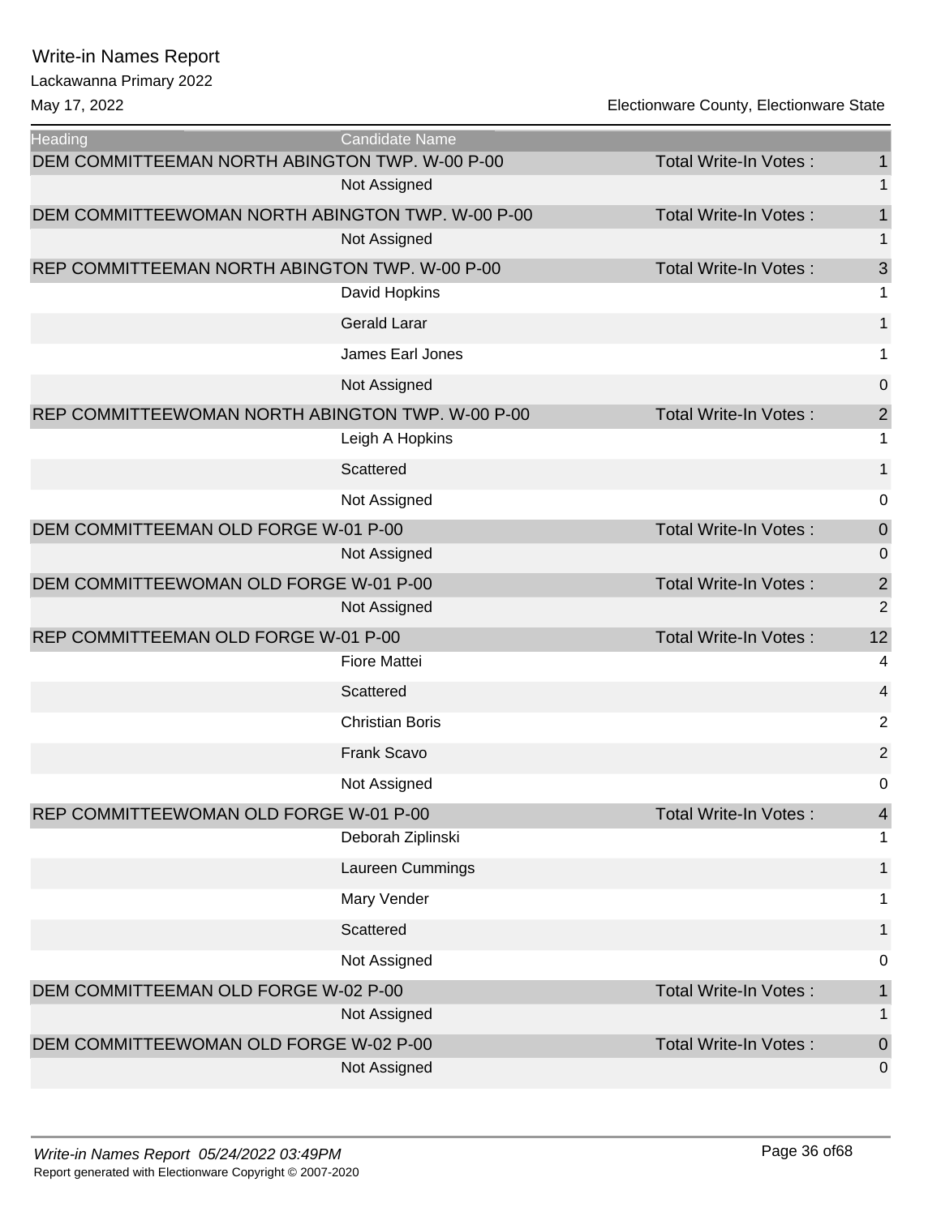# Write-in Names Report

Lackawanna Primary 2022

May 17, 2022 — Electionware County, Electionware State

| Heading | Candidate Name | | |
|---|---|---|---|
| DEM COMMITTEEMAN NORTH ABINGTON TWP. W-00 P-00 | | Total Write-In Votes : | 1 |
| | Not Assigned | | 1 |
| DEM COMMITTEEWOMAN NORTH ABINGTON TWP. W-00 P-00 | | Total Write-In Votes : | 1 |
| | Not Assigned | | 1 |
| REP COMMITTEEMAN NORTH ABINGTON TWP. W-00 P-00 | | Total Write-In Votes : | 3 |
| | David Hopkins | | 1 |
| | Gerald Larar | | 1 |
| | James Earl Jones | | 1 |
| | Not Assigned | | 0 |
| REP COMMITTEEWOMAN NORTH ABINGTON TWP. W-00 P-00 | | Total Write-In Votes : | 2 |
| | Leigh A Hopkins | | 1 |
| | Scattered | | 1 |
| | Not Assigned | | 0 |
| DEM COMMITTEEMAN OLD FORGE W-01 P-00 | | Total Write-In Votes : | 0 |
| | Not Assigned | | 0 |
| DEM COMMITTEEWOMAN OLD FORGE W-01 P-00 | | Total Write-In Votes : | 2 |
| | Not Assigned | | 2 |
| REP COMMITTEEMAN OLD FORGE W-01 P-00 | | Total Write-In Votes : | 12 |
| | Fiore Mattei | | 4 |
| | Scattered | | 4 |
| | Christian Boris | | 2 |
| | Frank Scavo | | 2 |
| | Not Assigned | | 0 |
| REP COMMITTEEWOMAN OLD FORGE W-01 P-00 | | Total Write-In Votes : | 4 |
| | Deborah Ziplinski | | 1 |
| | Laureen Cummings | | 1 |
| | Mary Vender | | 1 |
| | Scattered | | 1 |
| | Not Assigned | | 0 |
| DEM COMMITTEEMAN OLD FORGE W-02 P-00 | | Total Write-In Votes : | 1 |
| | Not Assigned | | 1 |
| DEM COMMITTEEWOMAN OLD FORGE W-02 P-00 | | Total Write-In Votes : | 0 |
| | Not Assigned | | 0 |

*Write-in Names Report 05/24/2022 03:49PM*

Report generated with Electionware Copyright © 2007-2020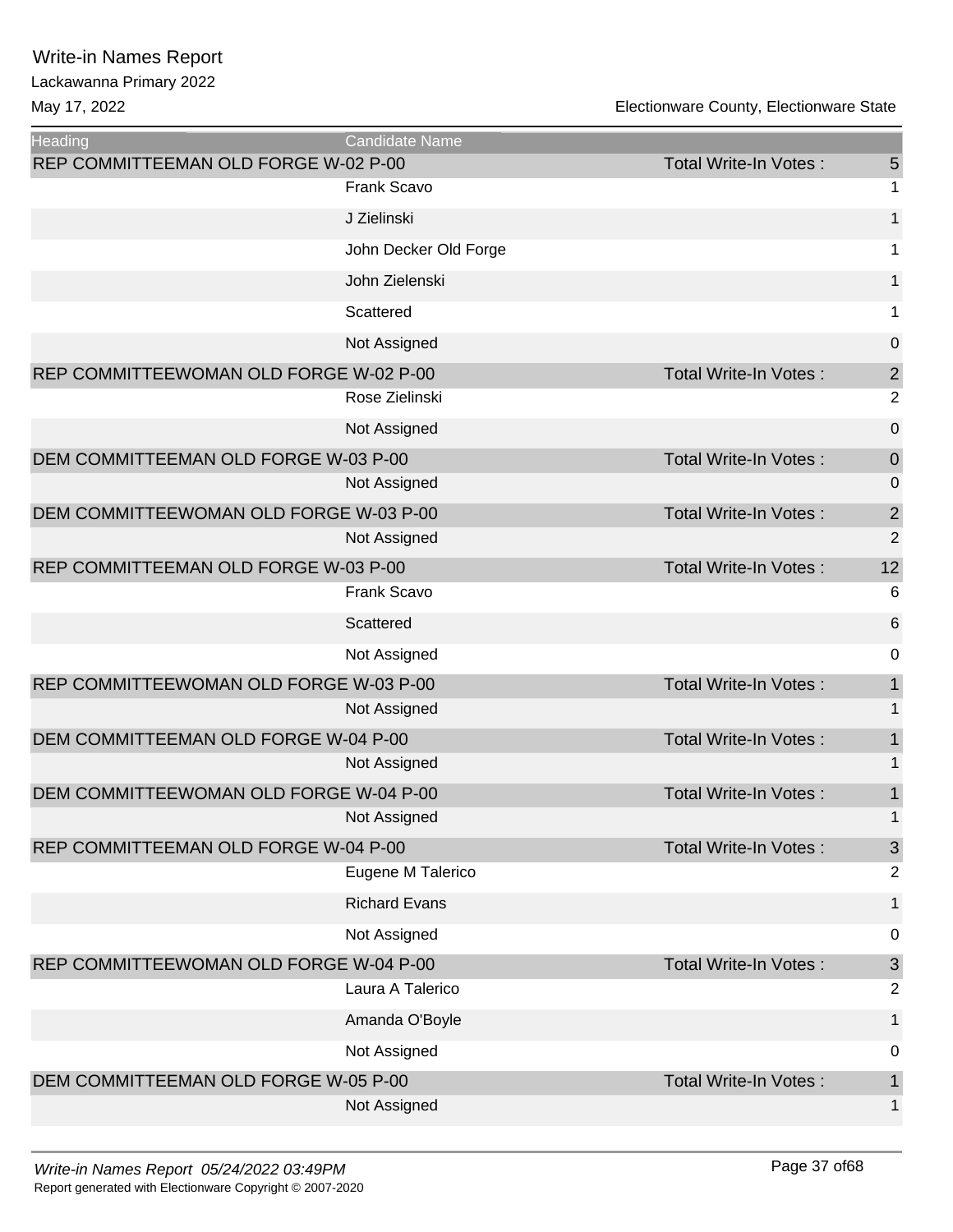# Write-in Names Report

Lackawanna Primary 2022

May 17, 2022 — Electionware County, Electionware State

| Heading | Candidate Name | | |
|---|---|---|---|
| REP COMMITTEEMAN OLD FORGE W-02 P-00 | | Total Write-In Votes : | 5 |
| | Frank Scavo | | 1 |
| | J Zielinski | | 1 |
| | John Decker Old Forge | | 1 |
| | John Zielenski | | 1 |
| | Scattered | | 1 |
| | Not Assigned | | 0 |
| REP COMMITTEEWOMAN OLD FORGE W-02 P-00 | | Total Write-In Votes : | 2 |
| | Rose Zielinski | | 2 |
| | Not Assigned | | 0 |
| DEM COMMITTEEMAN OLD FORGE W-03 P-00 | | Total Write-In Votes : | 0 |
| | Not Assigned | | 0 |
| DEM COMMITTEEWOMAN OLD FORGE W-03 P-00 | | Total Write-In Votes : | 2 |
| | Not Assigned | | 2 |
| REP COMMITTEEMAN OLD FORGE W-03 P-00 | | Total Write-In Votes : | 12 |
| | Frank Scavo | | 6 |
| | Scattered | | 6 |
| | Not Assigned | | 0 |
| REP COMMITTEEWOMAN OLD FORGE W-03 P-00 | | Total Write-In Votes : | 1 |
| | Not Assigned | | 1 |
| DEM COMMITTEEMAN OLD FORGE W-04 P-00 | | Total Write-In Votes : | 1 |
| | Not Assigned | | 1 |
| DEM COMMITTEEWOMAN OLD FORGE W-04 P-00 | | Total Write-In Votes : | 1 |
| | Not Assigned | | 1 |
| REP COMMITTEEMAN OLD FORGE W-04 P-00 | | Total Write-In Votes : | 3 |
| | Eugene M Talerico | | 2 |
| | Richard Evans | | 1 |
| | Not Assigned | | 0 |
| REP COMMITTEEWOMAN OLD FORGE W-04 P-00 | | Total Write-In Votes : | 3 |
| | Laura A Talerico | | 2 |
| | Amanda O'Boyle | | 1 |
| | Not Assigned | | 0 |
| DEM COMMITTEEMAN OLD FORGE W-05 P-00 | | Total Write-In Votes : | 1 |
| | Not Assigned | | 1 |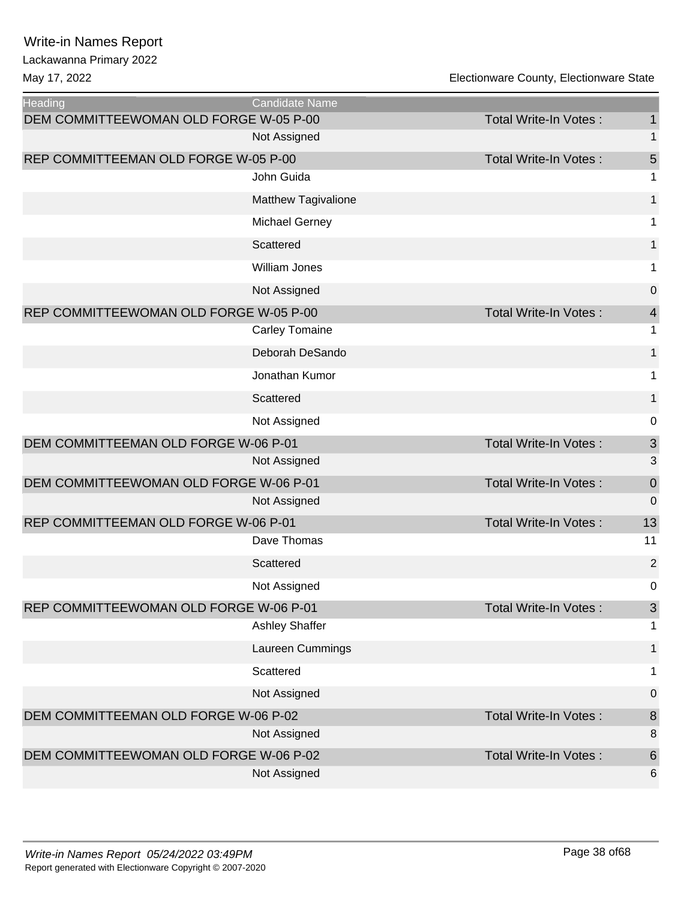# Write-in Names Report

Lackawanna Primary 2022

May 17, 2022

Electionware County, Electionware State

| Heading | Candidate Name | | |
|---|---|---|---|
| DEM COMMITTEEWOMAN OLD FORGE W-05 P-00 | | Total Write-In Votes : | 1 |
| | Not Assigned | | 1 |
| REP COMMITTEEMAN OLD FORGE W-05 P-00 | | Total Write-In Votes : | 5 |
| | John Guida | | 1 |
| | Matthew Tagivalione | | 1 |
| | Michael Gerney | | 1 |
| | Scattered | | 1 |
| | William Jones | | 1 |
| | Not Assigned | | 0 |
| REP COMMITTEEWOMAN OLD FORGE W-05 P-00 | | Total Write-In Votes : | 4 |
| | Carley Tomaine | | 1 |
| | Deborah DeSando | | 1 |
| | Jonathan Kumor | | 1 |
| | Scattered | | 1 |
| | Not Assigned | | 0 |
| DEM COMMITTEEMAN OLD FORGE W-06 P-01 | | Total Write-In Votes : | 3 |
| | Not Assigned | | 3 |
| DEM COMMITTEEWOMAN OLD FORGE W-06 P-01 | | Total Write-In Votes : | 0 |
| | Not Assigned | | 0 |
| REP COMMITTEEMAN OLD FORGE W-06 P-01 | | Total Write-In Votes : | 13 |
| | Dave Thomas | | 11 |
| | Scattered | | 2 |
| | Not Assigned | | 0 |
| REP COMMITTEEWOMAN OLD FORGE W-06 P-01 | | Total Write-In Votes : | 3 |
| | Ashley Shaffer | | 1 |
| | Laureen Cummings | | 1 |
| | Scattered | | 1 |
| | Not Assigned | | 0 |
| DEM COMMITTEEMAN OLD FORGE W-06 P-02 | | Total Write-In Votes : | 8 |
| | Not Assigned | | 8 |
| DEM COMMITTEEWOMAN OLD FORGE W-06 P-02 | | Total Write-In Votes : | 6 |
| | Not Assigned | | 6 |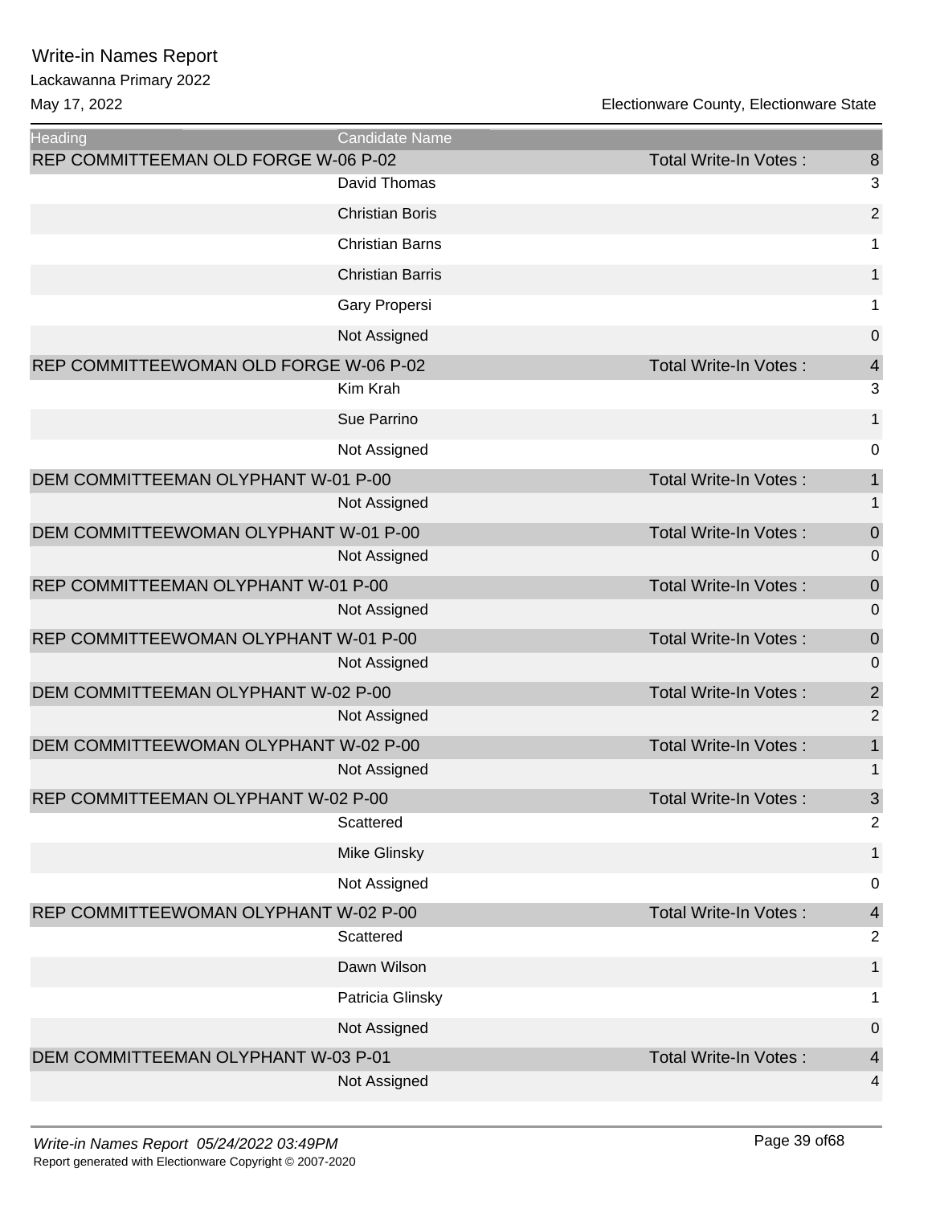Write-in Names Report

Lackawanna Primary 2022

May 17, 2022

Electionware County, Electionware State

| Heading | Candidate Name | | |
|---|---|---|---|
| REP COMMITTEEMAN OLD FORGE W-06 P-02 | | Total Write-In Votes : | 8 |
| | David Thomas | | 3 |
| | Christian Boris | | 2 |
| | Christian Barns | | 1 |
| | Christian Barris | | 1 |
| | Gary Propersi | | 1 |
| | Not Assigned | | 0 |
| REP COMMITTEEWOMAN OLD FORGE W-06 P-02 | | Total Write-In Votes : | 4 |
| | Kim Krah | | 3 |
| | Sue Parrino | | 1 |
| | Not Assigned | | 0 |
| DEM COMMITTEEMAN OLYPHANT W-01 P-00 | | Total Write-In Votes : | 1 |
| | Not Assigned | | 1 |
| DEM COMMITTEEWOMAN OLYPHANT W-01 P-00 | | Total Write-In Votes : | 0 |
| | Not Assigned | | 0 |
| REP COMMITTEEMAN OLYPHANT W-01 P-00 | | Total Write-In Votes : | 0 |
| | Not Assigned | | 0 |
| REP COMMITTEEWOMAN OLYPHANT W-01 P-00 | | Total Write-In Votes : | 0 |
| | Not Assigned | | 0 |
| DEM COMMITTEEMAN OLYPHANT W-02 P-00 | | Total Write-In Votes : | 2 |
| | Not Assigned | | 2 |
| DEM COMMITTEEWOMAN OLYPHANT W-02 P-00 | | Total Write-In Votes : | 1 |
| | Not Assigned | | 1 |
| REP COMMITTEEMAN OLYPHANT W-02 P-00 | | Total Write-In Votes : | 3 |
| | Scattered | | 2 |
| | Mike Glinsky | | 1 |
| | Not Assigned | | 0 |
| REP COMMITTEEWOMAN OLYPHANT W-02 P-00 | | Total Write-In Votes : | 4 |
| | Scattered | | 2 |
| | Dawn Wilson | | 1 |
| | Patricia Glinsky | | 1 |
| | Not Assigned | | 0 |
| DEM COMMITTEEMAN OLYPHANT W-03 P-01 | | Total Write-In Votes : | 4 |
| | Not Assigned | | 4 |

*Write-in Names Report 05/24/2022 03:49PM*

Report generated with Electionware Copyright © 2007-2020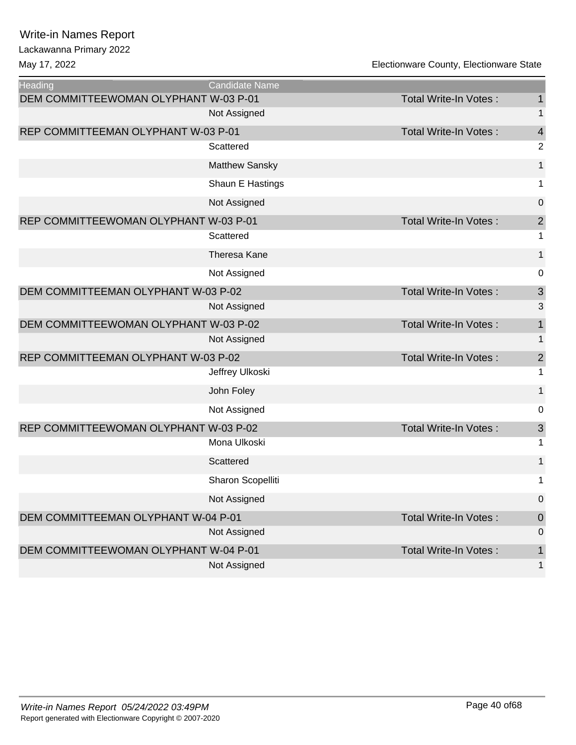# Write-in Names Report

Lackawanna Primary 2022

May 17, 2022 — Electionware County, Electionware State

| Heading | Candidate Name | | |
|---|---|---|---|
| DEM COMMITTEEWOMAN OLYPHANT W-03 P-01 | | Total Write-In Votes : | 1 |
| | Not Assigned | | 1 |
| REP COMMITTEEMAN OLYPHANT W-03 P-01 | | Total Write-In Votes : | 4 |
| | Scattered | | 2 |
| | Matthew Sansky | | 1 |
| | Shaun E Hastings | | 1 |
| | Not Assigned | | 0 |
| REP COMMITTEEWOMAN OLYPHANT W-03 P-01 | | Total Write-In Votes : | 2 |
| | Scattered | | 1 |
| | Theresa Kane | | 1 |
| | Not Assigned | | 0 |
| DEM COMMITTEEMAN OLYPHANT W-03 P-02 | | Total Write-In Votes : | 3 |
| | Not Assigned | | 3 |
| DEM COMMITTEEWOMAN OLYPHANT W-03 P-02 | | Total Write-In Votes : | 1 |
| | Not Assigned | | 1 |
| REP COMMITTEEMAN OLYPHANT W-03 P-02 | | Total Write-In Votes : | 2 |
| | Jeffrey Ulkoski | | 1 |
| | John Foley | | 1 |
| | Not Assigned | | 0 |
| REP COMMITTEEWOMAN OLYPHANT W-03 P-02 | | Total Write-In Votes : | 3 |
| | Mona Ulkoski | | 1 |
| | Scattered | | 1 |
| | Sharon Scopelliti | | 1 |
| | Not Assigned | | 0 |
| DEM COMMITTEEMAN OLYPHANT W-04 P-01 | | Total Write-In Votes : | 0 |
| | Not Assigned | | 0 |
| DEM COMMITTEEWOMAN OLYPHANT W-04 P-01 | | Total Write-In Votes : | 1 |
| | Not Assigned | | 1 |

*Write-in Names Report 05/24/2022 03:49PM*

Report generated with Electionware Copyright © 2007-2020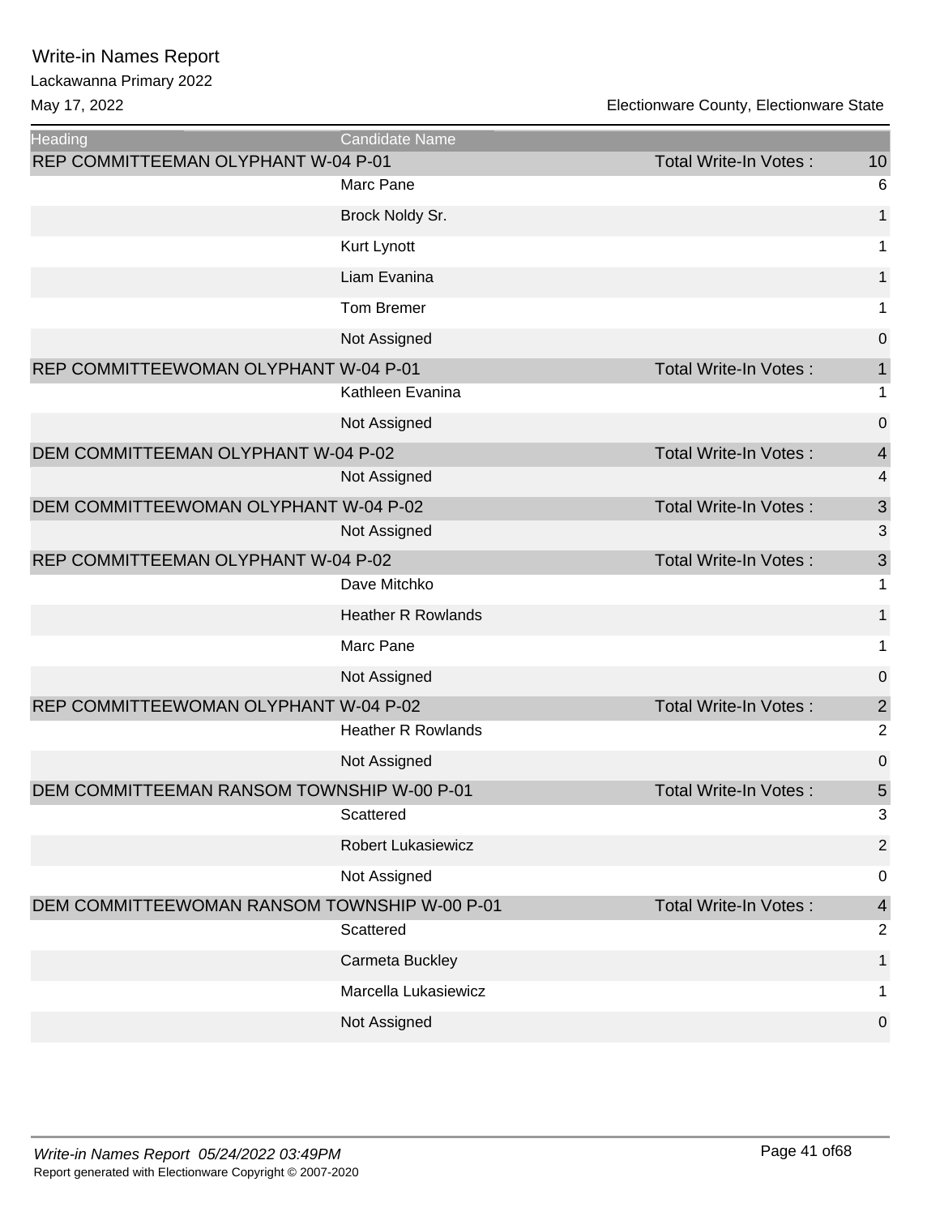# Write-in Names Report

Lackawanna Primary 2022

May 17, 2022

Electionware County, Electionware State

| Heading | Candidate Name | | |
|---|---|---|---|
| REP COMMITTEEMAN OLYPHANT W-04 P-01 | | Total Write-In Votes : | 10 |
| | Marc Pane | | 6 |
| | Brock Noldy Sr. | | 1 |
| | Kurt Lynott | | 1 |
| | Liam Evanina | | 1 |
| | Tom Bremer | | 1 |
| | Not Assigned | | 0 |
| REP COMMITTEEWOMAN OLYPHANT W-04 P-01 | | Total Write-In Votes : | 1 |
| | Kathleen Evanina | | 1 |
| | Not Assigned | | 0 |
| DEM COMMITTEEMAN OLYPHANT W-04 P-02 | | Total Write-In Votes : | 4 |
| | Not Assigned | | 4 |
| DEM COMMITTEEWOMAN OLYPHANT W-04 P-02 | | Total Write-In Votes : | 3 |
| | Not Assigned | | 3 |
| REP COMMITTEEMAN OLYPHANT W-04 P-02 | | Total Write-In Votes : | 3 |
| | Dave Mitchko | | 1 |
| | Heather R Rowlands | | 1 |
| | Marc Pane | | 1 |
| | Not Assigned | | 0 |
| REP COMMITTEEWOMAN OLYPHANT W-04 P-02 | | Total Write-In Votes : | 2 |
| | Heather R Rowlands | | 2 |
| | Not Assigned | | 0 |
| DEM COMMITTEEMAN RANSOM TOWNSHIP W-00 P-01 | | Total Write-In Votes : | 5 |
| | Scattered | | 3 |
| | Robert Lukasiewicz | | 2 |
| | Not Assigned | | 0 |
| DEM COMMITTEEWOMAN RANSOM TOWNSHIP W-00 P-01 | | Total Write-In Votes : | 4 |
| | Scattered | | 2 |
| | Carmeta Buckley | | 1 |
| | Marcella Lukasiewicz | | 1 |
| | Not Assigned | | 0 |

*Write-in Names Report 05/24/2022 03:49PM*

Report generated with Electionware Copyright © 2007-2020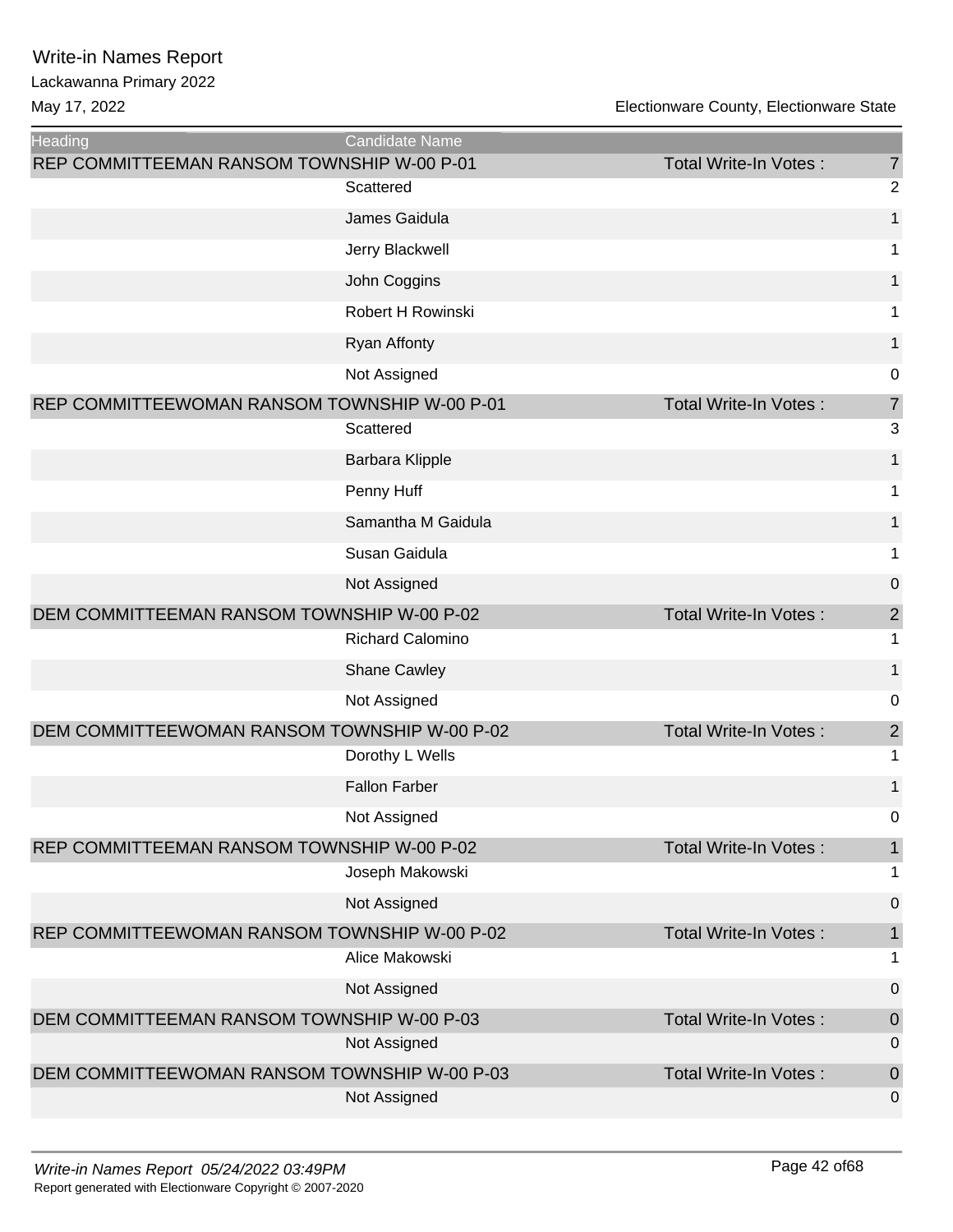# Write-in Names Report

Lackawanna Primary 2022

May 17, 2022

Electionware County, Electionware State

| Heading | Candidate Name | | |
|---|---|---|---|
| REP COMMITTEEMAN RANSOM TOWNSHIP W-00 P-01 | | Total Write-In Votes : | 7 |
| | Scattered | | 2 |
| | James Gaidula | | 1 |
| | Jerry Blackwell | | 1 |
| | John Coggins | | 1 |
| | Robert H Rowinski | | 1 |
| | Ryan Affonty | | 1 |
| | Not Assigned | | 0 |
| REP COMMITTEEWOMAN RANSOM TOWNSHIP W-00 P-01 | | Total Write-In Votes : | 7 |
| | Scattered | | 3 |
| | Barbara Klipple | | 1 |
| | Penny Huff | | 1 |
| | Samantha M Gaidula | | 1 |
| | Susan Gaidula | | 1 |
| | Not Assigned | | 0 |
| DEM COMMITTEEMAN RANSOM TOWNSHIP W-00 P-02 | | Total Write-In Votes : | 2 |
| | Richard Calomino | | 1 |
| | Shane Cawley | | 1 |
| | Not Assigned | | 0 |
| DEM COMMITTEEWOMAN RANSOM TOWNSHIP W-00 P-02 | | Total Write-In Votes : | 2 |
| | Dorothy L Wells | | 1 |
| | Fallon Farber | | 1 |
| | Not Assigned | | 0 |
| REP COMMITTEEMAN RANSOM TOWNSHIP W-00 P-02 | | Total Write-In Votes : | 1 |
| | Joseph Makowski | | 1 |
| | Not Assigned | | 0 |
| REP COMMITTEEWOMAN RANSOM TOWNSHIP W-00 P-02 | | Total Write-In Votes : | 1 |
| | Alice Makowski | | 1 |
| | Not Assigned | | 0 |
| DEM COMMITTEEMAN RANSOM TOWNSHIP W-00 P-03 | | Total Write-In Votes : | 0 |
| | Not Assigned | | 0 |
| DEM COMMITTEEWOMAN RANSOM TOWNSHIP W-00 P-03 | | Total Write-In Votes : | 0 |
| | Not Assigned | | 0 |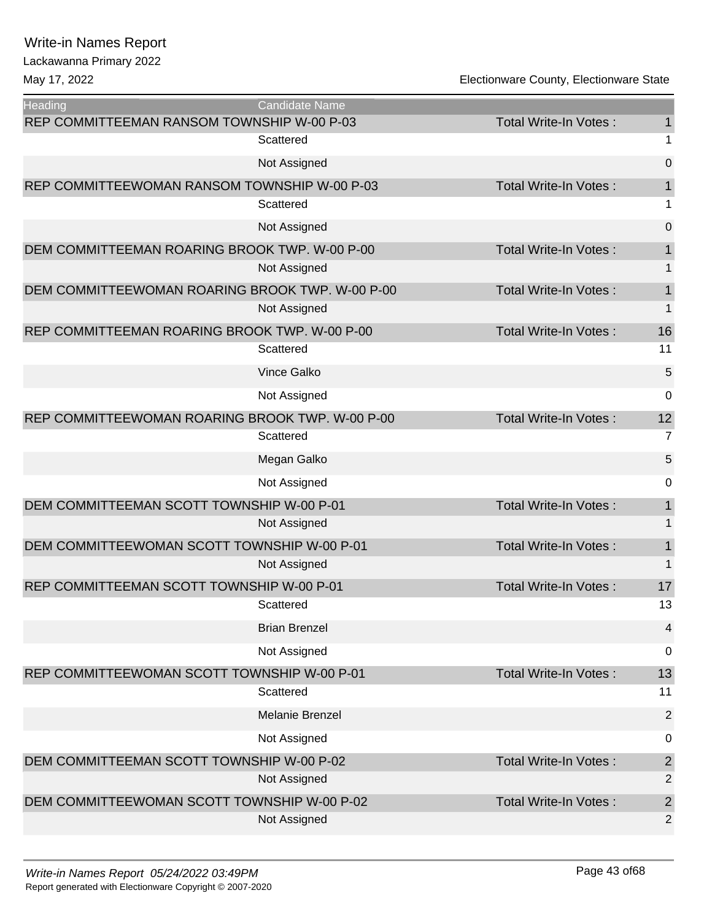# Write-in Names Report

Lackawanna Primary 2022

May 17, 2022

Electionware County, Electionware State

| Heading | Candidate Name | | |
|---|---|---|---|
| REP COMMITTEEMAN RANSOM TOWNSHIP W-00 P-03 | | Total Write-In Votes : | 1 |
| | Scattered | | 1 |
| | Not Assigned | | 0 |
| REP COMMITTEEWOMAN RANSOM TOWNSHIP W-00 P-03 | | Total Write-In Votes : | 1 |
| | Scattered | | 1 |
| | Not Assigned | | 0 |
| DEM COMMITTEEMAN ROARING BROOK TWP. W-00 P-00 | | Total Write-In Votes : | 1 |
| | Not Assigned | | 1 |
| DEM COMMITTEEWOMAN ROARING BROOK TWP. W-00 P-00 | | Total Write-In Votes : | 1 |
| | Not Assigned | | 1 |
| REP COMMITTEEMAN ROARING BROOK TWP. W-00 P-00 | | Total Write-In Votes : | 16 |
| | Scattered | | 11 |
| | Vince Galko | | 5 |
| | Not Assigned | | 0 |
| REP COMMITTEEWOMAN ROARING BROOK TWP. W-00 P-00 | | Total Write-In Votes : | 12 |
| | Scattered | | 7 |
| | Megan Galko | | 5 |
| | Not Assigned | | 0 |
| DEM COMMITTEEMAN SCOTT TOWNSHIP W-00 P-01 | | Total Write-In Votes : | 1 |
| | Not Assigned | | 1 |
| DEM COMMITTEEWOMAN SCOTT TOWNSHIP W-00 P-01 | | Total Write-In Votes : | 1 |
| | Not Assigned | | 1 |
| REP COMMITTEEMAN SCOTT TOWNSHIP W-00 P-01 | | Total Write-In Votes : | 17 |
| | Scattered | | 13 |
| | Brian Brenzel | | 4 |
| | Not Assigned | | 0 |
| REP COMMITTEEWOMAN SCOTT TOWNSHIP W-00 P-01 | | Total Write-In Votes : | 13 |
| | Scattered | | 11 |
| | Melanie Brenzel | | 2 |
| | Not Assigned | | 0 |
| DEM COMMITTEEMAN SCOTT TOWNSHIP W-00 P-02 | | Total Write-In Votes : | 2 |
| | Not Assigned | | 2 |
| DEM COMMITTEEWOMAN SCOTT TOWNSHIP W-00 P-02 | | Total Write-In Votes : | 2 |
| | Not Assigned | | 2 |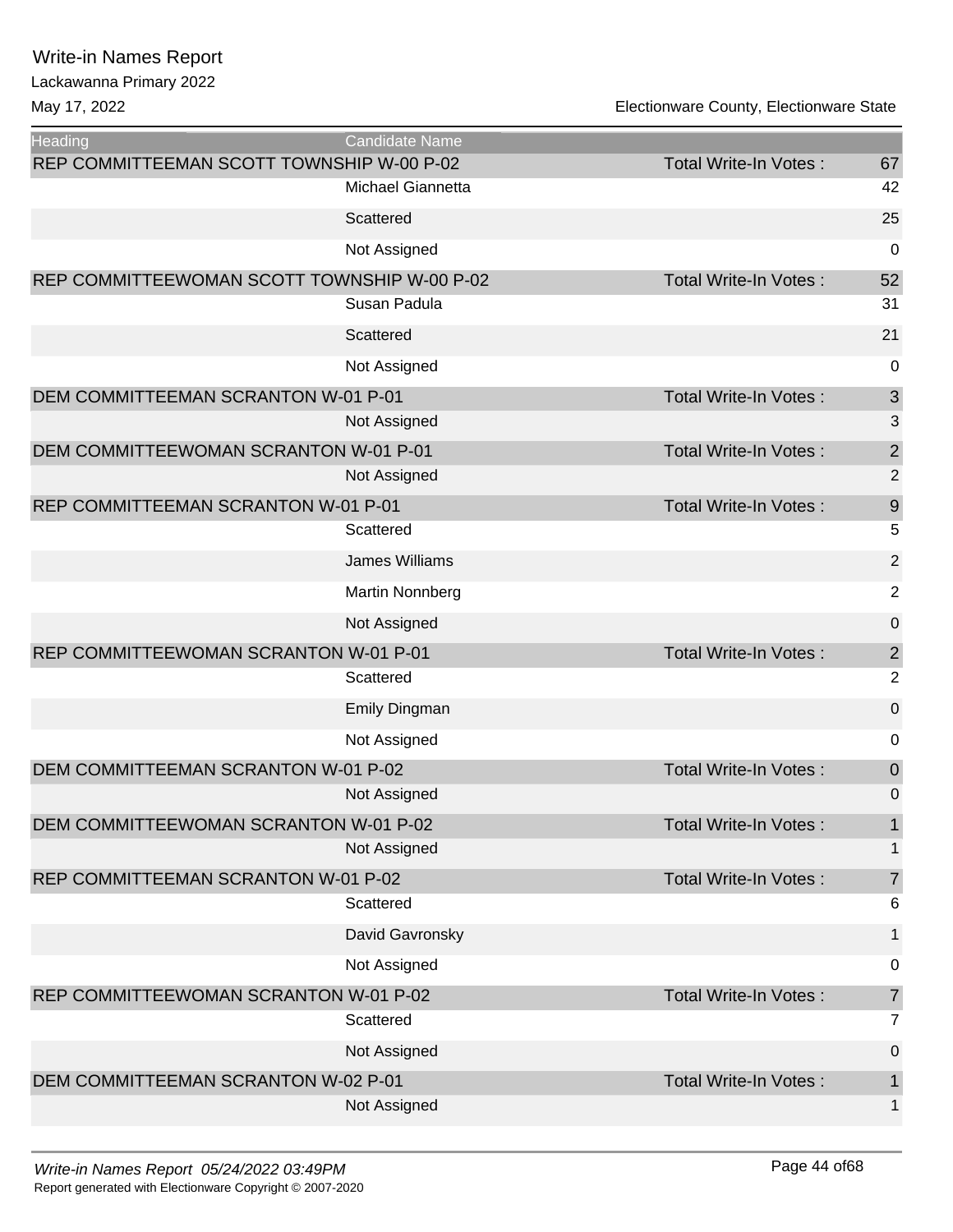# Write-in Names Report

Lackawanna Primary 2022

May 17, 2022 Electionware County, Electionware State

| Heading | Candidate Name | | |
|---|---|---|---|
| REP COMMITTEEMAN SCOTT TOWNSHIP W-00 P-02 | | Total Write-In Votes : | 67 |
| | Michael Giannetta | | 42 |
| | Scattered | | 25 |
| | Not Assigned | | 0 |
| REP COMMITTEEWOMAN SCOTT TOWNSHIP W-00 P-02 | | Total Write-In Votes : | 52 |
| | Susan Padula | | 31 |
| | Scattered | | 21 |
| | Not Assigned | | 0 |
| DEM COMMITTEEMAN SCRANTON W-01 P-01 | | Total Write-In Votes : | 3 |
| | Not Assigned | | 3 |
| DEM COMMITTEEWOMAN SCRANTON W-01 P-01 | | Total Write-In Votes : | 2 |
| | Not Assigned | | 2 |
| REP COMMITTEEMAN SCRANTON W-01 P-01 | | Total Write-In Votes : | 9 |
| | Scattered | | 5 |
| | James Williams | | 2 |
| | Martin Nonnberg | | 2 |
| | Not Assigned | | 0 |
| REP COMMITTEEWOMAN SCRANTON W-01 P-01 | | Total Write-In Votes : | 2 |
| | Scattered | | 2 |
| | Emily Dingman | | 0 |
| | Not Assigned | | 0 |
| DEM COMMITTEEMAN SCRANTON W-01 P-02 | | Total Write-In Votes : | 0 |
| | Not Assigned | | 0 |
| DEM COMMITTEEWOMAN SCRANTON W-01 P-02 | | Total Write-In Votes : | 1 |
| | Not Assigned | | 1 |
| REP COMMITTEEMAN SCRANTON W-01 P-02 | | Total Write-In Votes : | 7 |
| | Scattered | | 6 |
| | David Gavronsky | | 1 |
| | Not Assigned | | 0 |
| REP COMMITTEEWOMAN SCRANTON W-01 P-02 | | Total Write-In Votes : | 7 |
| | Scattered | | 7 |
| | Not Assigned | | 0 |
| DEM COMMITTEEMAN SCRANTON W-02 P-01 | | Total Write-In Votes : | 1 |
| | Not Assigned | | 1 |

*Write-in Names Report 05/24/2022 03:49PM*

Report generated with Electionware Copyright © 2007-2020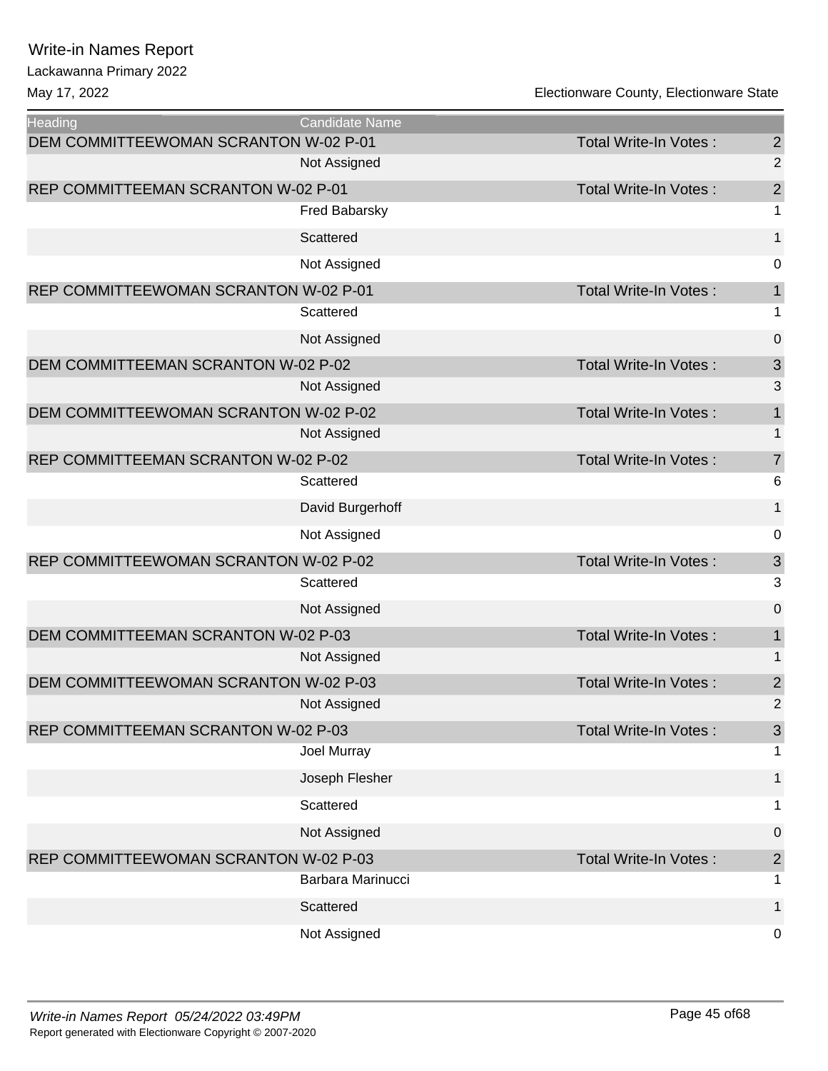Write-in Names Report
Lackawanna Primary 2022
May 17, 2022

Electionware County, Electionware State

| Heading | Candidate Name | | |
|---|---|---|---|
| DEM COMMITTEEWOMAN SCRANTON W-02 P-01 | | Total Write-In Votes : | 2 |
| | Not Assigned | | 2 |
| REP COMMITTEEMAN SCRANTON W-02 P-01 | | Total Write-In Votes : | 2 |
| | Fred Babarsky | | 1 |
| | Scattered | | 1 |
| | Not Assigned | | 0 |
| REP COMMITTEEWOMAN SCRANTON W-02 P-01 | | Total Write-In Votes : | 1 |
| | Scattered | | 1 |
| | Not Assigned | | 0 |
| DEM COMMITTEEMAN SCRANTON W-02 P-02 | | Total Write-In Votes : | 3 |
| | Not Assigned | | 3 |
| DEM COMMITTEEWOMAN SCRANTON W-02 P-02 | | Total Write-In Votes : | 1 |
| | Not Assigned | | 1 |
| REP COMMITTEEMAN SCRANTON W-02 P-02 | | Total Write-In Votes : | 7 |
| | Scattered | | 6 |
| | David Burgerhoff | | 1 |
| | Not Assigned | | 0 |
| REP COMMITTEEWOMAN SCRANTON W-02 P-02 | | Total Write-In Votes : | 3 |
| | Scattered | | 3 |
| | Not Assigned | | 0 |
| DEM COMMITTEEMAN SCRANTON W-02 P-03 | | Total Write-In Votes : | 1 |
| | Not Assigned | | 1 |
| DEM COMMITTEEWOMAN SCRANTON W-02 P-03 | | Total Write-In Votes : | 2 |
| | Not Assigned | | 2 |
| REP COMMITTEEMAN SCRANTON W-02 P-03 | | Total Write-In Votes : | 3 |
| | Joel Murray | | 1 |
| | Joseph Flesher | | 1 |
| | Scattered | | 1 |
| | Not Assigned | | 0 |
| REP COMMITTEEWOMAN SCRANTON W-02 P-03 | | Total Write-In Votes : | 2 |
| | Barbara Marinucci | | 1 |
| | Scattered | | 1 |
| | Not Assigned | | 0 |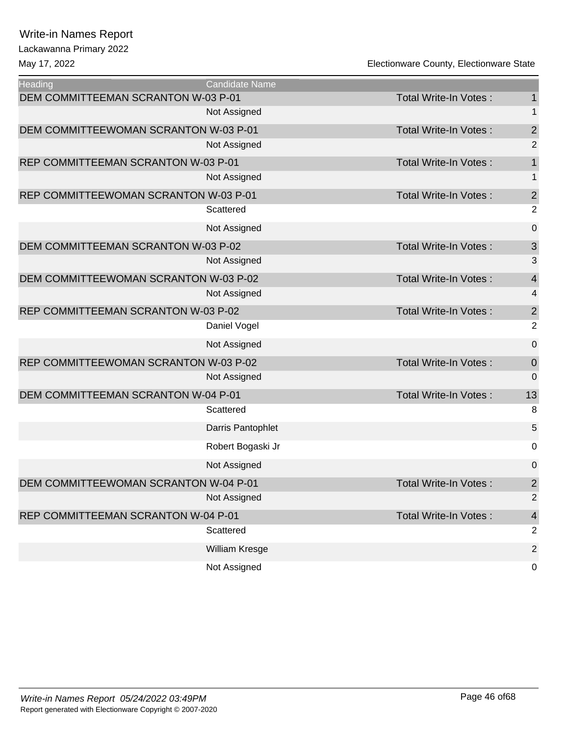# Write-in Names Report

Lackawanna Primary 2022

May 17, 2022 — Electionware County, Electionware State

| Heading | Candidate Name | | |
|---|---|---|---|
| DEM COMMITTEEMAN SCRANTON W-03 P-01 | | Total Write-In Votes : | 1 |
| | Not Assigned | | 1 |
| DEM COMMITTEEWOMAN SCRANTON W-03 P-01 | | Total Write-In Votes : | 2 |
| | Not Assigned | | 2 |
| REP COMMITTEEMAN SCRANTON W-03 P-01 | | Total Write-In Votes : | 1 |
| | Not Assigned | | 1 |
| REP COMMITTEEWOMAN SCRANTON W-03 P-01 | | Total Write-In Votes : | 2 |
| | Scattered | | 2 |
| | Not Assigned | | 0 |
| DEM COMMITTEEMAN SCRANTON W-03 P-02 | | Total Write-In Votes : | 3 |
| | Not Assigned | | 3 |
| DEM COMMITTEEWOMAN SCRANTON W-03 P-02 | | Total Write-In Votes : | 4 |
| | Not Assigned | | 4 |
| REP COMMITTEEMAN SCRANTON W-03 P-02 | | Total Write-In Votes : | 2 |
| | Daniel Vogel | | 2 |
| | Not Assigned | | 0 |
| REP COMMITTEEWOMAN SCRANTON W-03 P-02 | | Total Write-In Votes : | 0 |
| | Not Assigned | | 0 |
| DEM COMMITTEEMAN SCRANTON W-04 P-01 | | Total Write-In Votes : | 13 |
| | Scattered | | 8 |
| | Darris Pantophlet | | 5 |
| | Robert Bogaski Jr | | 0 |
| | Not Assigned | | 0 |
| DEM COMMITTEEWOMAN SCRANTON W-04 P-01 | | Total Write-In Votes : | 2 |
| | Not Assigned | | 2 |
| REP COMMITTEEMAN SCRANTON W-04 P-01 | | Total Write-In Votes : | 4 |
| | Scattered | | 2 |
| | William Kresge | | 2 |
| | Not Assigned | | 0 |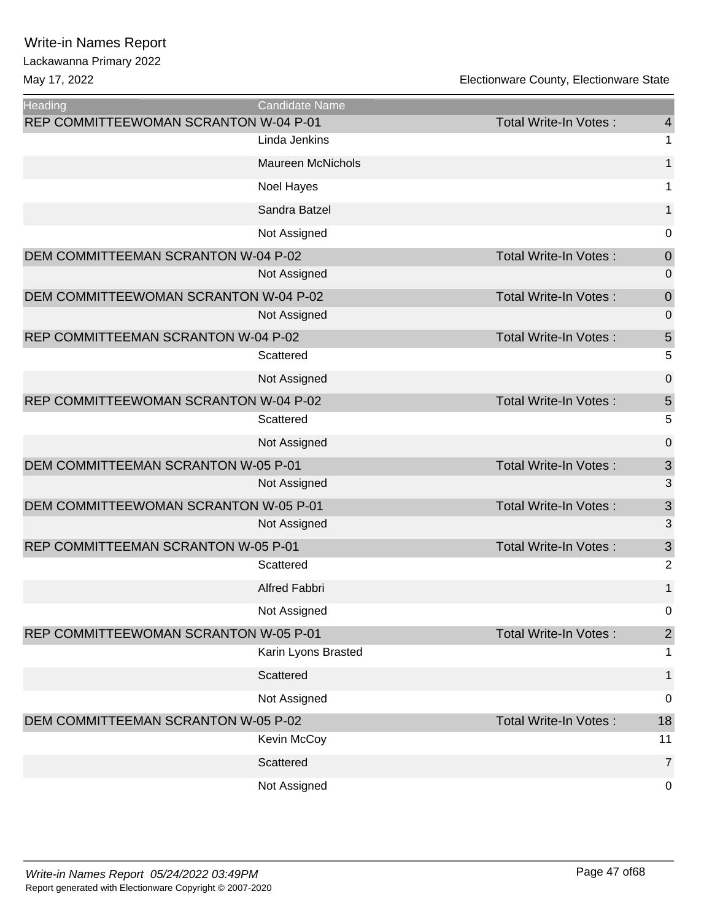# Write-in Names Report

Lackawanna Primary 2022

May 17, 2022

Electionware County, Electionware State

| Heading | Candidate Name | | |
|---|---|---|---|
| REP COMMITTEEWOMAN SCRANTON W-04 P-01 | | Total Write-In Votes : | 4 |
| | Linda Jenkins | | 1 |
| | Maureen McNichols | | 1 |
| | Noel Hayes | | 1 |
| | Sandra Batzel | | 1 |
| | Not Assigned | | 0 |
| DEM COMMITTEEMAN SCRANTON W-04 P-02 | | Total Write-In Votes : | 0 |
| | Not Assigned | | 0 |
| DEM COMMITTEEWOMAN SCRANTON W-04 P-02 | | Total Write-In Votes : | 0 |
| | Not Assigned | | 0 |
| REP COMMITTEEMAN SCRANTON W-04 P-02 | | Total Write-In Votes : | 5 |
| | Scattered | | 5 |
| | Not Assigned | | 0 |
| REP COMMITTEEWOMAN SCRANTON W-04 P-02 | | Total Write-In Votes : | 5 |
| | Scattered | | 5 |
| | Not Assigned | | 0 |
| DEM COMMITTEEMAN SCRANTON W-05 P-01 | | Total Write-In Votes : | 3 |
| | Not Assigned | | 3 |
| DEM COMMITTEEWOMAN SCRANTON W-05 P-01 | | Total Write-In Votes : | 3 |
| | Not Assigned | | 3 |
| REP COMMITTEEMAN SCRANTON W-05 P-01 | | Total Write-In Votes : | 3 |
| | Scattered | | 2 |
| | Alfred Fabbri | | 1 |
| | Not Assigned | | 0 |
| REP COMMITTEEWOMAN SCRANTON W-05 P-01 | | Total Write-In Votes : | 2 |
| | Karin Lyons Brasted | | 1 |
| | Scattered | | 1 |
| | Not Assigned | | 0 |
| DEM COMMITTEEMAN SCRANTON W-05 P-02 | | Total Write-In Votes : | 18 |
| | Kevin McCoy | | 11 |
| | Scattered | | 7 |
| | Not Assigned | | 0 |

*Write-in Names Report 05/24/2022 03:49PM*

Report generated with Electionware Copyright © 2007-2020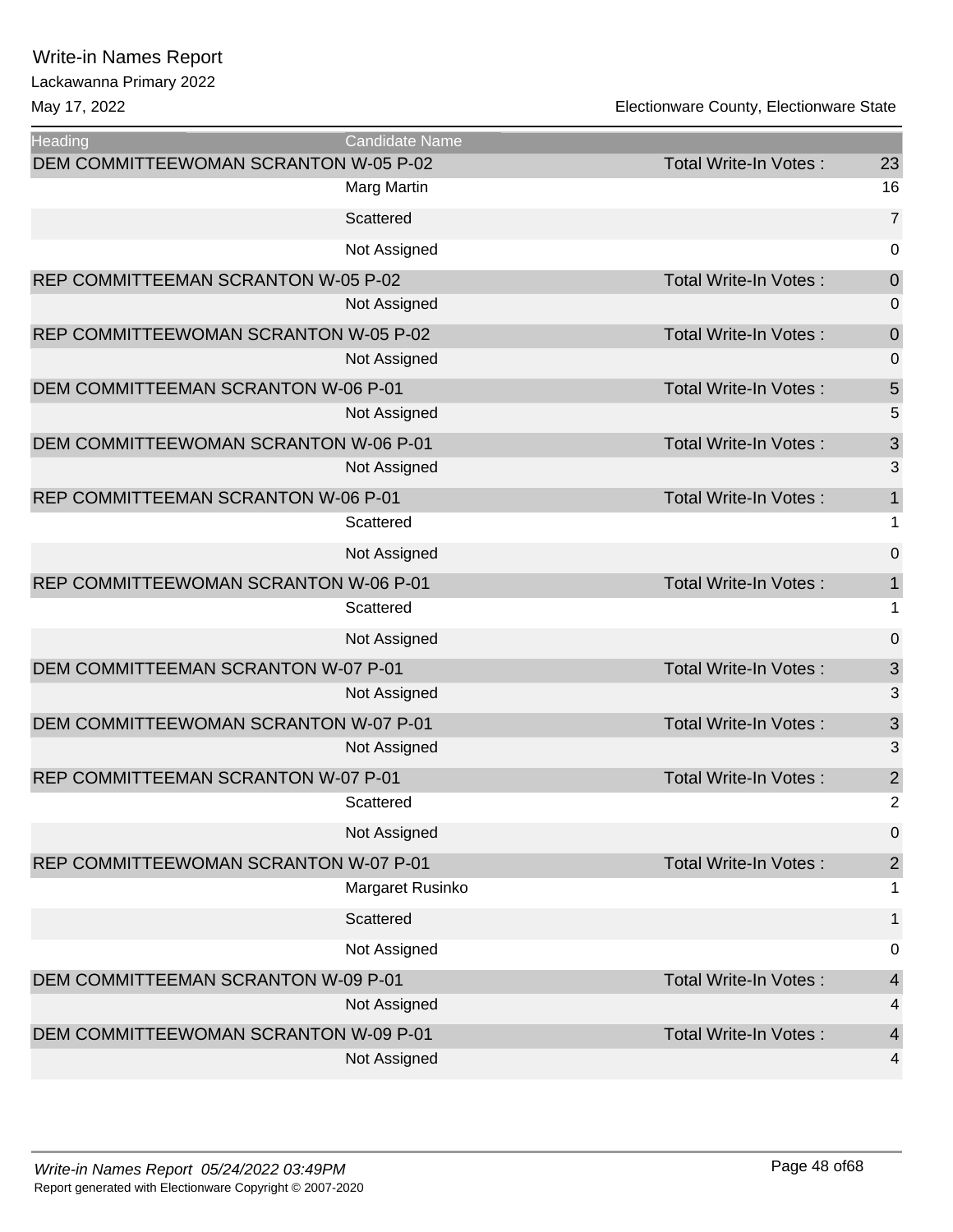# Write-in Names Report

Lackawanna Primary 2022

May 17, 2022

Electionware County, Electionware State

| Heading | Candidate Name | | |
|---|---|---|---|
| DEM COMMITTEEWOMAN SCRANTON W-05 P-02 | | Total Write-In Votes : | 23 |
| | Marg Martin | | 16 |
| | Scattered | | 7 |
| | Not Assigned | | 0 |
| REP COMMITTEEMAN SCRANTON W-05 P-02 | | Total Write-In Votes : | 0 |
| | Not Assigned | | 0 |
| REP COMMITTEEWOMAN SCRANTON W-05 P-02 | | Total Write-In Votes : | 0 |
| | Not Assigned | | 0 |
| DEM COMMITTEEMAN SCRANTON W-06 P-01 | | Total Write-In Votes : | 5 |
| | Not Assigned | | 5 |
| DEM COMMITTEEWOMAN SCRANTON W-06 P-01 | | Total Write-In Votes : | 3 |
| | Not Assigned | | 3 |
| REP COMMITTEEMAN SCRANTON W-06 P-01 | | Total Write-In Votes : | 1 |
| | Scattered | | 1 |
| | Not Assigned | | 0 |
| REP COMMITTEEWOMAN SCRANTON W-06 P-01 | | Total Write-In Votes : | 1 |
| | Scattered | | 1 |
| | Not Assigned | | 0 |
| DEM COMMITTEEMAN SCRANTON W-07 P-01 | | Total Write-In Votes : | 3 |
| | Not Assigned | | 3 |
| DEM COMMITTEEWOMAN SCRANTON W-07 P-01 | | Total Write-In Votes : | 3 |
| | Not Assigned | | 3 |
| REP COMMITTEEMAN SCRANTON W-07 P-01 | | Total Write-In Votes : | 2 |
| | Scattered | | 2 |
| | Not Assigned | | 0 |
| REP COMMITTEEWOMAN SCRANTON W-07 P-01 | | Total Write-In Votes : | 2 |
| | Margaret Rusinko | | 1 |
| | Scattered | | 1 |
| | Not Assigned | | 0 |
| DEM COMMITTEEMAN SCRANTON W-09 P-01 | | Total Write-In Votes : | 4 |
| | Not Assigned | | 4 |
| DEM COMMITTEEWOMAN SCRANTON W-09 P-01 | | Total Write-In Votes : | 4 |
| | Not Assigned | | 4 |

*Write-in Names Report 05/24/2022 03:49PM*

Report generated with Electionware Copyright © 2007-2020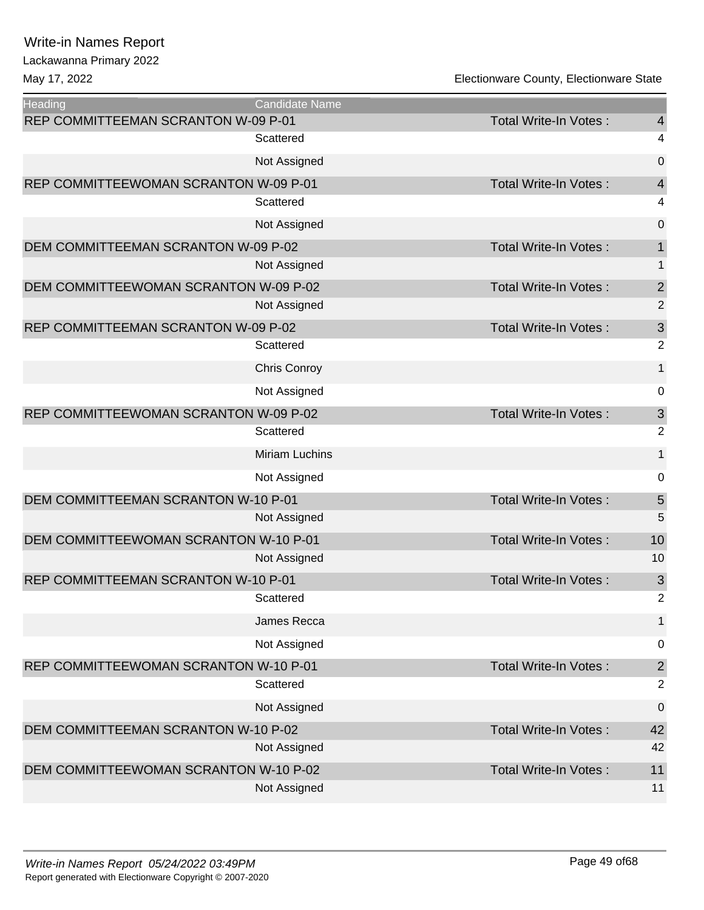# Write-in Names Report

Lackawanna Primary 2022

May 17, 2022 — Electionware County, Electionware State

| Heading | Candidate Name | | |
|---|---|---|---|
| REP COMMITTEEMAN SCRANTON W-09 P-01 | | Total Write-In Votes : | 4 |
| | Scattered | | 4 |
| | Not Assigned | | 0 |
| REP COMMITTEEWOMAN SCRANTON W-09 P-01 | | Total Write-In Votes : | 4 |
| | Scattered | | 4 |
| | Not Assigned | | 0 |
| DEM COMMITTEEMAN SCRANTON W-09 P-02 | | Total Write-In Votes : | 1 |
| | Not Assigned | | 1 |
| DEM COMMITTEEWOMAN SCRANTON W-09 P-02 | | Total Write-In Votes : | 2 |
| | Not Assigned | | 2 |
| REP COMMITTEEMAN SCRANTON W-09 P-02 | | Total Write-In Votes : | 3 |
| | Scattered | | 2 |
| | Chris Conroy | | 1 |
| | Not Assigned | | 0 |
| REP COMMITTEEWOMAN SCRANTON W-09 P-02 | | Total Write-In Votes : | 3 |
| | Scattered | | 2 |
| | Miriam Luchins | | 1 |
| | Not Assigned | | 0 |
| DEM COMMITTEEMAN SCRANTON W-10 P-01 | | Total Write-In Votes : | 5 |
| | Not Assigned | | 5 |
| DEM COMMITTEEWOMAN SCRANTON W-10 P-01 | | Total Write-In Votes : | 10 |
| | Not Assigned | | 10 |
| REP COMMITTEEMAN SCRANTON W-10 P-01 | | Total Write-In Votes : | 3 |
| | Scattered | | 2 |
| | James Recca | | 1 |
| | Not Assigned | | 0 |
| REP COMMITTEEWOMAN SCRANTON W-10 P-01 | | Total Write-In Votes : | 2 |
| | Scattered | | 2 |
| | Not Assigned | | 0 |
| DEM COMMITTEEMAN SCRANTON W-10 P-02 | | Total Write-In Votes : | 42 |
| | Not Assigned | | 42 |
| DEM COMMITTEEWOMAN SCRANTON W-10 P-02 | | Total Write-In Votes : | 11 |
| | Not Assigned | | 11 |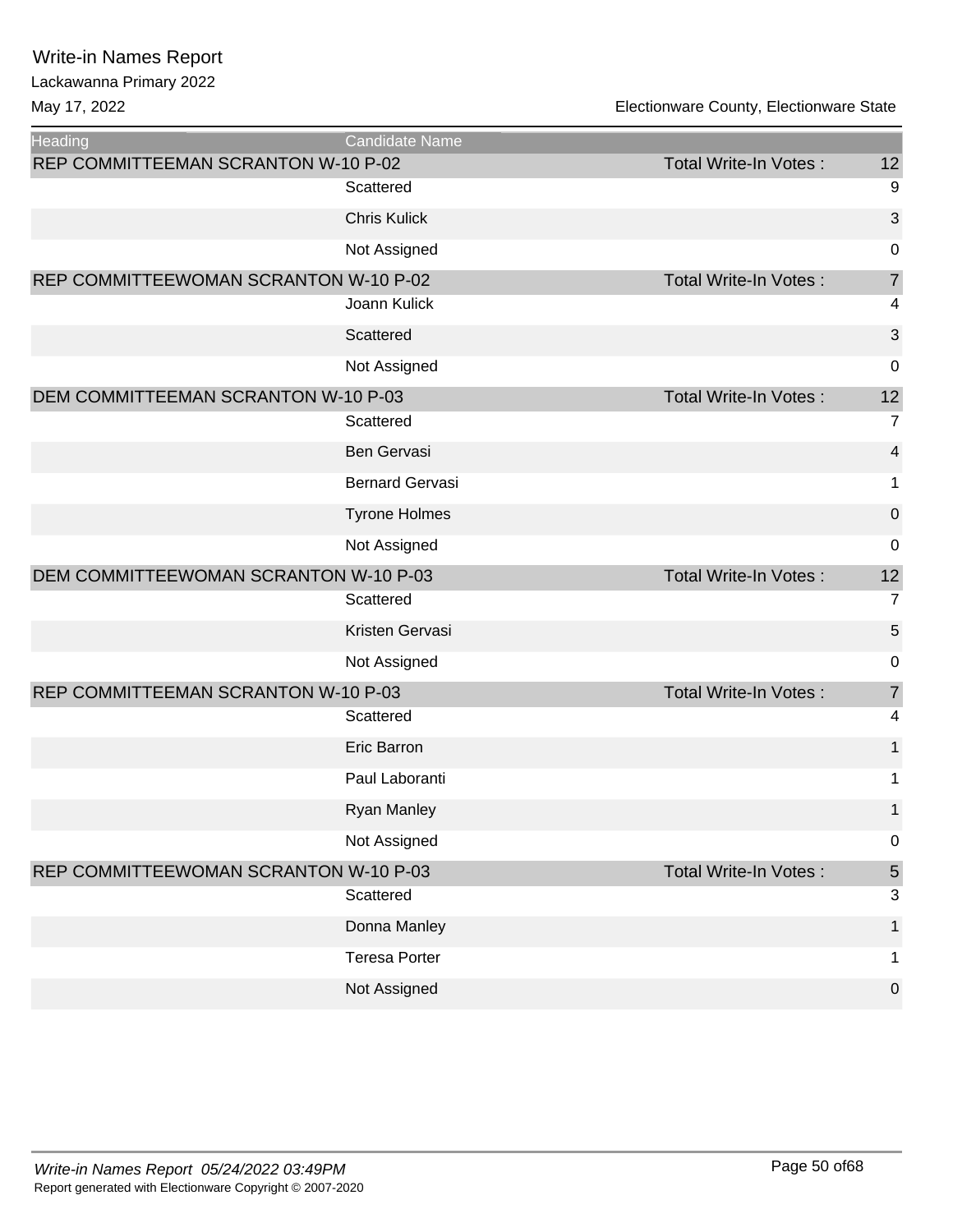# Write-in Names Report

Lackawanna Primary 2022

May 17, 2022

Electionware County, Electionware State

| Heading | Candidate Name | | |
|---|---|---|---|
| REP COMMITTEEMAN SCRANTON W-10 P-02 | | Total Write-In Votes : | 12 |
| | Scattered | | 9 |
| | Chris Kulick | | 3 |
| | Not Assigned | | 0 |
| REP COMMITTEEWOMAN SCRANTON W-10 P-02 | | Total Write-In Votes : | 7 |
| | Joann Kulick | | 4 |
| | Scattered | | 3 |
| | Not Assigned | | 0 |
| DEM COMMITTEEMAN SCRANTON W-10 P-03 | | Total Write-In Votes : | 12 |
| | Scattered | | 7 |
| | Ben Gervasi | | 4 |
| | Bernard Gervasi | | 1 |
| | Tyrone Holmes | | 0 |
| | Not Assigned | | 0 |
| DEM COMMITTEEWOMAN SCRANTON W-10 P-03 | | Total Write-In Votes : | 12 |
| | Scattered | | 7 |
| | Kristen Gervasi | | 5 |
| | Not Assigned | | 0 |
| REP COMMITTEEMAN SCRANTON W-10 P-03 | | Total Write-In Votes : | 7 |
| | Scattered | | 4 |
| | Eric Barron | | 1 |
| | Paul Laboranti | | 1 |
| | Ryan Manley | | 1 |
| | Not Assigned | | 0 |
| REP COMMITTEEWOMAN SCRANTON W-10 P-03 | | Total Write-In Votes : | 5 |
| | Scattered | | 3 |
| | Donna Manley | | 1 |
| | Teresa Porter | | 1 |
| | Not Assigned | | 0 |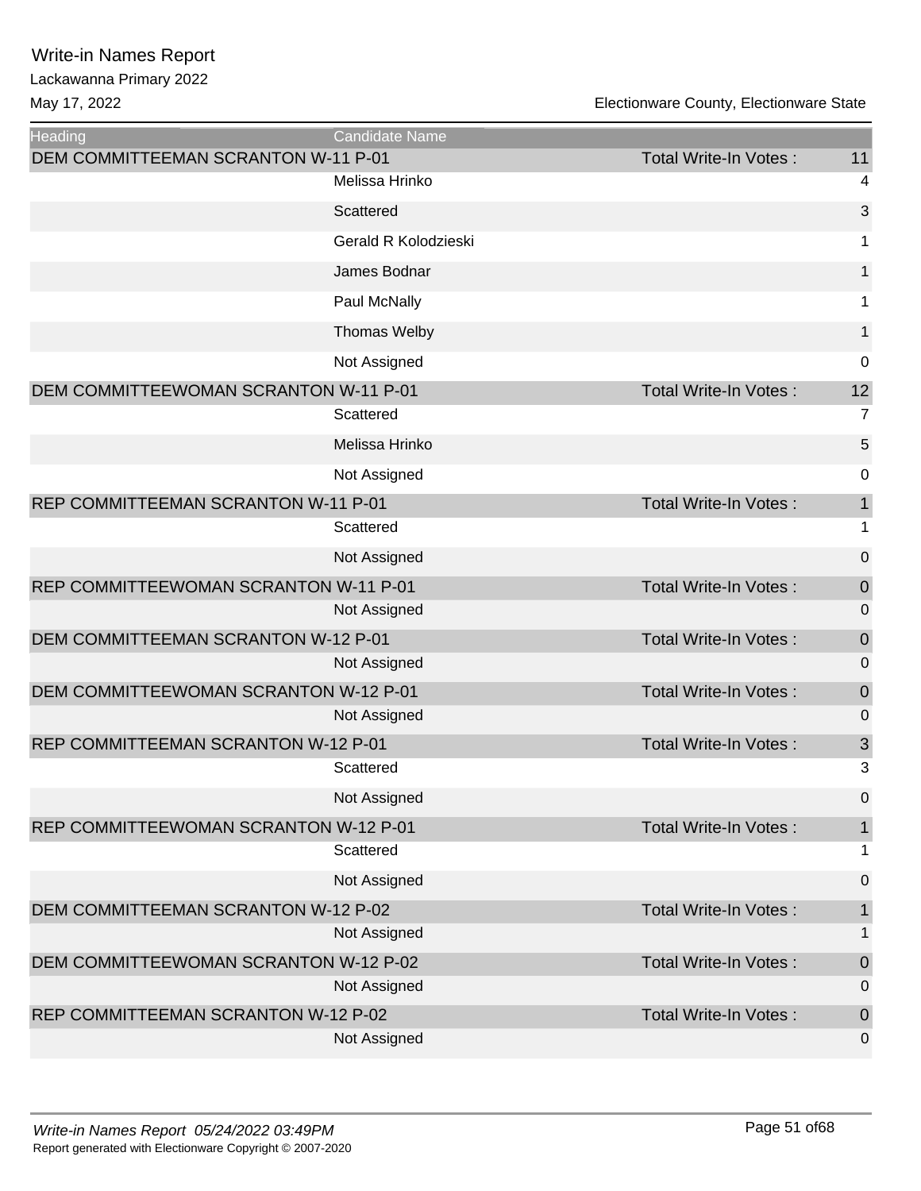# Write-in Names Report

Lackawanna Primary 2022

May 17, 2022

Electionware County, Electionware State

| Heading | Candidate Name | | |
|---|---|---|---|
| DEM COMMITTEEMAN SCRANTON W-11 P-01 | | Total Write-In Votes : | 11 |
| | Melissa Hrinko | | 4 |
| | Scattered | | 3 |
| | Gerald R Kolodzieski | | 1 |
| | James Bodnar | | 1 |
| | Paul McNally | | 1 |
| | Thomas Welby | | 1 |
| | Not Assigned | | 0 |
| DEM COMMITTEEWOMAN SCRANTON W-11 P-01 | | Total Write-In Votes : | 12 |
| | Scattered | | 7 |
| | Melissa Hrinko | | 5 |
| | Not Assigned | | 0 |
| REP COMMITTEEMAN SCRANTON W-11 P-01 | | Total Write-In Votes : | 1 |
| | Scattered | | 1 |
| | Not Assigned | | 0 |
| REP COMMITTEEWOMAN SCRANTON W-11 P-01 | | Total Write-In Votes : | 0 |
| | Not Assigned | | 0 |
| DEM COMMITTEEMAN SCRANTON W-12 P-01 | | Total Write-In Votes : | 0 |
| | Not Assigned | | 0 |
| DEM COMMITTEEWOMAN SCRANTON W-12 P-01 | | Total Write-In Votes : | 0 |
| | Not Assigned | | 0 |
| REP COMMITTEEMAN SCRANTON W-12 P-01 | | Total Write-In Votes : | 3 |
| | Scattered | | 3 |
| | Not Assigned | | 0 |
| REP COMMITTEEWOMAN SCRANTON W-12 P-01 | | Total Write-In Votes : | 1 |
| | Scattered | | 1 |
| | Not Assigned | | 0 |
| DEM COMMITTEEMAN SCRANTON W-12 P-02 | | Total Write-In Votes : | 1 |
| | Not Assigned | | 1 |
| DEM COMMITTEEWOMAN SCRANTON W-12 P-02 | | Total Write-In Votes : | 0 |
| | Not Assigned | | 0 |
| REP COMMITTEEMAN SCRANTON W-12 P-02 | | Total Write-In Votes : | 0 |
| | Not Assigned | | 0 |

*Write-in Names Report 05/24/2022 03:49PM*

Report generated with Electionware Copyright © 2007-2020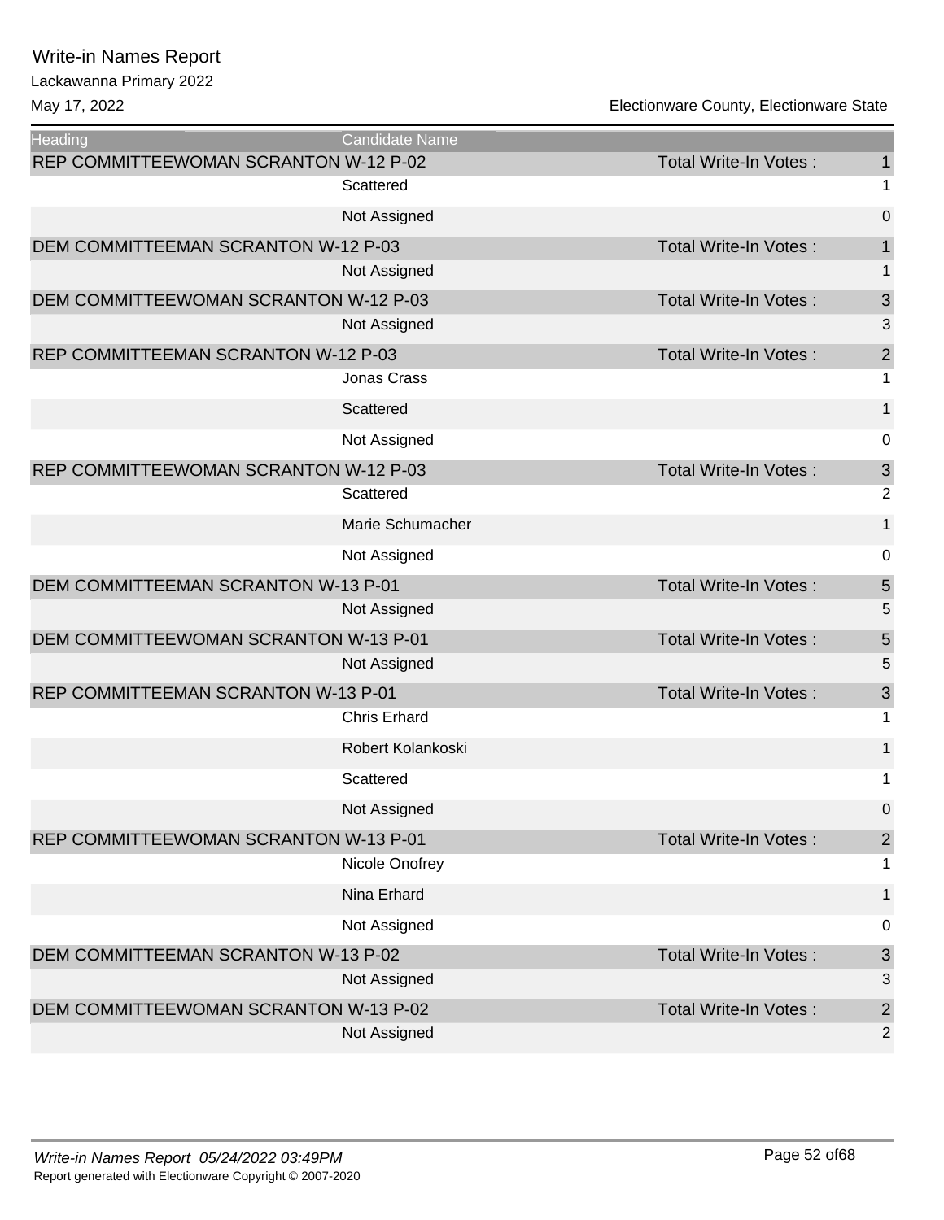# Write-in Names Report

Lackawanna Primary 2022

May 17, 2022 — Electionware County, Electionware State

| Heading | Candidate Name | | |
|---|---|---|---|
| REP COMMITTEEWOMAN SCRANTON W-12 P-02 | | Total Write-In Votes : | 1 |
| | Scattered | | 1 |
| | Not Assigned | | 0 |
| DEM COMMITTEEMAN SCRANTON W-12 P-03 | | Total Write-In Votes : | 1 |
| | Not Assigned | | 1 |
| DEM COMMITTEEWOMAN SCRANTON W-12 P-03 | | Total Write-In Votes : | 3 |
| | Not Assigned | | 3 |
| REP COMMITTEEMAN SCRANTON W-12 P-03 | | Total Write-In Votes : | 2 |
| | Jonas Crass | | 1 |
| | Scattered | | 1 |
| | Not Assigned | | 0 |
| REP COMMITTEEWOMAN SCRANTON W-12 P-03 | | Total Write-In Votes : | 3 |
| | Scattered | | 2 |
| | Marie Schumacher | | 1 |
| | Not Assigned | | 0 |
| DEM COMMITTEEMAN SCRANTON W-13 P-01 | | Total Write-In Votes : | 5 |
| | Not Assigned | | 5 |
| DEM COMMITTEEWOMAN SCRANTON W-13 P-01 | | Total Write-In Votes : | 5 |
| | Not Assigned | | 5 |
| REP COMMITTEEMAN SCRANTON W-13 P-01 | | Total Write-In Votes : | 3 |
| | Chris Erhard | | 1 |
| | Robert Kolankoski | | 1 |
| | Scattered | | 1 |
| | Not Assigned | | 0 |
| REP COMMITTEEWOMAN SCRANTON W-13 P-01 | | Total Write-In Votes : | 2 |
| | Nicole Onofrey | | 1 |
| | Nina Erhard | | 1 |
| | Not Assigned | | 0 |
| DEM COMMITTEEMAN SCRANTON W-13 P-02 | | Total Write-In Votes : | 3 |
| | Not Assigned | | 3 |
| DEM COMMITTEEWOMAN SCRANTON W-13 P-02 | | Total Write-In Votes : | 2 |
| | Not Assigned | | 2 |

*Write-in Names Report 05/24/2022 03:49PM*

Report generated with Electionware Copyright © 2007-2020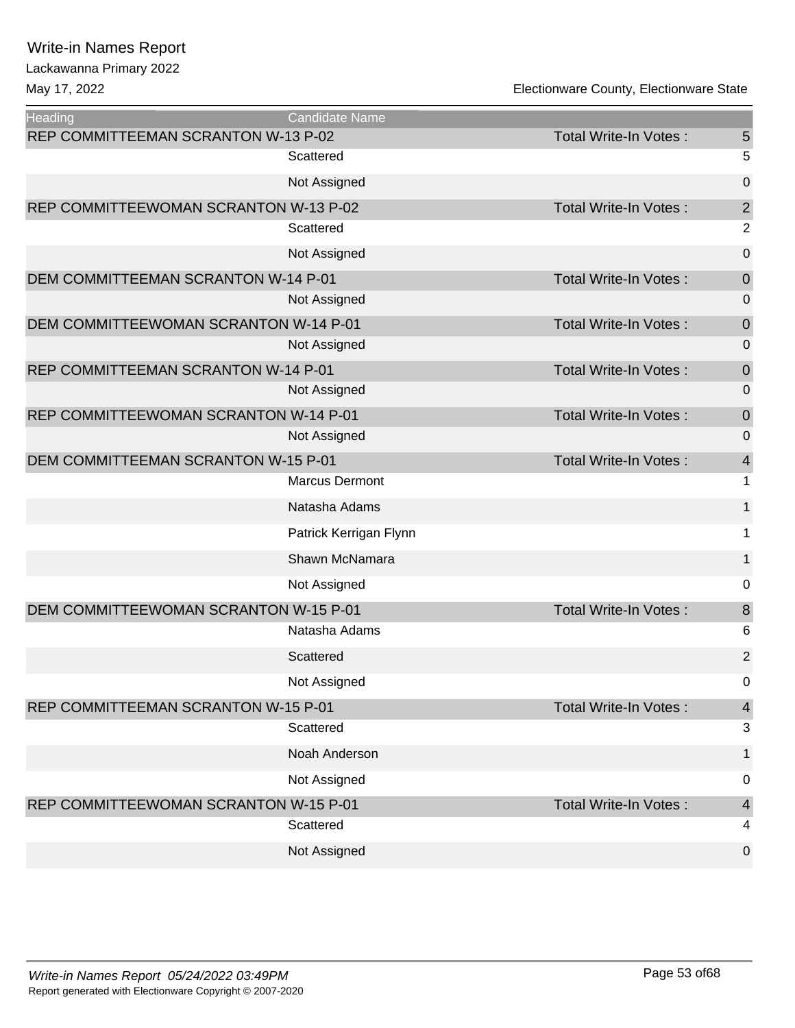# Write-in Names Report

Lackawanna Primary 2022

May 17, 2022 — Electionware County, Electionware State

| Heading | Candidate Name | | |
|---|---|---|---|
| REP COMMITTEEMAN SCRANTON W-13 P-02 | | Total Write-In Votes : | 5 |
| | Scattered | | 5 |
| | Not Assigned | | 0 |
| REP COMMITTEEWOMAN SCRANTON W-13 P-02 | | Total Write-In Votes : | 2 |
| | Scattered | | 2 |
| | Not Assigned | | 0 |
| DEM COMMITTEEMAN SCRANTON W-14 P-01 | | Total Write-In Votes : | 0 |
| | Not Assigned | | 0 |
| DEM COMMITTEEWOMAN SCRANTON W-14 P-01 | | Total Write-In Votes : | 0 |
| | Not Assigned | | 0 |
| REP COMMITTEEMAN SCRANTON W-14 P-01 | | Total Write-In Votes : | 0 |
| | Not Assigned | | 0 |
| REP COMMITTEEWOMAN SCRANTON W-14 P-01 | | Total Write-In Votes : | 0 |
| | Not Assigned | | 0 |
| DEM COMMITTEEMAN SCRANTON W-15 P-01 | | Total Write-In Votes : | 4 |
| | Marcus Dermont | | 1 |
| | Natasha Adams | | 1 |
| | Patrick Kerrigan Flynn | | 1 |
| | Shawn McNamara | | 1 |
| | Not Assigned | | 0 |
| DEM COMMITTEEWOMAN SCRANTON W-15 P-01 | | Total Write-In Votes : | 8 |
| | Natasha Adams | | 6 |
| | Scattered | | 2 |
| | Not Assigned | | 0 |
| REP COMMITTEEMAN SCRANTON W-15 P-01 | | Total Write-In Votes : | 4 |
| | Scattered | | 3 |
| | Noah Anderson | | 1 |
| | Not Assigned | | 0 |
| REP COMMITTEEWOMAN SCRANTON W-15 P-01 | | Total Write-In Votes : | 4 |
| | Scattered | | 4 |
| | Not Assigned | | 0 |

*Write-in Names Report 05/24/2022 03:49PM*

Report generated with Electionware Copyright © 2007-2020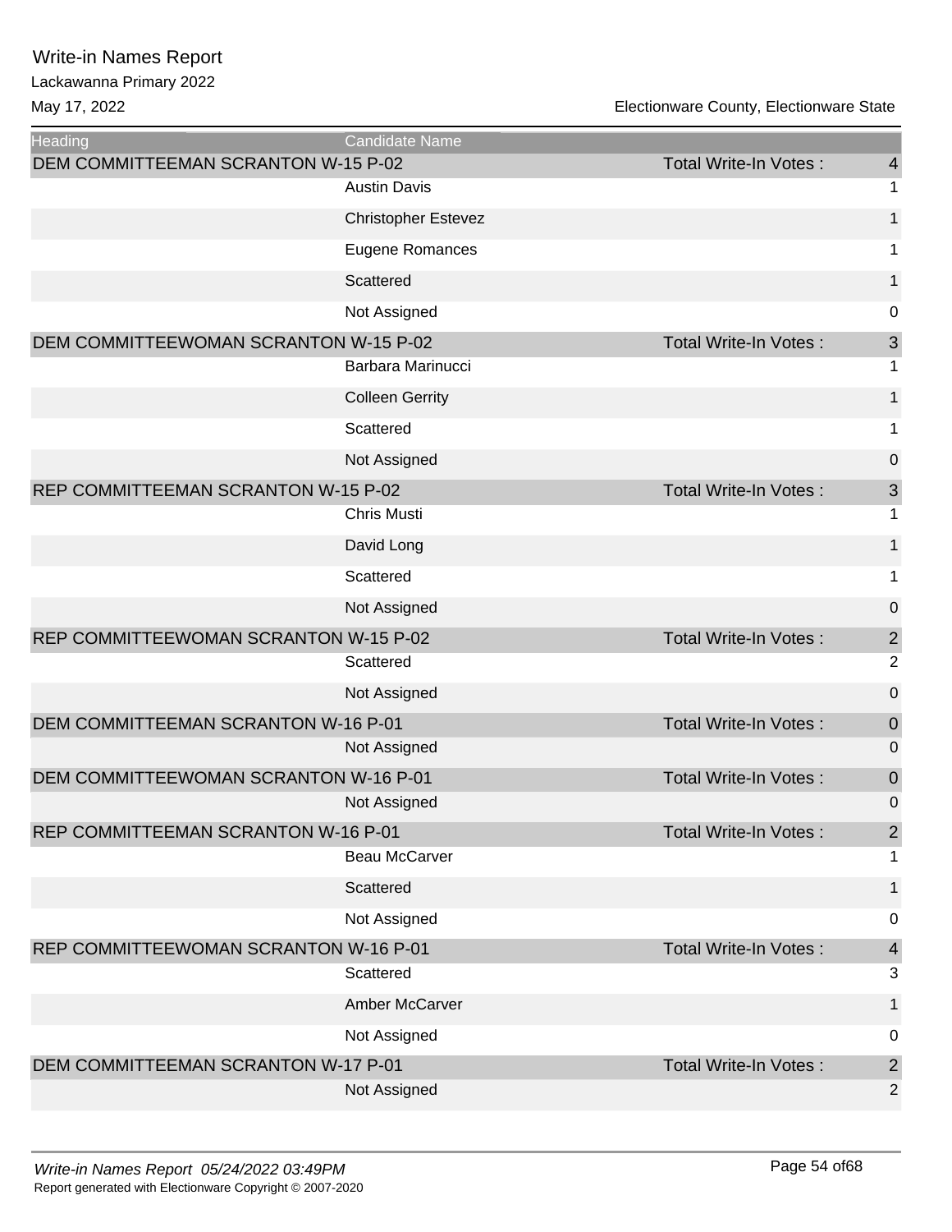# Write-in Names Report

Lackawanna Primary 2022

May 17, 2022

Electionware County, Electionware State

| Heading | Candidate Name | | |
|---|---|---|---|
| DEM COMMITTEEMAN SCRANTON W-15 P-02 | | Total Write-In Votes : | 4 |
| | Austin Davis | | 1 |
| | Christopher Estevez | | 1 |
| | Eugene Romances | | 1 |
| | Scattered | | 1 |
| | Not Assigned | | 0 |
| DEM COMMITTEEWOMAN SCRANTON W-15 P-02 | | Total Write-In Votes : | 3 |
| | Barbara Marinucci | | 1 |
| | Colleen Gerrity | | 1 |
| | Scattered | | 1 |
| | Not Assigned | | 0 |
| REP COMMITTEEMAN SCRANTON W-15 P-02 | | Total Write-In Votes : | 3 |
| | Chris Musti | | 1 |
| | David Long | | 1 |
| | Scattered | | 1 |
| | Not Assigned | | 0 |
| REP COMMITTEEWOMAN SCRANTON W-15 P-02 | | Total Write-In Votes : | 2 |
| | Scattered | | 2 |
| | Not Assigned | | 0 |
| DEM COMMITTEEMAN SCRANTON W-16 P-01 | | Total Write-In Votes : | 0 |
| | Not Assigned | | 0 |
| DEM COMMITTEEWOMAN SCRANTON W-16 P-01 | | Total Write-In Votes : | 0 |
| | Not Assigned | | 0 |
| REP COMMITTEEMAN SCRANTON W-16 P-01 | | Total Write-In Votes : | 2 |
| | Beau McCarver | | 1 |
| | Scattered | | 1 |
| | Not Assigned | | 0 |
| REP COMMITTEEWOMAN SCRANTON W-16 P-01 | | Total Write-In Votes : | 4 |
| | Scattered | | 3 |
| | Amber McCarver | | 1 |
| | Not Assigned | | 0 |
| DEM COMMITTEEMAN SCRANTON W-17 P-01 | | Total Write-In Votes : | 2 |
| | Not Assigned | | 2 |

*Write-in Names Report 05/24/2022 03:49PM*

Report generated with Electionware Copyright © 2007-2020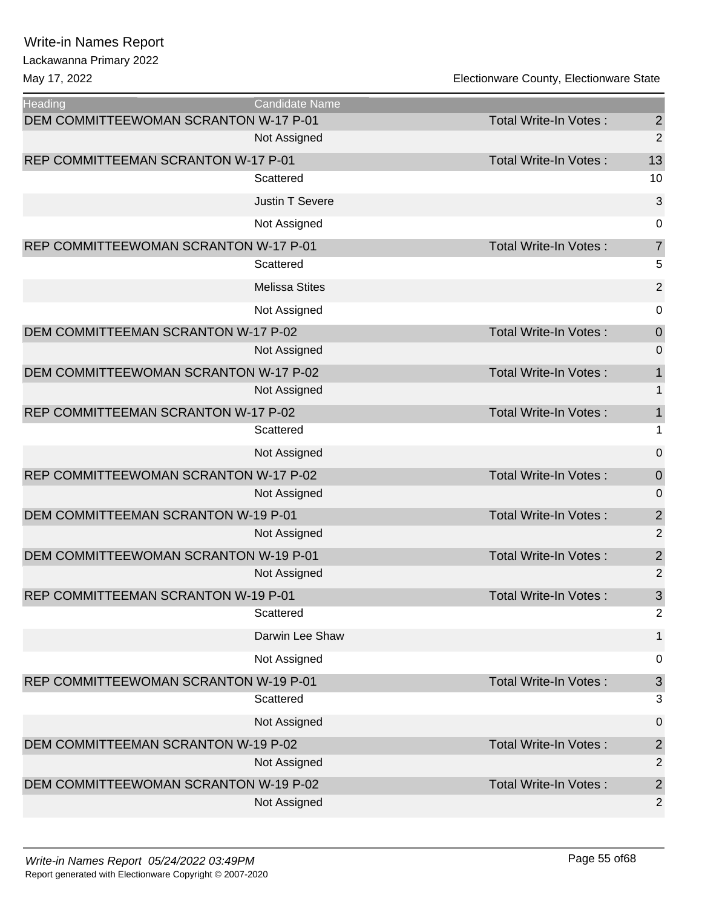# Write-in Names Report

Lackawanna Primary 2022

May 17, 2022

Electionware County, Electionware State

| Heading | Candidate Name | | |
|---|---|---|---|
| DEM COMMITTEEWOMAN SCRANTON W-17 P-01 | | Total Write-In Votes : | 2 |
| | Not Assigned | | 2 |
| REP COMMITTEEMAN SCRANTON W-17 P-01 | | Total Write-In Votes : | 13 |
| | Scattered | | 10 |
| | Justin T Severe | | 3 |
| | Not Assigned | | 0 |
| REP COMMITTEEWOMAN SCRANTON W-17 P-01 | | Total Write-In Votes : | 7 |
| | Scattered | | 5 |
| | Melissa Stites | | 2 |
| | Not Assigned | | 0 |
| DEM COMMITTEEMAN SCRANTON W-17 P-02 | | Total Write-In Votes : | 0 |
| | Not Assigned | | 0 |
| DEM COMMITTEEWOMAN SCRANTON W-17 P-02 | | Total Write-In Votes : | 1 |
| | Not Assigned | | 1 |
| REP COMMITTEEMAN SCRANTON W-17 P-02 | | Total Write-In Votes : | 1 |
| | Scattered | | 1 |
| | Not Assigned | | 0 |
| REP COMMITTEEWOMAN SCRANTON W-17 P-02 | | Total Write-In Votes : | 0 |
| | Not Assigned | | 0 |
| DEM COMMITTEEMAN SCRANTON W-19 P-01 | | Total Write-In Votes : | 2 |
| | Not Assigned | | 2 |
| DEM COMMITTEEWOMAN SCRANTON W-19 P-01 | | Total Write-In Votes : | 2 |
| | Not Assigned | | 2 |
| REP COMMITTEEMAN SCRANTON W-19 P-01 | | Total Write-In Votes : | 3 |
| | Scattered | | 2 |
| | Darwin Lee Shaw | | 1 |
| | Not Assigned | | 0 |
| REP COMMITTEEWOMAN SCRANTON W-19 P-01 | | Total Write-In Votes : | 3 |
| | Scattered | | 3 |
| | Not Assigned | | 0 |
| DEM COMMITTEEMAN SCRANTON W-19 P-02 | | Total Write-In Votes : | 2 |
| | Not Assigned | | 2 |
| DEM COMMITTEEWOMAN SCRANTON W-19 P-02 | | Total Write-In Votes : | 2 |
| | Not Assigned | | 2 |

*Write-in Names Report 05/24/2022 03:49PM*

Report generated with Electionware Copyright © 2007-2020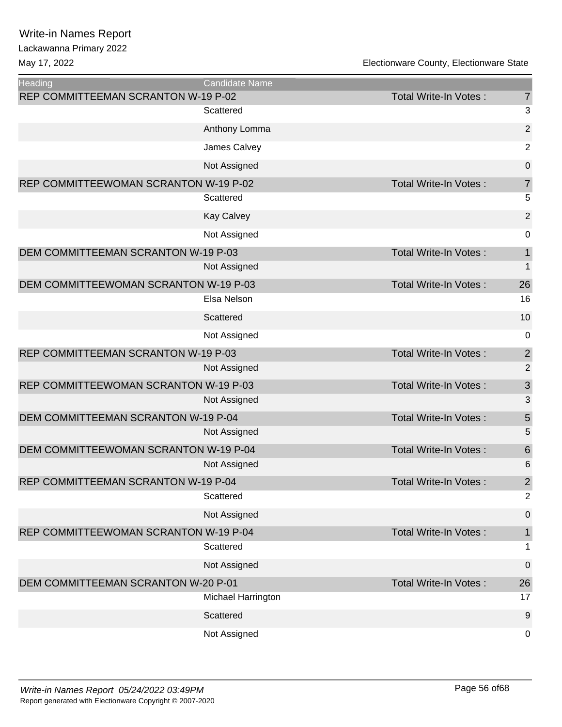# Write-in Names Report

Lackawanna Primary 2022

May 17, 2022 — Electionware County, Electionware State

| Heading | Candidate Name | | |
|---|---|---|---|
| REP COMMITTEEMAN SCRANTON W-19 P-02 | | Total Write-In Votes : | 7 |
| | Scattered | | 3 |
| | Anthony Lomma | | 2 |
| | James Calvey | | 2 |
| | Not Assigned | | 0 |
| REP COMMITTEEWOMAN SCRANTON W-19 P-02 | | Total Write-In Votes : | 7 |
| | Scattered | | 5 |
| | Kay Calvey | | 2 |
| | Not Assigned | | 0 |
| DEM COMMITTEEMAN SCRANTON W-19 P-03 | | Total Write-In Votes : | 1 |
| | Not Assigned | | 1 |
| DEM COMMITTEEWOMAN SCRANTON W-19 P-03 | | Total Write-In Votes : | 26 |
| | Elsa Nelson | | 16 |
| | Scattered | | 10 |
| | Not Assigned | | 0 |
| REP COMMITTEEMAN SCRANTON W-19 P-03 | | Total Write-In Votes : | 2 |
| | Not Assigned | | 2 |
| REP COMMITTEEWOMAN SCRANTON W-19 P-03 | | Total Write-In Votes : | 3 |
| | Not Assigned | | 3 |
| DEM COMMITTEEMAN SCRANTON W-19 P-04 | | Total Write-In Votes : | 5 |
| | Not Assigned | | 5 |
| DEM COMMITTEEWOMAN SCRANTON W-19 P-04 | | Total Write-In Votes : | 6 |
| | Not Assigned | | 6 |
| REP COMMITTEEMAN SCRANTON W-19 P-04 | | Total Write-In Votes : | 2 |
| | Scattered | | 2 |
| | Not Assigned | | 0 |
| REP COMMITTEEWOMAN SCRANTON W-19 P-04 | | Total Write-In Votes : | 1 |
| | Scattered | | 1 |
| | Not Assigned | | 0 |
| DEM COMMITTEEMAN SCRANTON W-20 P-01 | | Total Write-In Votes : | 26 |
| | Michael Harrington | | 17 |
| | Scattered | | 9 |
| | Not Assigned | | 0 |

*Write-in Names Report 05/24/2022 03:49PM*

Report generated with Electionware Copyright © 2007-2020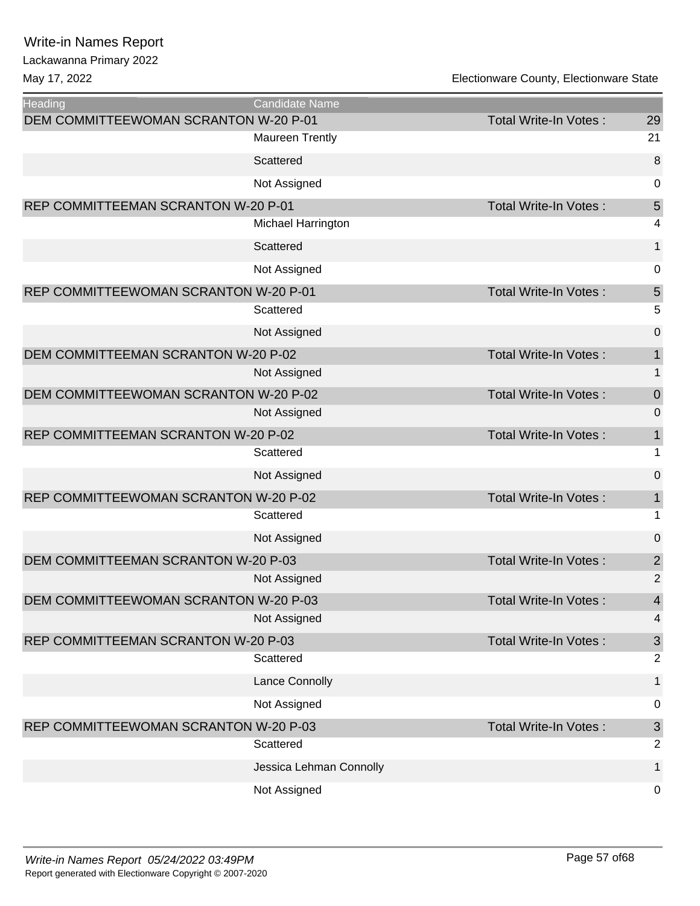# Write-in Names Report

Lackawanna Primary 2022

May 17, 2022

Electionware County, Electionware State

| Heading | Candidate Name | | |
|---|---|---|---|
| DEM COMMITTEEWOMAN SCRANTON W-20 P-01 | | Total Write-In Votes : | 29 |
| | Maureen Trently | | 21 |
| | Scattered | | 8 |
| | Not Assigned | | 0 |
| REP COMMITTEEMAN SCRANTON W-20 P-01 | | Total Write-In Votes : | 5 |
| | Michael Harrington | | 4 |
| | Scattered | | 1 |
| | Not Assigned | | 0 |
| REP COMMITTEEWOMAN SCRANTON W-20 P-01 | | Total Write-In Votes : | 5 |
| | Scattered | | 5 |
| | Not Assigned | | 0 |
| DEM COMMITTEEMAN SCRANTON W-20 P-02 | | Total Write-In Votes : | 1 |
| | Not Assigned | | 1 |
| DEM COMMITTEEWOMAN SCRANTON W-20 P-02 | | Total Write-In Votes : | 0 |
| | Not Assigned | | 0 |
| REP COMMITTEEMAN SCRANTON W-20 P-02 | | Total Write-In Votes : | 1 |
| | Scattered | | 1 |
| | Not Assigned | | 0 |
| REP COMMITTEEWOMAN SCRANTON W-20 P-02 | | Total Write-In Votes : | 1 |
| | Scattered | | 1 |
| | Not Assigned | | 0 |
| DEM COMMITTEEMAN SCRANTON W-20 P-03 | | Total Write-In Votes : | 2 |
| | Not Assigned | | 2 |
| DEM COMMITTEEWOMAN SCRANTON W-20 P-03 | | Total Write-In Votes : | 4 |
| | Not Assigned | | 4 |
| REP COMMITTEEMAN SCRANTON W-20 P-03 | | Total Write-In Votes : | 3 |
| | Scattered | | 2 |
| | Lance Connolly | | 1 |
| | Not Assigned | | 0 |
| REP COMMITTEEWOMAN SCRANTON W-20 P-03 | | Total Write-In Votes : | 3 |
| | Scattered | | 2 |
| | Jessica Lehman Connolly | | 1 |
| | Not Assigned | | 0 |

*Write-in Names Report 05/24/2022 03:49PM*

Report generated with Electionware Copyright © 2007-2020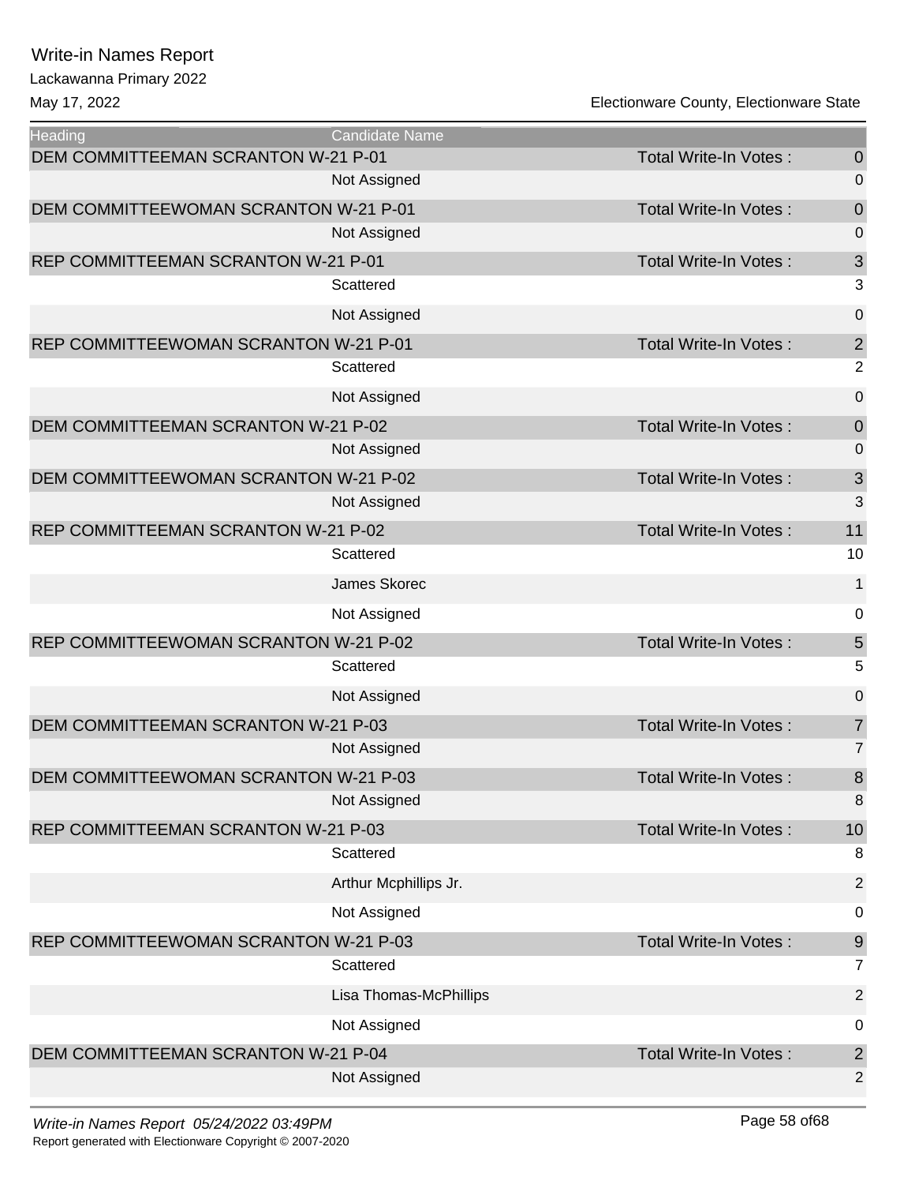# Write-in Names Report

Lackawanna Primary 2022

May 17, 2022

Electionware County, Electionware State

| Heading | Candidate Name | | |
|---|---|---|---|
| DEM COMMITTEEMAN SCRANTON W-21 P-01 | | Total Write-In Votes : | 0 |
| | Not Assigned | | 0 |
| DEM COMMITTEEWOMAN SCRANTON W-21 P-01 | | Total Write-In Votes : | 0 |
| | Not Assigned | | 0 |
| REP COMMITTEEMAN SCRANTON W-21 P-01 | | Total Write-In Votes : | 3 |
| | Scattered | | 3 |
| | Not Assigned | | 0 |
| REP COMMITTEEWOMAN SCRANTON W-21 P-01 | | Total Write-In Votes : | 2 |
| | Scattered | | 2 |
| | Not Assigned | | 0 |
| DEM COMMITTEEMAN SCRANTON W-21 P-02 | | Total Write-In Votes : | 0 |
| | Not Assigned | | 0 |
| DEM COMMITTEEWOMAN SCRANTON W-21 P-02 | | Total Write-In Votes : | 3 |
| | Not Assigned | | 3 |
| REP COMMITTEEMAN SCRANTON W-21 P-02 | | Total Write-In Votes : | 11 |
| | Scattered | | 10 |
| | James Skorec | | 1 |
| | Not Assigned | | 0 |
| REP COMMITTEEWOMAN SCRANTON W-21 P-02 | | Total Write-In Votes : | 5 |
| | Scattered | | 5 |
| | Not Assigned | | 0 |
| DEM COMMITTEEMAN SCRANTON W-21 P-03 | | Total Write-In Votes : | 7 |
| | Not Assigned | | 7 |
| DEM COMMITTEEWOMAN SCRANTON W-21 P-03 | | Total Write-In Votes : | 8 |
| | Not Assigned | | 8 |
| REP COMMITTEEMAN SCRANTON W-21 P-03 | | Total Write-In Votes : | 10 |
| | Scattered | | 8 |
| | Arthur Mcphillips Jr. | | 2 |
| | Not Assigned | | 0 |
| REP COMMITTEEWOMAN SCRANTON W-21 P-03 | | Total Write-In Votes : | 9 |
| | Scattered | | 7 |
| | Lisa Thomas-McPhillips | | 2 |
| | Not Assigned | | 0 |
| DEM COMMITTEEMAN SCRANTON W-21 P-04 | | Total Write-In Votes : | 2 |
| | Not Assigned | | 2 |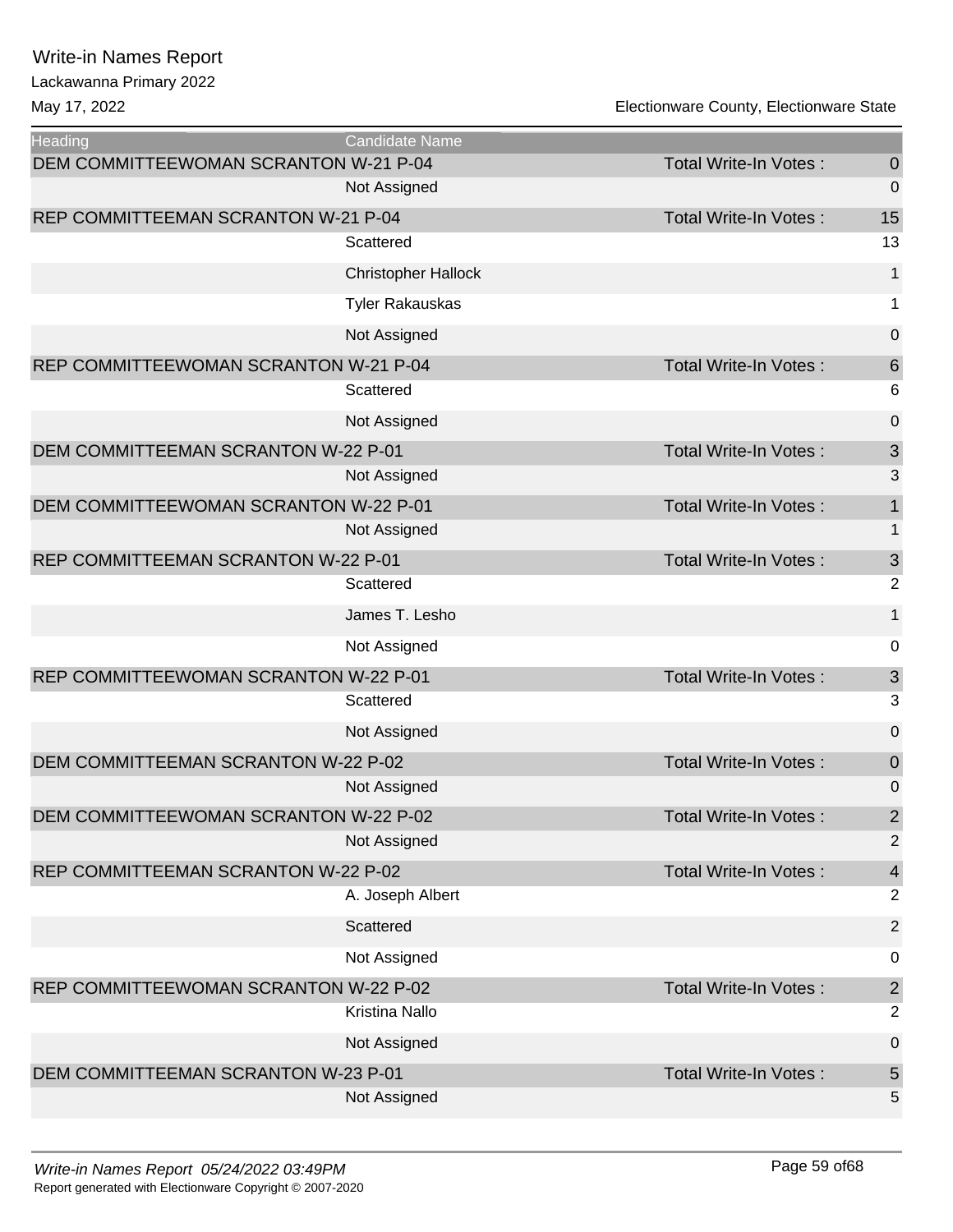# Write-in Names Report

Lackawanna Primary 2022

May 17, 2022

Electionware County, Electionware State

| Heading | Candidate Name | | |
|---|---|---|---|
| DEM COMMITTEEWOMAN SCRANTON W-21 P-04 | | Total Write-In Votes : | 0 |
| | Not Assigned | | 0 |
| REP COMMITTEEMAN SCRANTON W-21 P-04 | | Total Write-In Votes : | 15 |
| | Scattered | | 13 |
| | Christopher Hallock | | 1 |
| | Tyler Rakauskas | | 1 |
| | Not Assigned | | 0 |
| REP COMMITTEEWOMAN SCRANTON W-21 P-04 | | Total Write-In Votes : | 6 |
| | Scattered | | 6 |
| | Not Assigned | | 0 |
| DEM COMMITTEEMAN SCRANTON W-22 P-01 | | Total Write-In Votes : | 3 |
| | Not Assigned | | 3 |
| DEM COMMITTEEWOMAN SCRANTON W-22 P-01 | | Total Write-In Votes : | 1 |
| | Not Assigned | | 1 |
| REP COMMITTEEMAN SCRANTON W-22 P-01 | | Total Write-In Votes : | 3 |
| | Scattered | | 2 |
| | James T. Lesho | | 1 |
| | Not Assigned | | 0 |
| REP COMMITTEEWOMAN SCRANTON W-22 P-01 | | Total Write-In Votes : | 3 |
| | Scattered | | 3 |
| | Not Assigned | | 0 |
| DEM COMMITTEEMAN SCRANTON W-22 P-02 | | Total Write-In Votes : | 0 |
| | Not Assigned | | 0 |
| DEM COMMITTEEWOMAN SCRANTON W-22 P-02 | | Total Write-In Votes : | 2 |
| | Not Assigned | | 2 |
| REP COMMITTEEMAN SCRANTON W-22 P-02 | | Total Write-In Votes : | 4 |
| | A. Joseph Albert | | 2 |
| | Scattered | | 2 |
| | Not Assigned | | 0 |
| REP COMMITTEEWOMAN SCRANTON W-22 P-02 | | Total Write-In Votes : | 2 |
| | Kristina Nallo | | 2 |
| | Not Assigned | | 0 |
| DEM COMMITTEEMAN SCRANTON W-23 P-01 | | Total Write-In Votes : | 5 |
| | Not Assigned | | 5 |

*Write-in Names Report 05/24/2022 03:49PM*

Report generated with Electionware Copyright © 2007-2020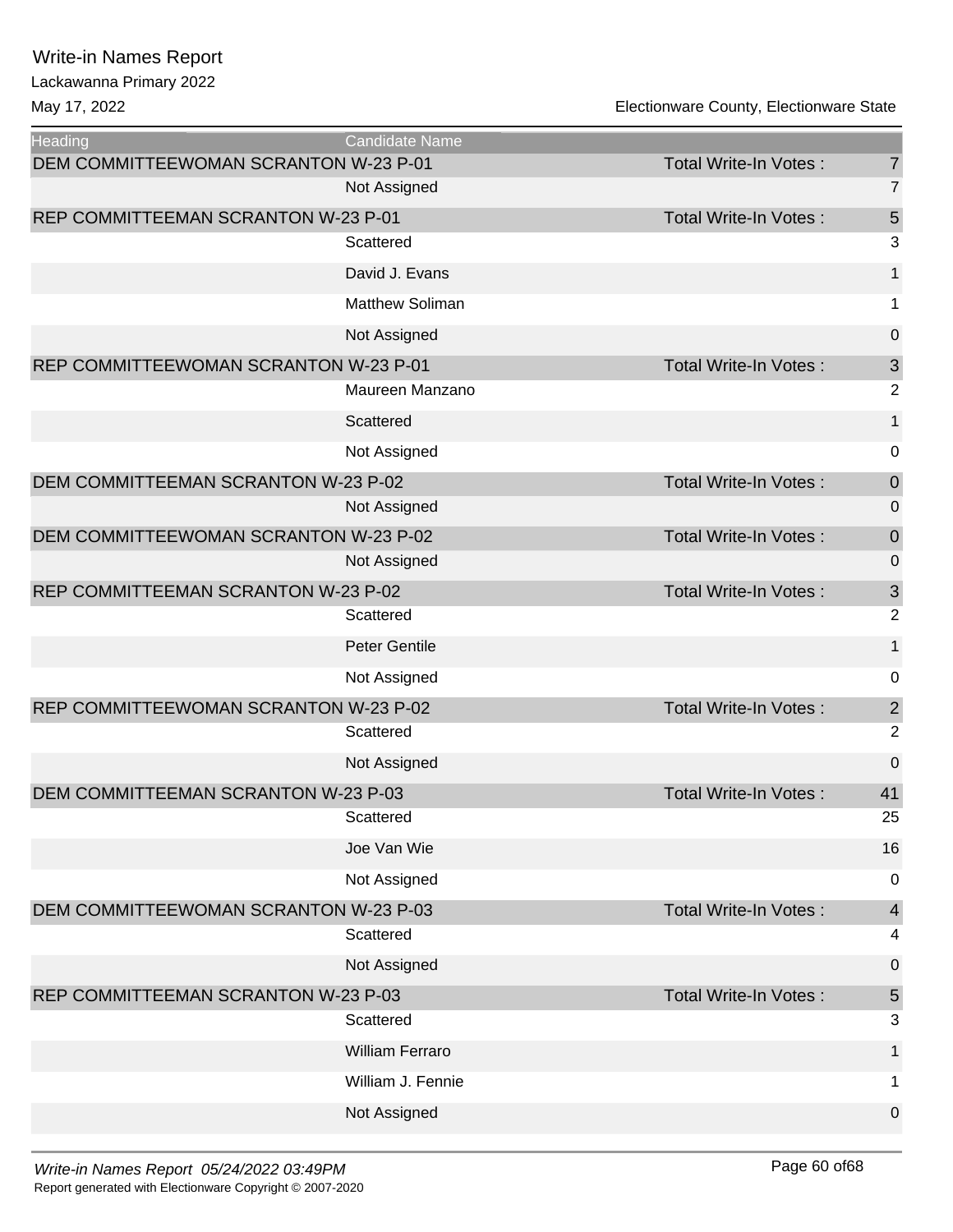# Write-in Names Report

Lackawanna Primary 2022

May 17, 2022

Electionware County, Electionware State

| Heading | Candidate Name | | |
|---|---|---|---|
| DEM COMMITTEEWOMAN SCRANTON W-23 P-01 | | Total Write-In Votes : | 7 |
| | Not Assigned | | 7 |
| REP COMMITTEEMAN SCRANTON W-23 P-01 | | Total Write-In Votes : | 5 |
| | Scattered | | 3 |
| | David J. Evans | | 1 |
| | Matthew Soliman | | 1 |
| | Not Assigned | | 0 |
| REP COMMITTEEWOMAN SCRANTON W-23 P-01 | | Total Write-In Votes : | 3 |
| | Maureen Manzano | | 2 |
| | Scattered | | 1 |
| | Not Assigned | | 0 |
| DEM COMMITTEEMAN SCRANTON W-23 P-02 | | Total Write-In Votes : | 0 |
| | Not Assigned | | 0 |
| DEM COMMITTEEWOMAN SCRANTON W-23 P-02 | | Total Write-In Votes : | 0 |
| | Not Assigned | | 0 |
| REP COMMITTEEMAN SCRANTON W-23 P-02 | | Total Write-In Votes : | 3 |
| | Scattered | | 2 |
| | Peter Gentile | | 1 |
| | Not Assigned | | 0 |
| REP COMMITTEEWOMAN SCRANTON W-23 P-02 | | Total Write-In Votes : | 2 |
| | Scattered | | 2 |
| | Not Assigned | | 0 |
| DEM COMMITTEEMAN SCRANTON W-23 P-03 | | Total Write-In Votes : | 41 |
| | Scattered | | 25 |
| | Joe Van Wie | | 16 |
| | Not Assigned | | 0 |
| DEM COMMITTEEWOMAN SCRANTON W-23 P-03 | | Total Write-In Votes : | 4 |
| | Scattered | | 4 |
| | Not Assigned | | 0 |
| REP COMMITTEEMAN SCRANTON W-23 P-03 | | Total Write-In Votes : | 5 |
| | Scattered | | 3 |
| | William Ferraro | | 1 |
| | William J. Fennie | | 1 |
| | Not Assigned | | 0 |

*Write-in Names Report 05/24/2022 03:49PM*

Report generated with Electionware Copyright © 2007-2020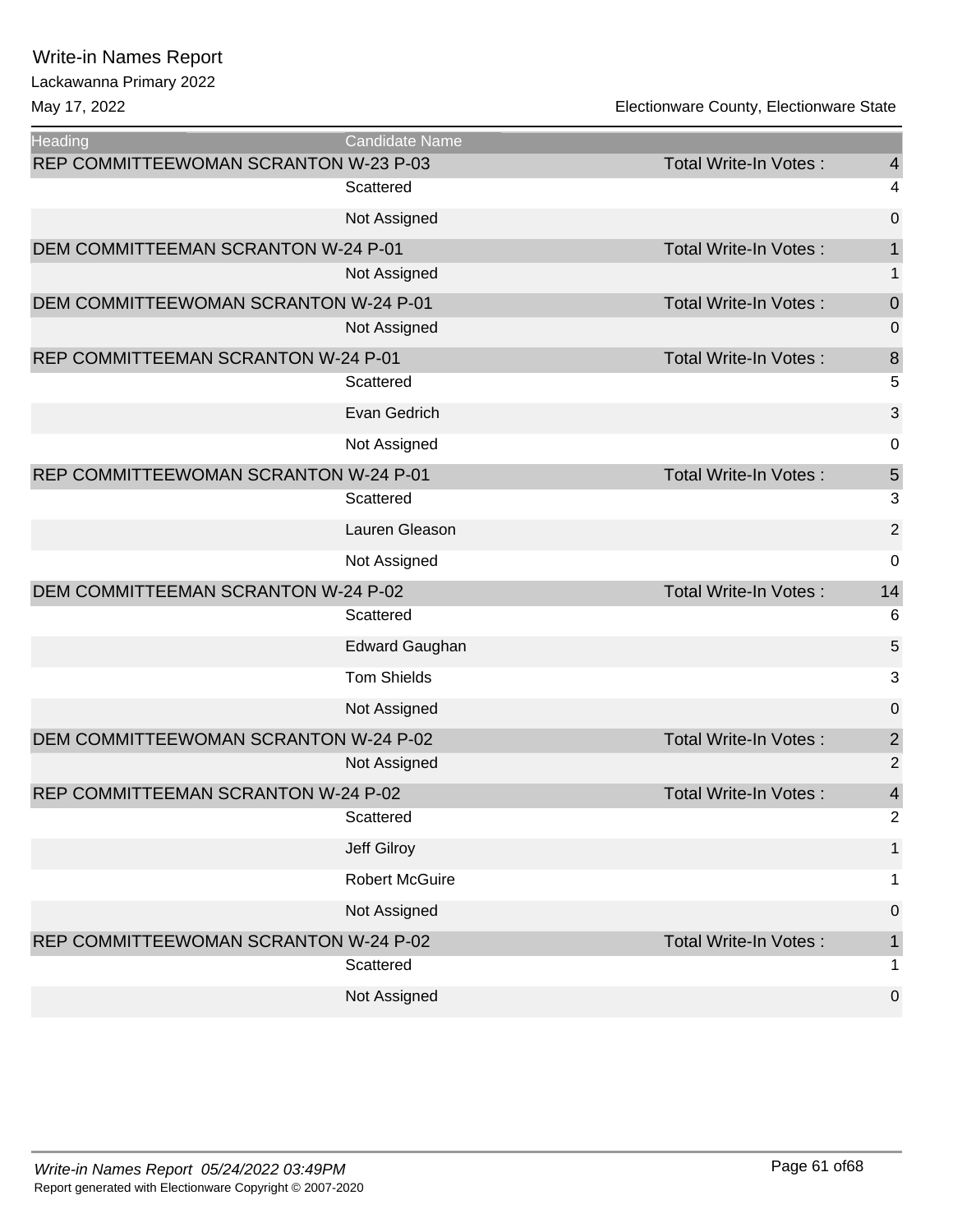# Write-in Names Report

Lackawanna Primary 2022

May 17, 2022 — Electionware County, Electionware State

| Heading | Candidate Name | | |
|---|---|---|---|
| REP COMMITTEEWOMAN SCRANTON W-23 P-03 | | Total Write-In Votes : | 4 |
| | Scattered | | 4 |
| | Not Assigned | | 0 |
| DEM COMMITTEEMAN SCRANTON W-24 P-01 | | Total Write-In Votes : | 1 |
| | Not Assigned | | 1 |
| DEM COMMITTEEWOMAN SCRANTON W-24 P-01 | | Total Write-In Votes : | 0 |
| | Not Assigned | | 0 |
| REP COMMITTEEMAN SCRANTON W-24 P-01 | | Total Write-In Votes : | 8 |
| | Scattered | | 5 |
| | Evan Gedrich | | 3 |
| | Not Assigned | | 0 |
| REP COMMITTEEWOMAN SCRANTON W-24 P-01 | | Total Write-In Votes : | 5 |
| | Scattered | | 3 |
| | Lauren Gleason | | 2 |
| | Not Assigned | | 0 |
| DEM COMMITTEEMAN SCRANTON W-24 P-02 | | Total Write-In Votes : | 14 |
| | Scattered | | 6 |
| | Edward Gaughan | | 5 |
| | Tom Shields | | 3 |
| | Not Assigned | | 0 |
| DEM COMMITTEEWOMAN SCRANTON W-24 P-02 | | Total Write-In Votes : | 2 |
| | Not Assigned | | 2 |
| REP COMMITTEEMAN SCRANTON W-24 P-02 | | Total Write-In Votes : | 4 |
| | Scattered | | 2 |
| | Jeff Gilroy | | 1 |
| | Robert McGuire | | 1 |
| | Not Assigned | | 0 |
| REP COMMITTEEWOMAN SCRANTON W-24 P-02 | | Total Write-In Votes : | 1 |
| | Scattered | | 1 |
| | Not Assigned | | 0 |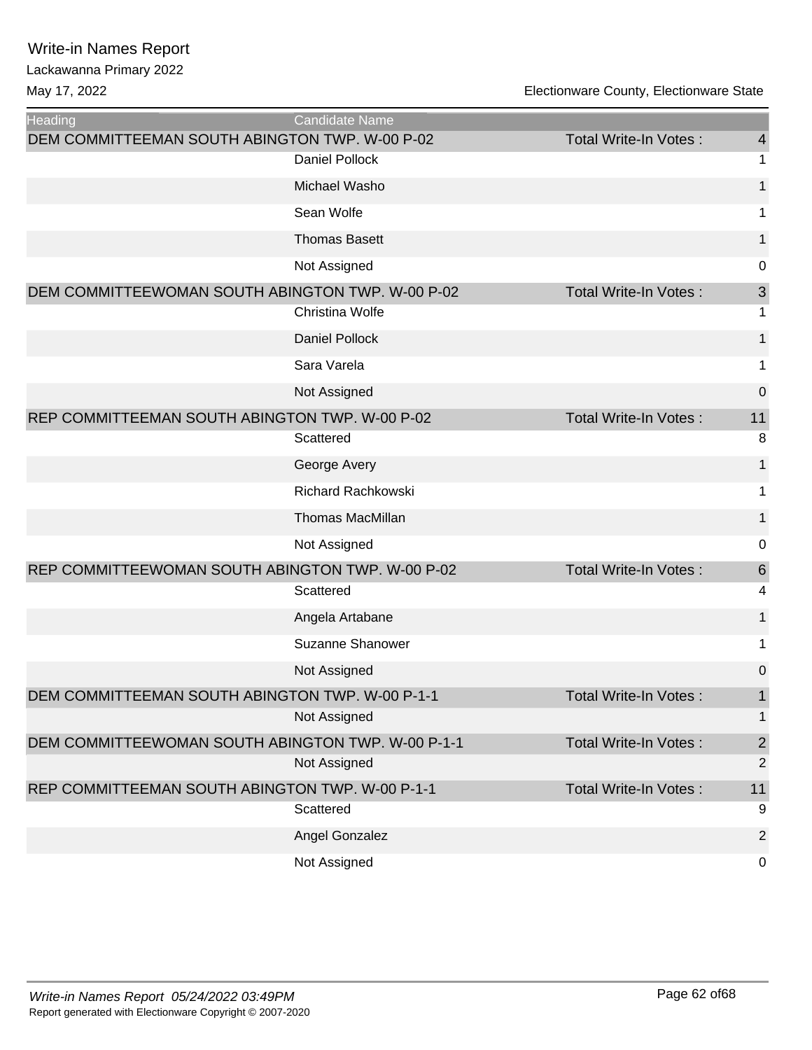# Write-in Names Report

Lackawanna Primary 2022

May 17, 2022 — Electionware County, Electionware State

| Heading | Candidate Name | | |
|---|---|---|---|
| DEM COMMITTEEMAN SOUTH ABINGTON TWP. W-00 P-02 | | Total Write-In Votes : | 4 |
| | Daniel Pollock | | 1 |
| | Michael Washo | | 1 |
| | Sean Wolfe | | 1 |
| | Thomas Basett | | 1 |
| | Not Assigned | | 0 |
| DEM COMMITTEEWOMAN SOUTH ABINGTON TWP. W-00 P-02 | | Total Write-In Votes : | 3 |
| | Christina Wolfe | | 1 |
| | Daniel Pollock | | 1 |
| | Sara Varela | | 1 |
| | Not Assigned | | 0 |
| REP COMMITTEEMAN SOUTH ABINGTON TWP. W-00 P-02 | | Total Write-In Votes : | 11 |
| | Scattered | | 8 |
| | George Avery | | 1 |
| | Richard Rachkowski | | 1 |
| | Thomas MacMillan | | 1 |
| | Not Assigned | | 0 |
| REP COMMITTEEWOMAN SOUTH ABINGTON TWP. W-00 P-02 | | Total Write-In Votes : | 6 |
| | Scattered | | 4 |
| | Angela Artabane | | 1 |
| | Suzanne Shanower | | 1 |
| | Not Assigned | | 0 |
| DEM COMMITTEEMAN SOUTH ABINGTON TWP. W-00 P-1-1 | | Total Write-In Votes : | 1 |
| | Not Assigned | | 1 |
| DEM COMMITTEEWOMAN SOUTH ABINGTON TWP. W-00 P-1-1 | | Total Write-In Votes : | 2 |
| | Not Assigned | | 2 |
| REP COMMITTEEMAN SOUTH ABINGTON TWP. W-00 P-1-1 | | Total Write-In Votes : | 11 |
| | Scattered | | 9 |
| | Angel Gonzalez | | 2 |
| | Not Assigned | | 0 |

*Write-in Names Report 05/24/2022 03:49PM*

Report generated with Electionware Copyright © 2007-2020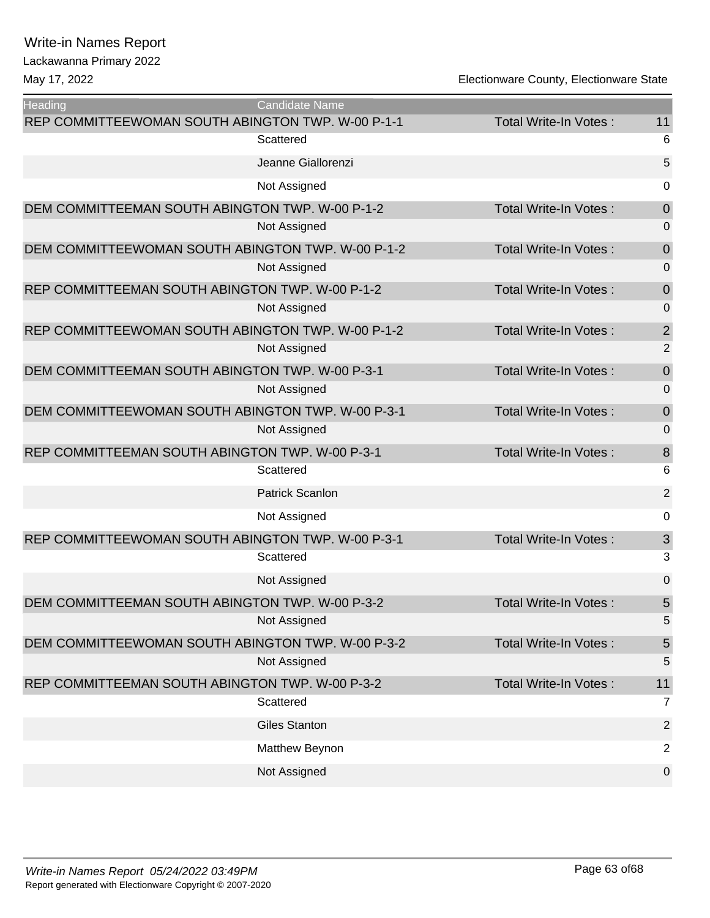# Write-in Names Report

Lackawanna Primary 2022

May 17, 2022 — Electionware County, Electionware State

| Heading | Candidate Name | | |
|---|---|---|---|
| REP COMMITTEEWOMAN SOUTH ABINGTON TWP. W-00 P-1-1 | | Total Write-In Votes : | 11 |
| | Scattered | | 6 |
| | Jeanne Giallorenzi | | 5 |
| | Not Assigned | | 0 |
| DEM COMMITTEEMAN SOUTH ABINGTON TWP. W-00 P-1-2 | | Total Write-In Votes : | 0 |
| | Not Assigned | | 0 |
| DEM COMMITTEEWOMAN SOUTH ABINGTON TWP. W-00 P-1-2 | | Total Write-In Votes : | 0 |
| | Not Assigned | | 0 |
| REP COMMITTEEMAN SOUTH ABINGTON TWP. W-00 P-1-2 | | Total Write-In Votes : | 0 |
| | Not Assigned | | 0 |
| REP COMMITTEEWOMAN SOUTH ABINGTON TWP. W-00 P-1-2 | | Total Write-In Votes : | 2 |
| | Not Assigned | | 2 |
| DEM COMMITTEEMAN SOUTH ABINGTON TWP. W-00 P-3-1 | | Total Write-In Votes : | 0 |
| | Not Assigned | | 0 |
| DEM COMMITTEEWOMAN SOUTH ABINGTON TWP. W-00 P-3-1 | | Total Write-In Votes : | 0 |
| | Not Assigned | | 0 |
| REP COMMITTEEMAN SOUTH ABINGTON TWP. W-00 P-3-1 | | Total Write-In Votes : | 8 |
| | Scattered | | 6 |
| | Patrick Scanlon | | 2 |
| | Not Assigned | | 0 |
| REP COMMITTEEWOMAN SOUTH ABINGTON TWP. W-00 P-3-1 | | Total Write-In Votes : | 3 |
| | Scattered | | 3 |
| | Not Assigned | | 0 |
| DEM COMMITTEEMAN SOUTH ABINGTON TWP. W-00 P-3-2 | | Total Write-In Votes : | 5 |
| | Not Assigned | | 5 |
| DEM COMMITTEEWOMAN SOUTH ABINGTON TWP. W-00 P-3-2 | | Total Write-In Votes : | 5 |
| | Not Assigned | | 5 |
| REP COMMITTEEMAN SOUTH ABINGTON TWP. W-00 P-3-2 | | Total Write-In Votes : | 11 |
| | Scattered | | 7 |
| | Giles Stanton | | 2 |
| | Matthew Beynon | | 2 |
| | Not Assigned | | 0 |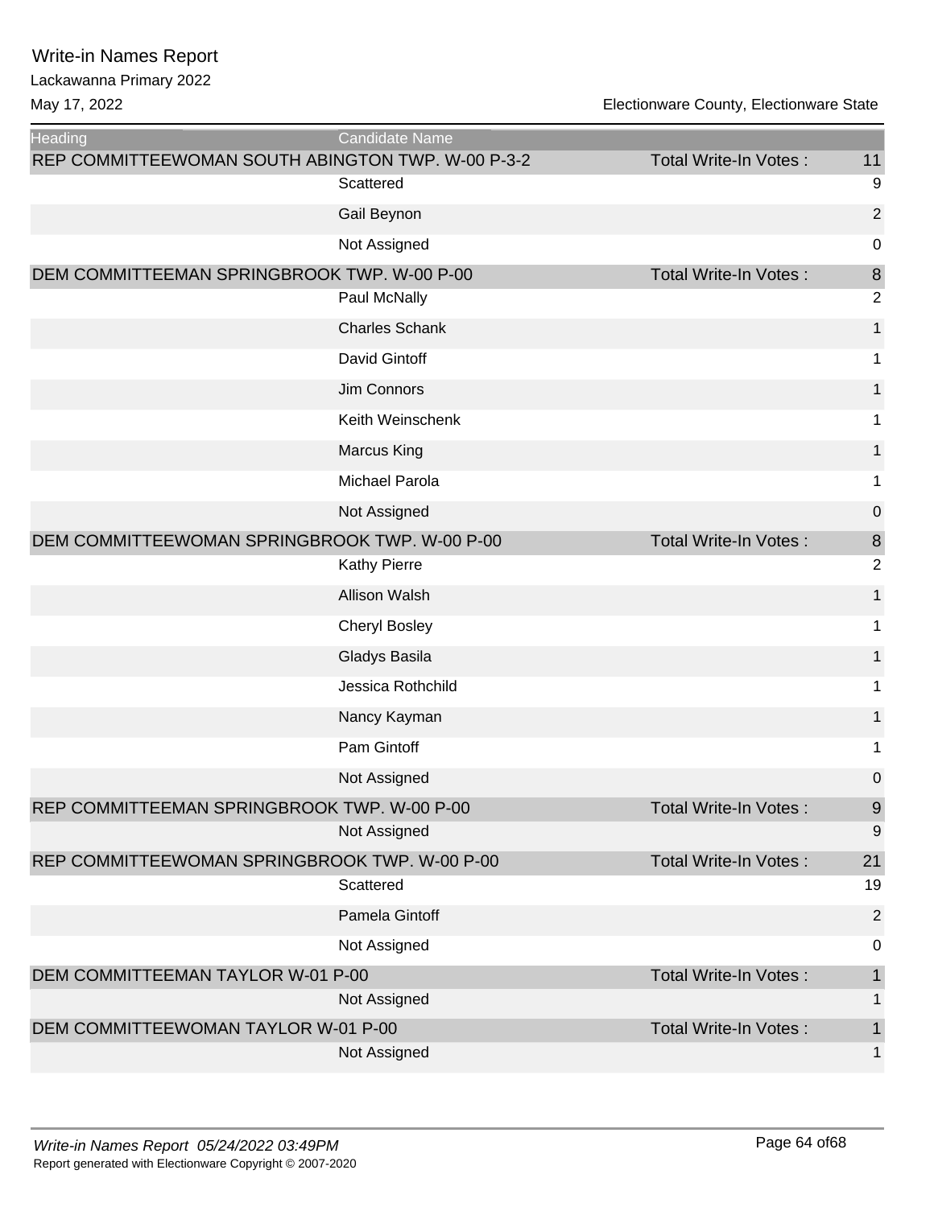# Write-in Names Report

Lackawanna Primary 2022

May 17, 2022

Electionware County, Electionware State

| Heading | Candidate Name | | |
|---|---|---|---|
| REP COMMITTEEWOMAN SOUTH ABINGTON TWP. W-00 P-3-2 | | Total Write-In Votes : | 11 |
| | Scattered | | 9 |
| | Gail Beynon | | 2 |
| | Not Assigned | | 0 |
| DEM COMMITTEEMAN SPRINGBROOK TWP. W-00 P-00 | | Total Write-In Votes : | 8 |
| | Paul McNally | | 2 |
| | Charles Schank | | 1 |
| | David Gintoff | | 1 |
| | Jim Connors | | 1 |
| | Keith Weinschenk | | 1 |
| | Marcus King | | 1 |
| | Michael Parola | | 1 |
| | Not Assigned | | 0 |
| DEM COMMITTEEWOMAN SPRINGBROOK TWP. W-00 P-00 | | Total Write-In Votes : | 8 |
| | Kathy Pierre | | 2 |
| | Allison Walsh | | 1 |
| | Cheryl Bosley | | 1 |
| | Gladys Basila | | 1 |
| | Jessica Rothchild | | 1 |
| | Nancy Kayman | | 1 |
| | Pam Gintoff | | 1 |
| | Not Assigned | | 0 |
| REP COMMITTEEMAN SPRINGBROOK TWP. W-00 P-00 | | Total Write-In Votes : | 9 |
| | Not Assigned | | 9 |
| REP COMMITTEEWOMAN SPRINGBROOK TWP. W-00 P-00 | | Total Write-In Votes : | 21 |
| | Scattered | | 19 |
| | Pamela Gintoff | | 2 |
| | Not Assigned | | 0 |
| DEM COMMITTEEMAN TAYLOR W-01 P-00 | | Total Write-In Votes : | 1 |
| | Not Assigned | | 1 |
| DEM COMMITTEEWOMAN TAYLOR W-01 P-00 | | Total Write-In Votes : | 1 |
| | Not Assigned | | 1 |

*Write-in Names Report 05/24/2022 03:49PM*

Report generated with Electionware Copyright © 2007-2020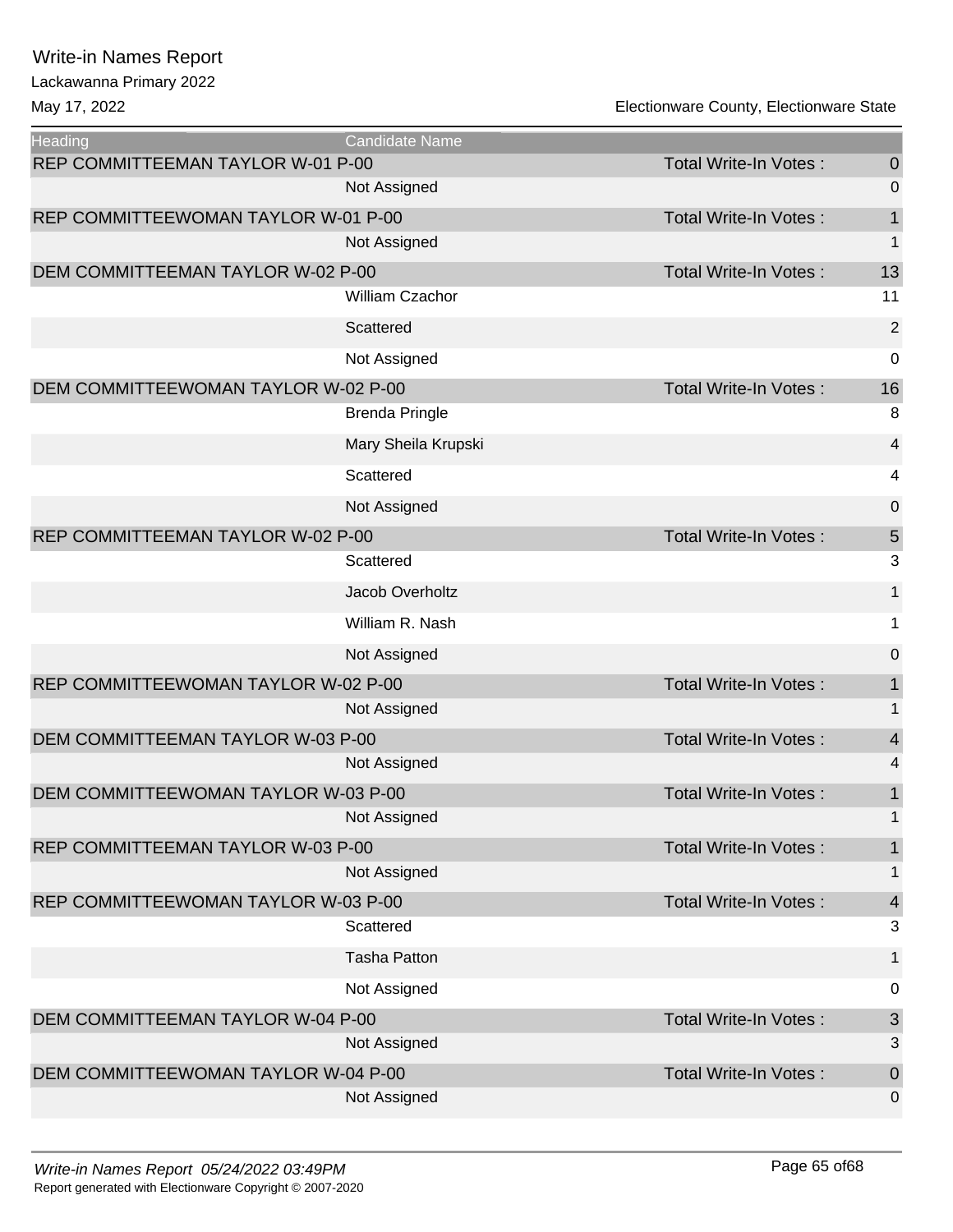# Write-in Names Report

Lackawanna Primary 2022

May 17, 2022

Electionware County, Electionware State

| Heading | Candidate Name | | |
|---|---|---|---|
| REP COMMITTEEMAN TAYLOR W-01 P-00 | | Total Write-In Votes : | 0 |
| | Not Assigned | | 0 |
| REP COMMITTEEWOMAN TAYLOR W-01 P-00 | | Total Write-In Votes : | 1 |
| | Not Assigned | | 1 |
| DEM COMMITTEEMAN TAYLOR W-02 P-00 | | Total Write-In Votes : | 13 |
| | William Czachor | | 11 |
| | Scattered | | 2 |
| | Not Assigned | | 0 |
| DEM COMMITTEEWOMAN TAYLOR W-02 P-00 | | Total Write-In Votes : | 16 |
| | Brenda Pringle | | 8 |
| | Mary Sheila Krupski | | 4 |
| | Scattered | | 4 |
| | Not Assigned | | 0 |
| REP COMMITTEEMAN TAYLOR W-02 P-00 | | Total Write-In Votes : | 5 |
| | Scattered | | 3 |
| | Jacob Overholtz | | 1 |
| | William R. Nash | | 1 |
| | Not Assigned | | 0 |
| REP COMMITTEEWOMAN TAYLOR W-02 P-00 | | Total Write-In Votes : | 1 |
| | Not Assigned | | 1 |
| DEM COMMITTEEMAN TAYLOR W-03 P-00 | | Total Write-In Votes : | 4 |
| | Not Assigned | | 4 |
| DEM COMMITTEEWOMAN TAYLOR W-03 P-00 | | Total Write-In Votes : | 1 |
| | Not Assigned | | 1 |
| REP COMMITTEEMAN TAYLOR W-03 P-00 | | Total Write-In Votes : | 1 |
| | Not Assigned | | 1 |
| REP COMMITTEEWOMAN TAYLOR W-03 P-00 | | Total Write-In Votes : | 4 |
| | Scattered | | 3 |
| | Tasha Patton | | 1 |
| | Not Assigned | | 0 |
| DEM COMMITTEEMAN TAYLOR W-04 P-00 | | Total Write-In Votes : | 3 |
| | Not Assigned | | 3 |
| DEM COMMITTEEWOMAN TAYLOR W-04 P-00 | | Total Write-In Votes : | 0 |
| | Not Assigned | | 0 |

*Write-in Names Report 05/24/2022 03:49PM*

Report generated with Electionware Copyright © 2007-2020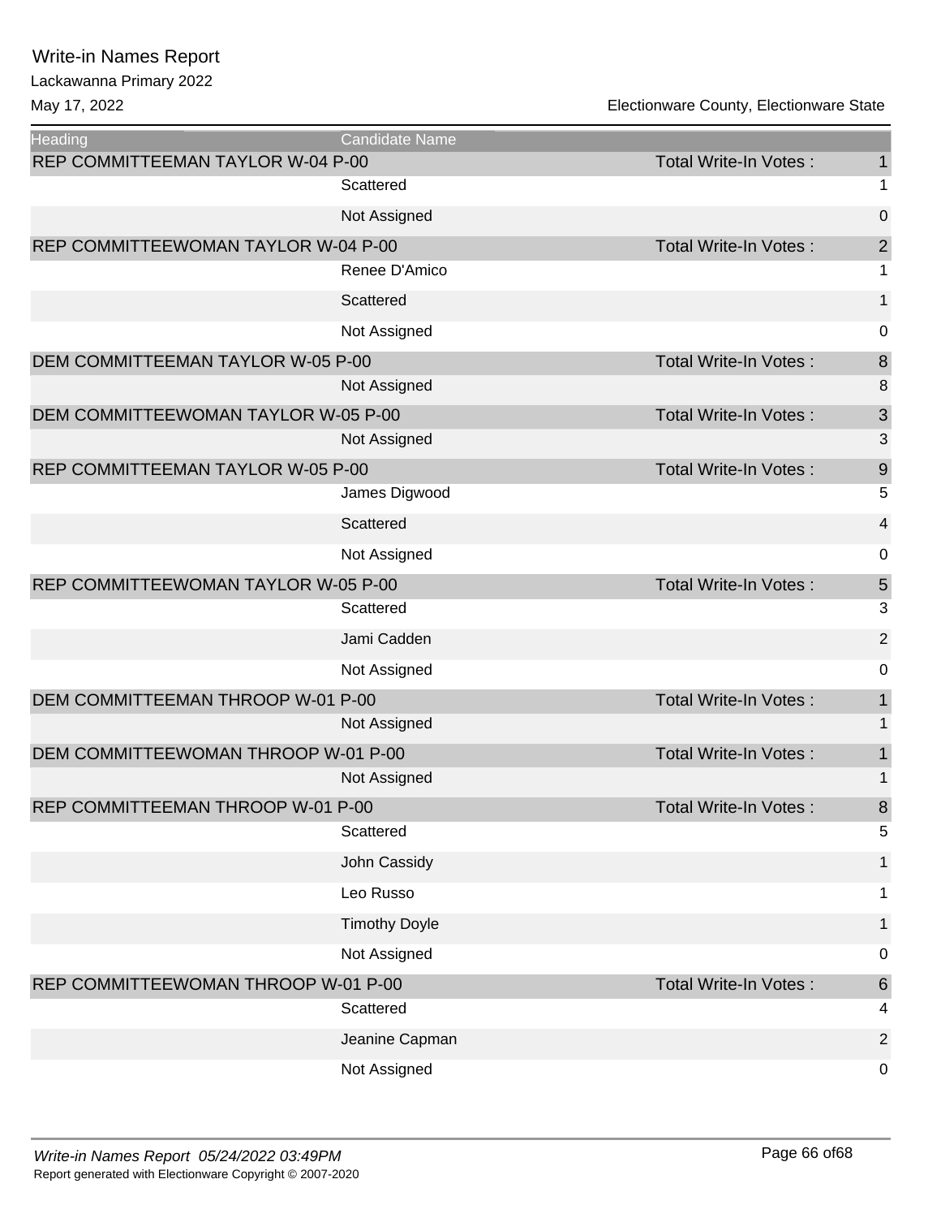# Write-in Names Report

Lackawanna Primary 2022

May 17, 2022 — Electionware County, Electionware State

| Heading | Candidate Name | | |
|---|---|---|---|
| REP COMMITTEEMAN TAYLOR W-04 P-00 | | Total Write-In Votes : | 1 |
| | Scattered | | 1 |
| | Not Assigned | | 0 |
| REP COMMITTEEWOMAN TAYLOR W-04 P-00 | | Total Write-In Votes : | 2 |
| | Renee D'Amico | | 1 |
| | Scattered | | 1 |
| | Not Assigned | | 0 |
| DEM COMMITTEEMAN TAYLOR W-05 P-00 | | Total Write-In Votes : | 8 |
| | Not Assigned | | 8 |
| DEM COMMITTEEWOMAN TAYLOR W-05 P-00 | | Total Write-In Votes : | 3 |
| | Not Assigned | | 3 |
| REP COMMITTEEMAN TAYLOR W-05 P-00 | | Total Write-In Votes : | 9 |
| | James Digwood | | 5 |
| | Scattered | | 4 |
| | Not Assigned | | 0 |
| REP COMMITTEEWOMAN TAYLOR W-05 P-00 | | Total Write-In Votes : | 5 |
| | Scattered | | 3 |
| | Jami Cadden | | 2 |
| | Not Assigned | | 0 |
| DEM COMMITTEEMAN THROOP W-01 P-00 | | Total Write-In Votes : | 1 |
| | Not Assigned | | 1 |
| DEM COMMITTEEWOMAN THROOP W-01 P-00 | | Total Write-In Votes : | 1 |
| | Not Assigned | | 1 |
| REP COMMITTEEMAN THROOP W-01 P-00 | | Total Write-In Votes : | 8 |
| | Scattered | | 5 |
| | John Cassidy | | 1 |
| | Leo Russo | | 1 |
| | Timothy Doyle | | 1 |
| | Not Assigned | | 0 |
| REP COMMITTEEWOMAN THROOP W-01 P-00 | | Total Write-In Votes : | 6 |
| | Scattered | | 4 |
| | Jeanine Capman | | 2 |
| | Not Assigned | | 0 |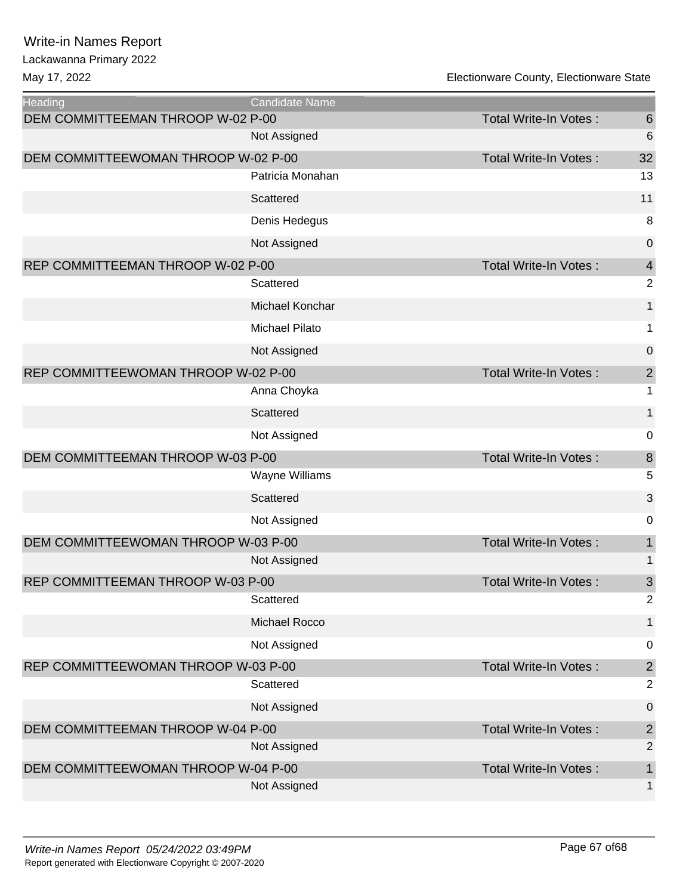| Heading | Candidate Name | | |
|---|---|---|---|
| DEM COMMITTEEMAN THROOP W-02 P-00 | | Total Write-In Votes : | 6 |
| | Not Assigned | | 6 |
| DEM COMMITTEEWOMAN THROOP W-02 P-00 | | Total Write-In Votes : | 32 |
| | Patricia Monahan | | 13 |
| | Scattered | | 11 |
| | Denis Hedegus | | 8 |
| | Not Assigned | | 0 |
| REP COMMITTEEMAN THROOP W-02 P-00 | | Total Write-In Votes : | 4 |
| | Scattered | | 2 |
| | Michael Konchar | | 1 |
| | Michael Pilato | | 1 |
| | Not Assigned | | 0 |
| REP COMMITTEEWOMAN THROOP W-02 P-00 | | Total Write-In Votes : | 2 |
| | Anna Choyka | | 1 |
| | Scattered | | 1 |
| | Not Assigned | | 0 |
| DEM COMMITTEEMAN THROOP W-03 P-00 | | Total Write-In Votes : | 8 |
| | Wayne Williams | | 5 |
| | Scattered | | 3 |
| | Not Assigned | | 0 |
| DEM COMMITTEEWOMAN THROOP W-03 P-00 | | Total Write-In Votes : | 1 |
| | Not Assigned | | 1 |
| REP COMMITTEEMAN THROOP W-03 P-00 | | Total Write-In Votes : | 3 |
| | Scattered | | 2 |
| | Michael Rocco | | 1 |
| | Not Assigned | | 0 |
| REP COMMITTEEWOMAN THROOP W-03 P-00 | | Total Write-In Votes : | 2 |
| | Scattered | | 2 |
| | Not Assigned | | 0 |
| DEM COMMITTEEMAN THROOP W-04 P-00 | | Total Write-In Votes : | 2 |
| | Not Assigned | | 2 |
| DEM COMMITTEEWOMAN THROOP W-04 P-00 | | Total Write-In Votes : | 1 |
| | Not Assigned | | 1 |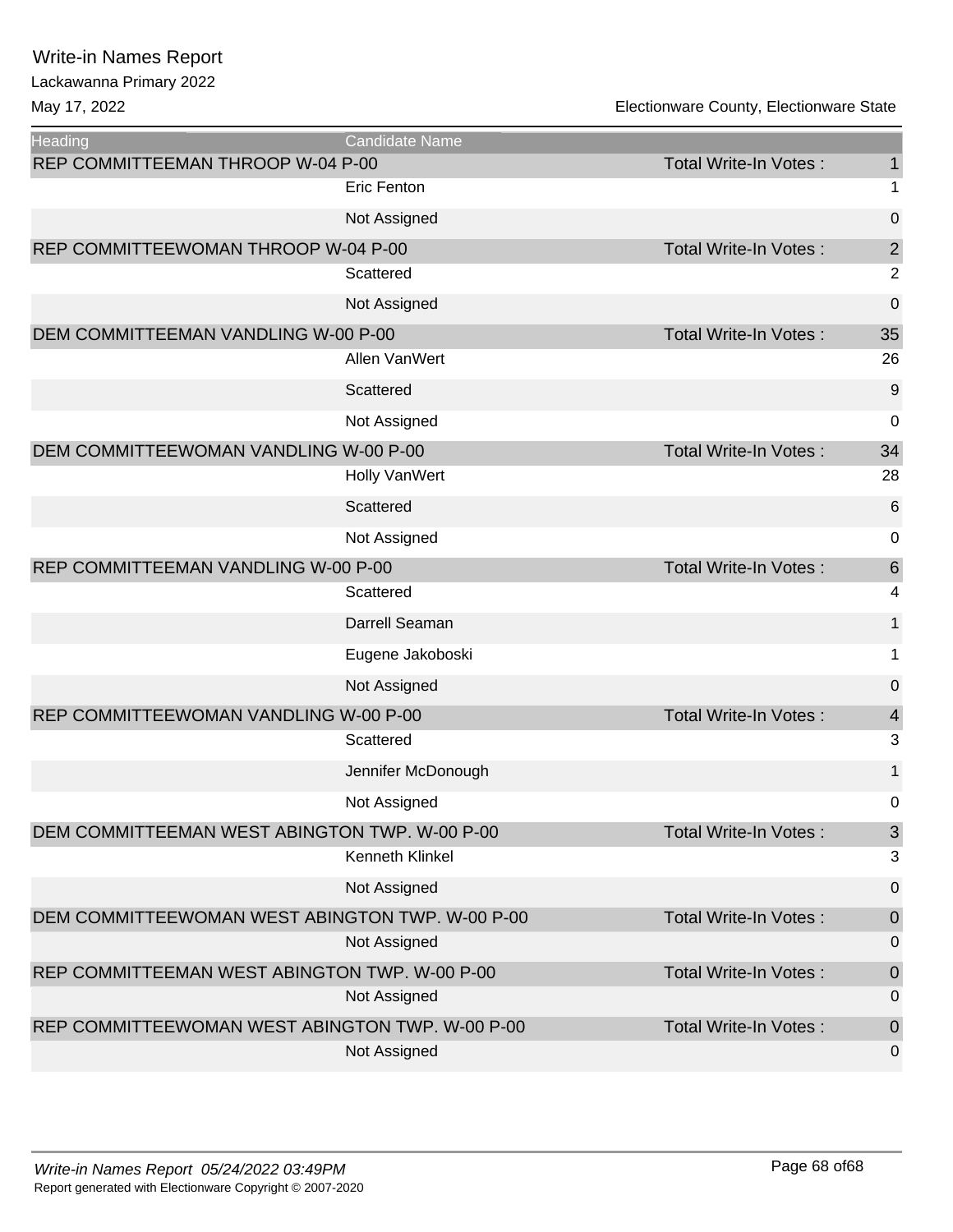# Write-in Names Report

Lackawanna Primary 2022

May 17, 2022

Electionware County, Electionware State

| Heading | Candidate Name | | |
|---|---|---|---|
| REP COMMITTEEMAN THROOP W-04 P-00 | | Total Write-In Votes : | 1 |
| | Eric Fenton | | 1 |
| | Not Assigned | | 0 |
| REP COMMITTEEWOMAN THROOP W-04 P-00 | | Total Write-In Votes : | 2 |
| | Scattered | | 2 |
| | Not Assigned | | 0 |
| DEM COMMITTEEMAN VANDLING W-00 P-00 | | Total Write-In Votes : | 35 |
| | Allen VanWert | | 26 |
| | Scattered | | 9 |
| | Not Assigned | | 0 |
| DEM COMMITTEEWOMAN VANDLING W-00 P-00 | | Total Write-In Votes : | 34 |
| | Holly VanWert | | 28 |
| | Scattered | | 6 |
| | Not Assigned | | 0 |
| REP COMMITTEEMAN VANDLING W-00 P-00 | | Total Write-In Votes : | 6 |
| | Scattered | | 4 |
| | Darrell Seaman | | 1 |
| | Eugene Jakoboski | | 1 |
| | Not Assigned | | 0 |
| REP COMMITTEEWOMAN VANDLING W-00 P-00 | | Total Write-In Votes : | 4 |
| | Scattered | | 3 |
| | Jennifer McDonough | | 1 |
| | Not Assigned | | 0 |
| DEM COMMITTEEMAN WEST ABINGTON TWP. W-00 P-00 | | Total Write-In Votes : | 3 |
| | Kenneth Klinkel | | 3 |
| | Not Assigned | | 0 |
| DEM COMMITTEEWOMAN WEST ABINGTON TWP. W-00 P-00 | | Total Write-In Votes : | 0 |
| | Not Assigned | | 0 |
| REP COMMITTEEMAN WEST ABINGTON TWP. W-00 P-00 | | Total Write-In Votes : | 0 |
| | Not Assigned | | 0 |
| REP COMMITTEEWOMAN WEST ABINGTON TWP. W-00 P-00 | | Total Write-In Votes : | 0 |
| | Not Assigned | | 0 |

*Write-in Names Report 05/24/2022 03:49PM*

Report generated with Electionware Copyright © 2007-2020